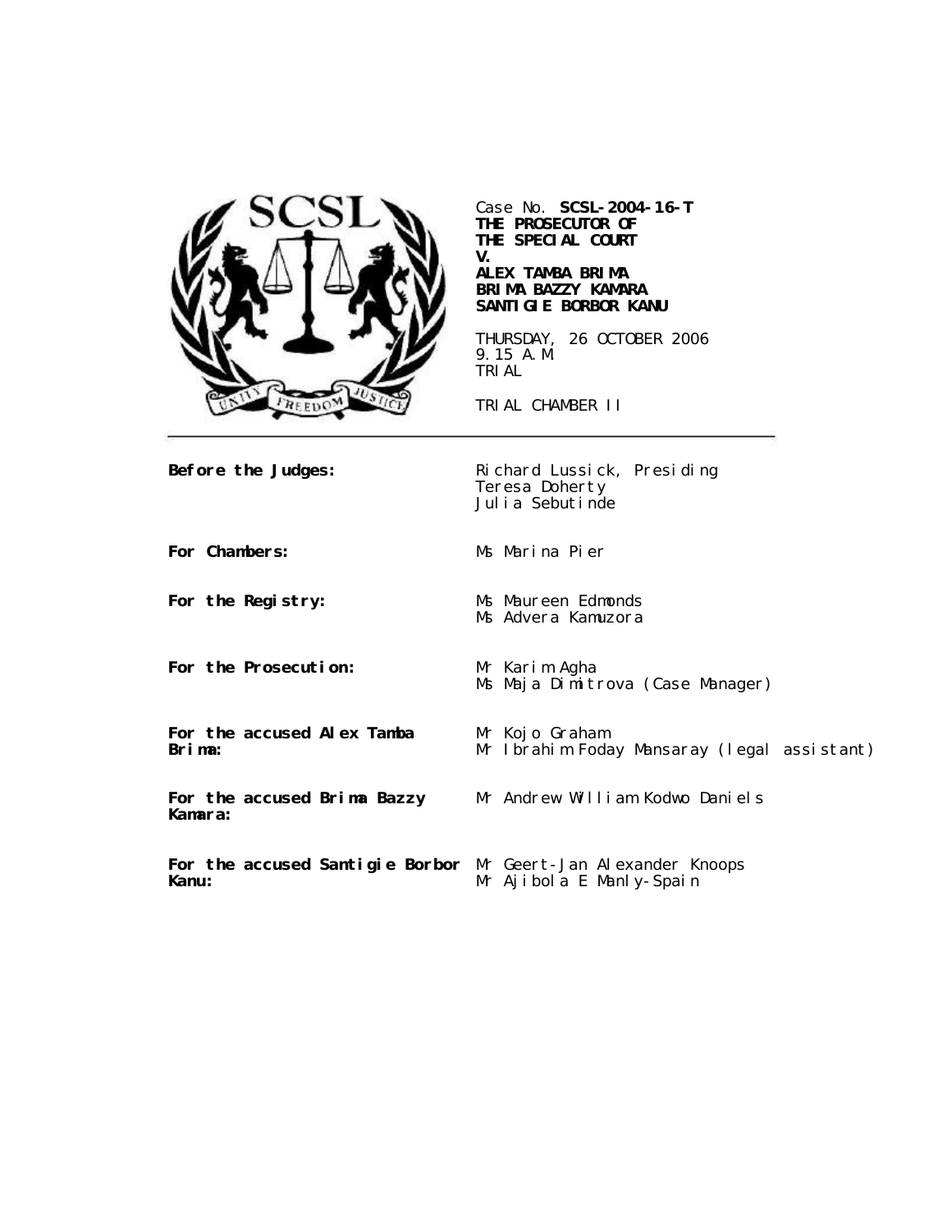Case No. **SCSL-2004-16-T**
**THE PROSECUTOR OF THE SPECIAL COURT**
**V.**
**ALEX TAMBA BRIMA**
**BRIMA BAZZY KAMARA**
**SANTIGIE BORBOR KANU**

THURSDAY, 26 OCTOBER 2006
9.15 A.M.
TRIAL

TRIAL CHAMBER II

| | |
|---|---|
| **Before the Judges:** | Richard Lussick, Presiding<br>Teresa Doherty<br>Julia Sebutinde |
| **For Chambers:** | Ms Marina Pier |
| **For the Registry:** | Ms Maureen Edmonds<br>Ms Advera Kamuzora |
| **For the Prosecution:** | Mr Karim Agha<br>Ms Maja Dimitrova (Case Manager) |
| **For the accused Alex Tamba Brima:** | Mr Kojo Graham<br>Mr Ibrahim Foday Mansaray (legal assistant) |
| **For the accused Brima Bazzy Kamara:** | Mr Andrew William Kodwo Daniels |
| **For the accused Santigie Borbor Kanu:** | Mr Geert-Jan Alexander Knoops<br>Mr Ajibola E Manly-Spain |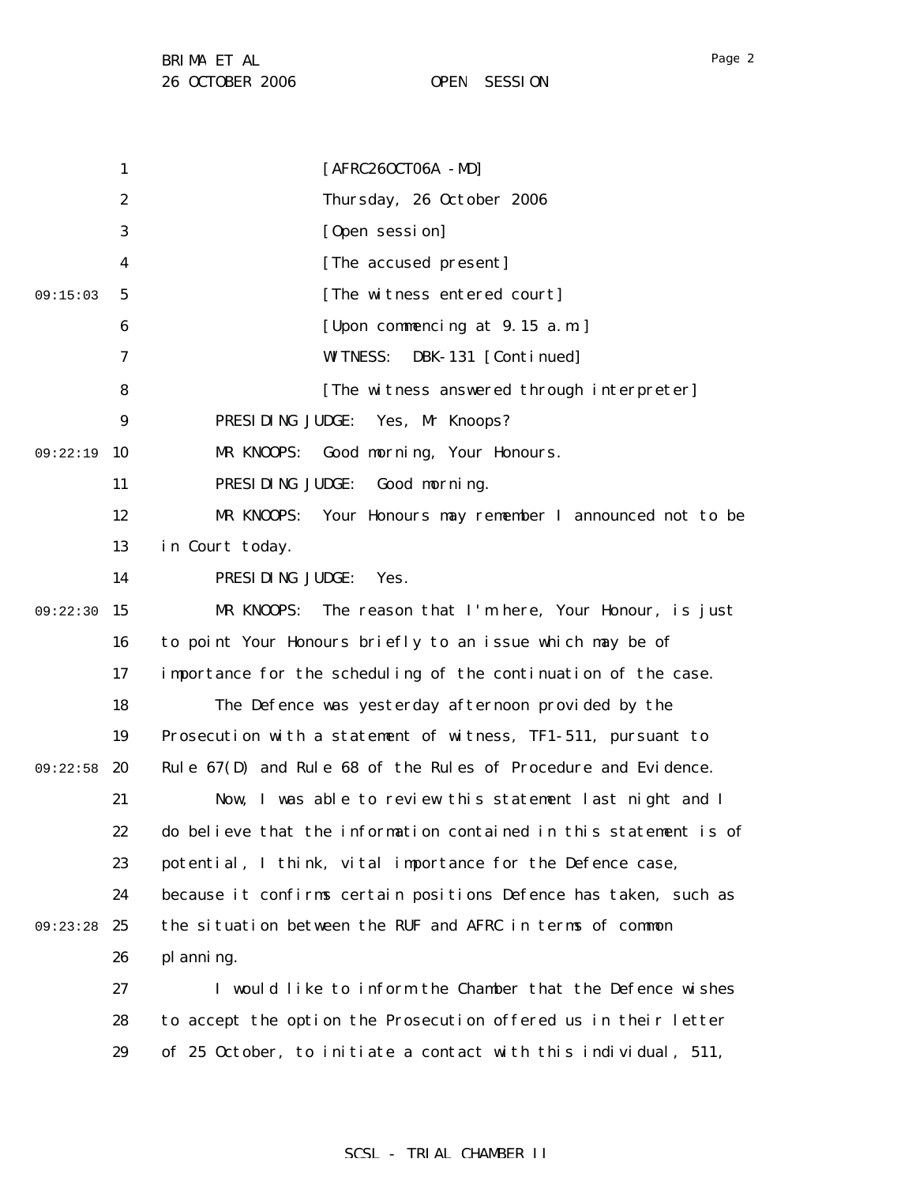[AFRC26OCT06A - MD]

Thursday, 26 October 2006

[Open session]

[The accused present]

[The witness entered court]

[Upon commencing at 9.15 a.m.]

WITNESS: DBK-131 [Continued]

[The witness answered through interpreter]

PRESIDING JUDGE: Yes, Mr Knoops?

MR KNOOPS: Good morning, Your Honours.

PRESIDING JUDGE: Good morning.

MR KNOOPS: Your Honours may remember I announced not to be in Court today.

PRESIDING JUDGE: Yes.

MR KNOOPS: The reason that I'm here, Your Honour, is just to point Your Honours briefly to an issue which may be of importance for the scheduling of the continuation of the case.

The Defence was yesterday afternoon provided by the Prosecution with a statement of witness, TF1-511, pursuant to Rule 67(D) and Rule 68 of the Rules of Procedure and Evidence.

Now, I was able to review this statement last night and I do believe that the information contained in this statement is of potential, I think, vital importance for the Defence case, because it confirms certain positions Defence has taken, such as the situation between the RUF and AFRC in terms of common planning.

I would like to inform the Chamber that the Defence wishes to accept the option the Prosecution offered us in their letter of 25 October, to initiate a contact with this individual, 511,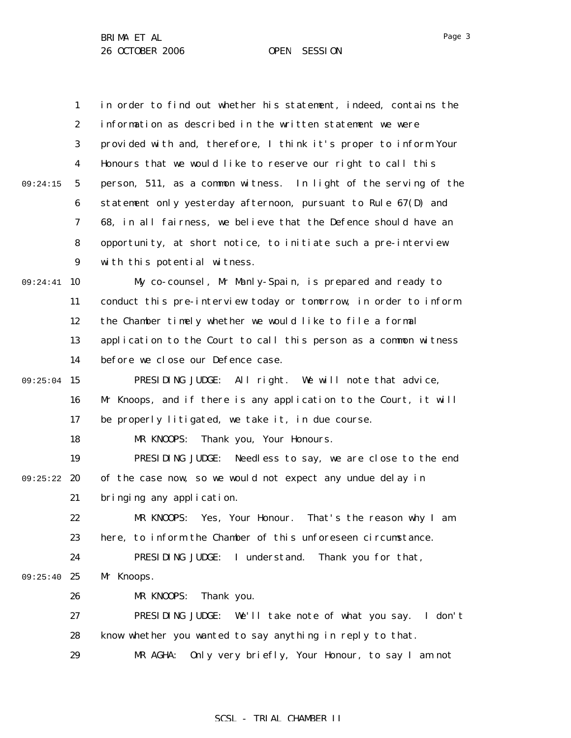in order to find out whether his statement, indeed, contains the information as described in the written statement we were provided with and, therefore, I think it's proper to inform Your Honours that we would like to reserve our right to call this person, 511, as a common witness. In light of the serving of the statement only yesterday afternoon, pursuant to Rule 67(D) and 68, in all fairness, we believe that the Defence should have an opportunity, at short notice, to initiate such a pre-interview with this potential witness.

My co-counsel, Mr Manly-Spain, is prepared and ready to conduct this pre-interview today or tomorrow, in order to inform the Chamber timely whether we would like to file a formal application to the Court to call this person as a common witness before we close our Defence case.

PRESIDING JUDGE: All right. We will note that advice, Mr Knoops, and if there is any application to the Court, it will be properly litigated, we take it, in due course.

MR KNOOPS: Thank you, Your Honours.

PRESIDING JUDGE: Needless to say, we are close to the end of the case now, so we would not expect any undue delay in bringing any application.

MR KNOOPS: Yes, Your Honour. That's the reason why I am here, to inform the Chamber of this unforeseen circumstance.

PRESIDING JUDGE: I understand. Thank you for that, Mr Knoops.

MR KNOOPS: Thank you.

PRESIDING JUDGE: We'll take note of what you say. I don't know whether you wanted to say anything in reply to that.

MR AGHA: Only very briefly, Your Honour, to say I am not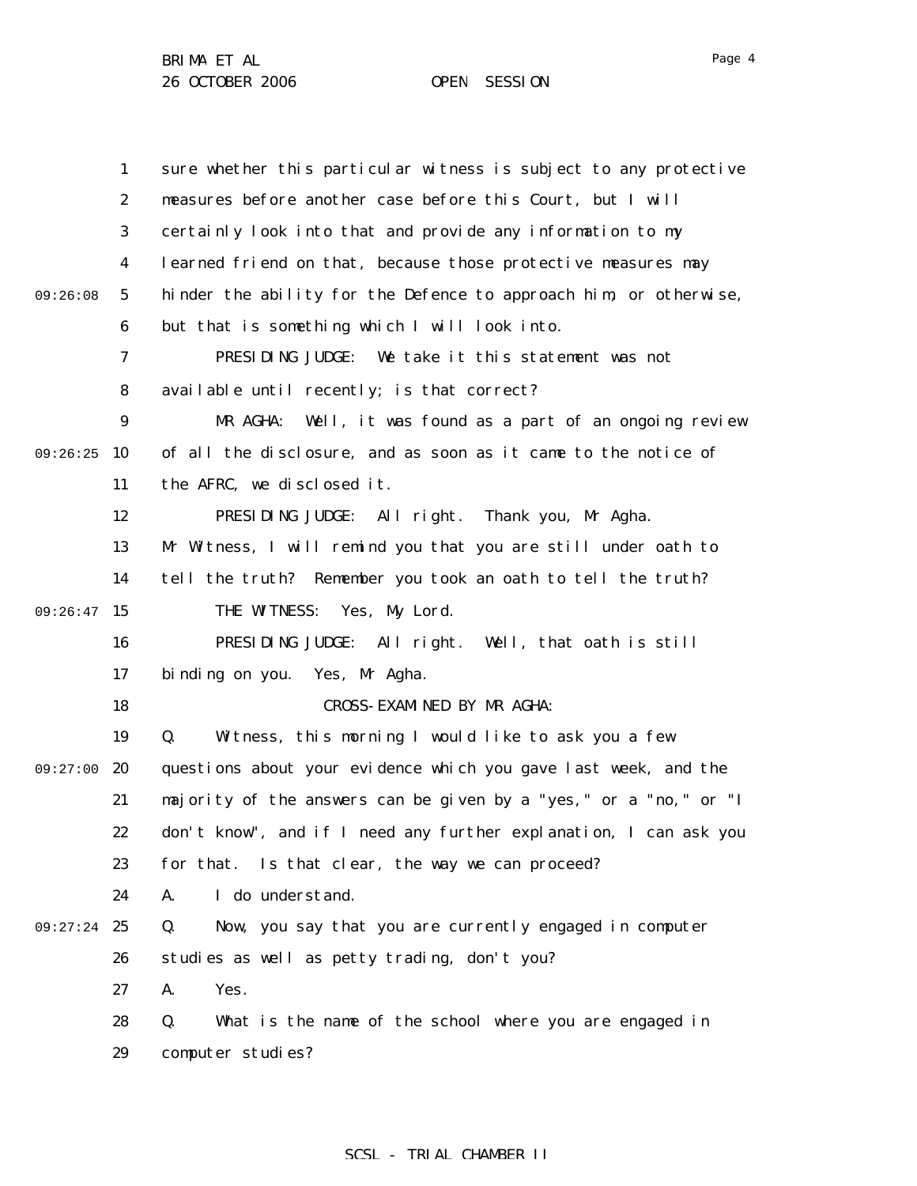sure whether this particular witness is subject to any protective measures before another case before this Court, but I will certainly look into that and provide any information to my learned friend on that, because those protective measures may hinder the ability for the Defence to approach him, or otherwise, but that is something which I will look into.

PRESIDING JUDGE: We take it this statement was not available until recently; is that correct?

MR AGHA: Well, it was found as a part of an ongoing review of all the disclosure, and as soon as it came to the notice of the AFRC, we disclosed it.

PRESIDING JUDGE: All right. Thank you, Mr Agha. Mr Witness, I will remind you that you are still under oath to tell the truth? Remember you took an oath to tell the truth?

THE WITNESS: Yes, My Lord.

PRESIDING JUDGE: All right. Well, that oath is still binding on you. Yes, Mr Agha.

CROSS-EXAMINED BY MR AGHA:

Q. Witness, this morning I would like to ask you a few questions about your evidence which you gave last week, and the majority of the answers can be given by a "yes," or a "no," or "I don't know", and if I need any further explanation, I can ask you for that. Is that clear, the way we can proceed?

A. I do understand.

Q. Now, you say that you are currently engaged in computer studies as well as petty trading, don't you?

A. Yes.

Q. What is the name of the school where you are engaged in computer studies?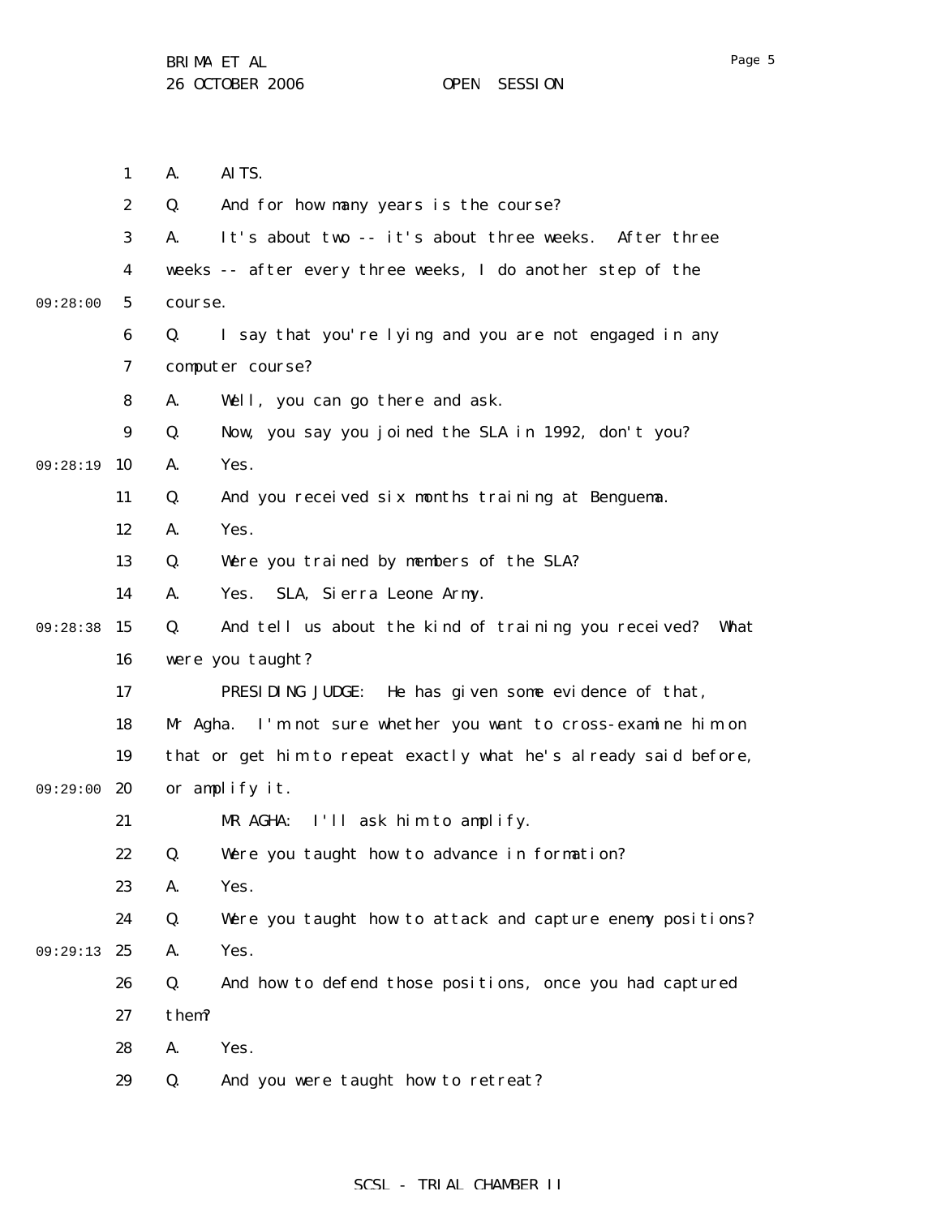A. AITS.

Q. And for how many years is the course?

A. It's about two -- it's about three weeks. After three weeks -- after every three weeks, I do another step of the course.

Q. I say that you're lying and you are not engaged in any computer course?

A. Well, you can go there and ask.

Q. Now, you say you joined the SLA in 1992, don't you?

A. Yes.

Q. And you received six months training at Benguema.

A. Yes.

Q. Were you trained by members of the SLA?

A. Yes. SLA, Sierra Leone Army.

Q. And tell us about the kind of training you received? What were you taught?

PRESIDING JUDGE: He has given some evidence of that, Mr Agha. I'm not sure whether you want to cross-examine him on that or get him to repeat exactly what he's already said before, or amplify it.

MR AGHA: I'll ask him to amplify.

Q. Were you taught how to advance in formation?

A. Yes.

Q. Were you taught how to attack and capture enemy positions?

A. Yes.

Q. And how to defend those positions, once you had captured them?

A. Yes.

Q. And you were taught how to retreat?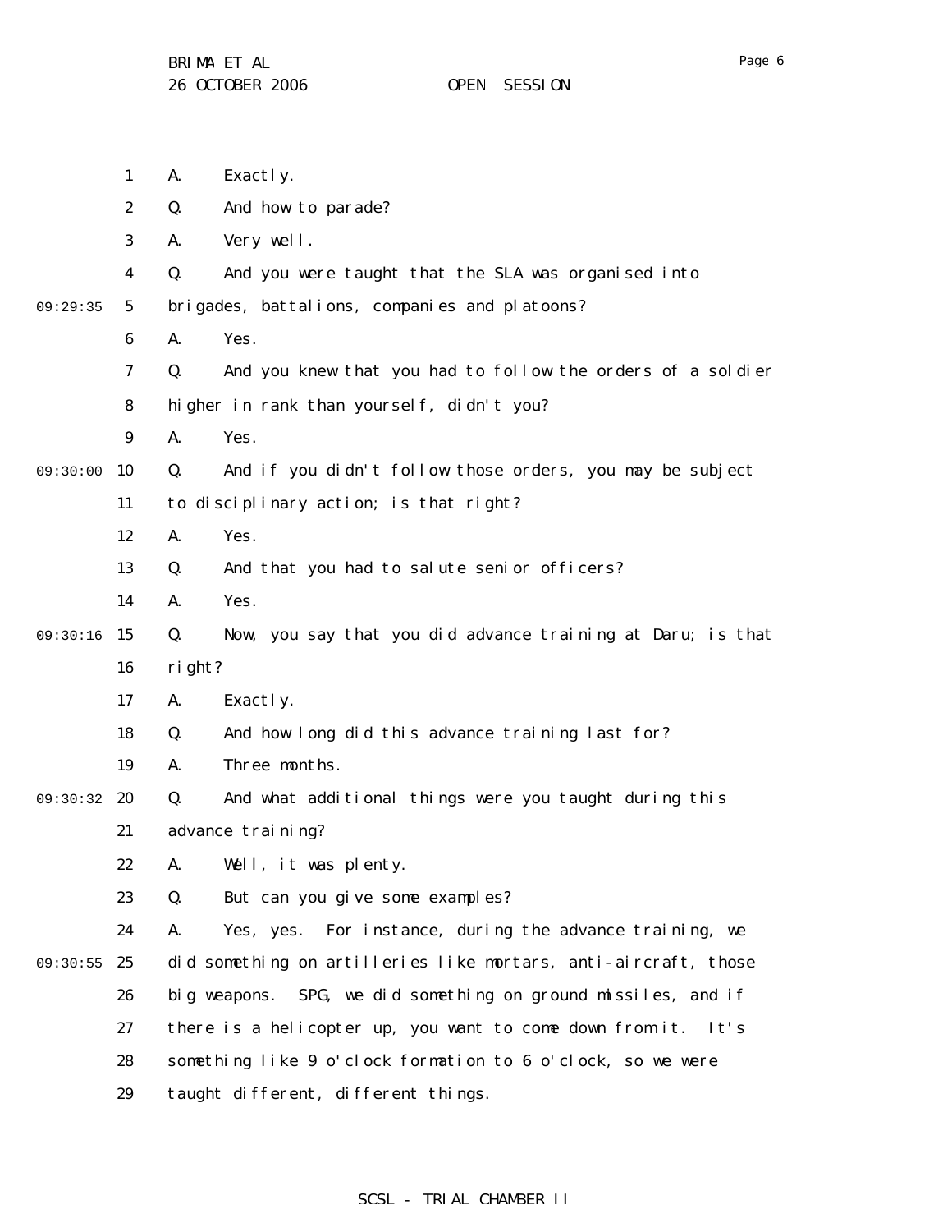A. Exactly.

Q. And how to parade?

A. Very well.

Q. And you were taught that the SLA was organised into brigades, battalions, companies and platoons?

A. Yes.

Q. And you knew that you had to follow the orders of a soldier higher in rank than yourself, didn't you?

A. Yes.

Q. And if you didn't follow those orders, you may be subject to disciplinary action; is that right?

A. Yes.

Q. And that you had to salute senior officers?

A. Yes.

Q. Now, you say that you did advance training at Daru; is that right?

A. Exactly.

Q. And how long did this advance training last for?

A. Three months.

Q. And what additional things were you taught during this advance training?

A. Well, it was plenty.

Q. But can you give some examples?

A. Yes, yes. For instance, during the advance training, we did something on artilleries like mortars, anti-aircraft, those big weapons. SPG, we did something on ground missiles, and if there is a helicopter up, you want to come down from it. It's something like 9 o'clock formation to 6 o'clock, so we were taught different, different things.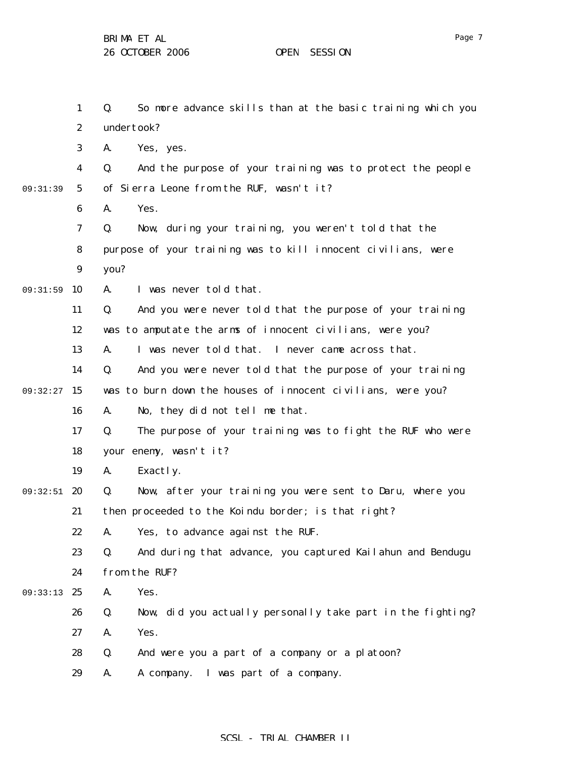Q. So more advance skills than at the basic training which you undertook?

A. Yes, yes.

Q. And the purpose of your training was to protect the people of Sierra Leone from the RUF, wasn't it?

A. Yes.

Q. Now, during your training, you weren't told that the purpose of your training was to kill innocent civilians, were you?

A. I was never told that.

Q. And you were never told that the purpose of your training was to amputate the arms of innocent civilians, were you?

A. I was never told that. I never came across that.

Q. And you were never told that the purpose of your training was to burn down the houses of innocent civilians, were you?

A. No, they did not tell me that.

Q. The purpose of your training was to fight the RUF who were your enemy, wasn't it?

A. Exactly.

Q. Now, after your training you were sent to Daru, where you then proceeded to the Koindu border; is that right?

A. Yes, to advance against the RUF.

Q. And during that advance, you captured Kailahun and Bendugu from the RUF?

A. Yes.

Q. Now, did you actually personally take part in the fighting?

A. Yes.

Q. And were you a part of a company or a platoon?

A. A company. I was part of a company.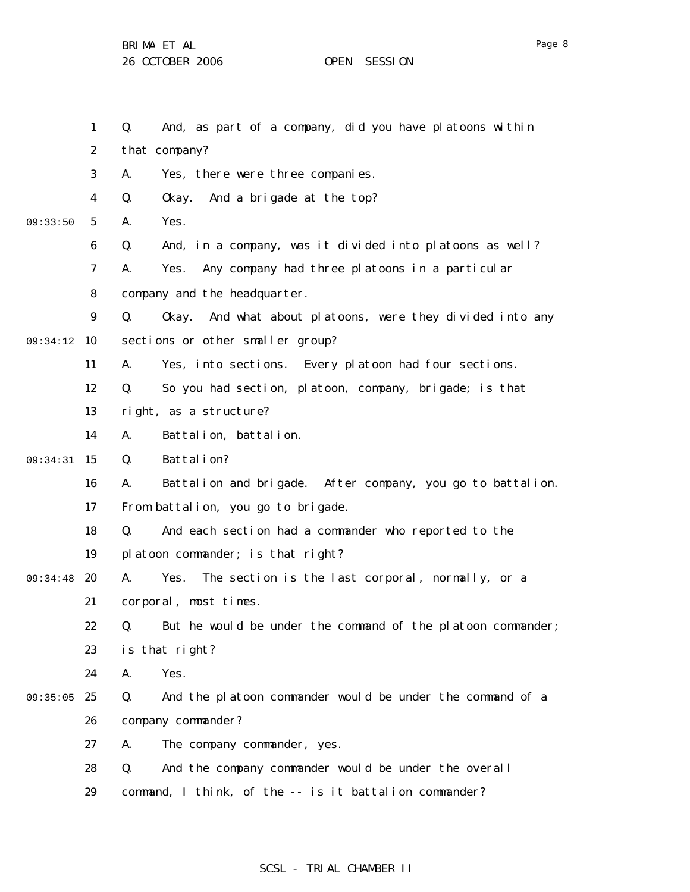Q. And, as part of a company, did you have platoons within that company?

A. Yes, there were three companies.

Q. Okay. And a brigade at the top?

A. Yes.

Q. And, in a company, was it divided into platoons as well?

A. Yes. Any company had three platoons in a particular company and the headquarter.

Q. Okay. And what about platoons, were they divided into any sections or other smaller group?

A. Yes, into sections. Every platoon had four sections.

Q. So you had section, platoon, company, brigade; is that right, as a structure?

A. Battalion, battalion.

Q. Battalion?

A. Battalion and brigade. After company, you go to battalion. From battalion, you go to brigade.

Q. And each section had a commander who reported to the platoon commander; is that right?

A. Yes. The section is the last corporal, normally, or a corporal, most times.

Q. But he would be under the command of the platoon commander; is that right?

A. Yes.

Q. And the platoon commander would be under the command of a company commander?

A. The company commander, yes.

Q. And the company commander would be under the overall command, I think, of the -- is it battalion commander?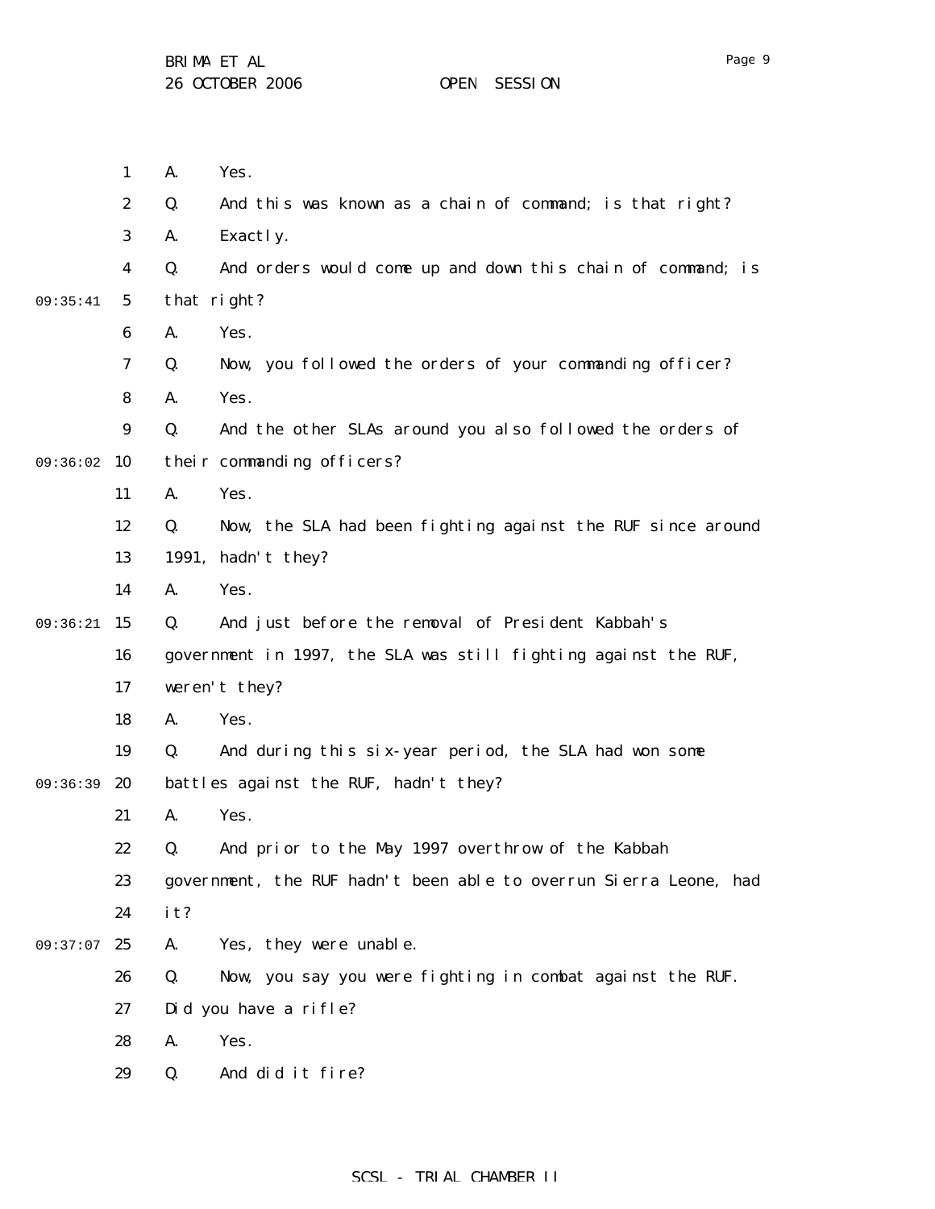A. Yes.

Q. And this was known as a chain of command; is that right?

A. Exactly.

Q. And orders would come up and down this chain of command; is that right?

A. Yes.

Q. Now, you followed the orders of your commanding officer?

A. Yes.

Q. And the other SLAs around you also followed the orders of their commanding officers?

A. Yes.

Q. Now, the SLA had been fighting against the RUF since around 1991, hadn't they?

A. Yes.

Q. And just before the removal of President Kabbah's government in 1997, the SLA was still fighting against the RUF, weren't they?

A. Yes.

Q. And during this six-year period, the SLA had won some battles against the RUF, hadn't they?

A. Yes.

Q. And prior to the May 1997 overthrow of the Kabbah government, the RUF hadn't been able to overrun Sierra Leone, had it?

A. Yes, they were unable.

Q. Now, you say you were fighting in combat against the RUF. Did you have a rifle?

A. Yes.

Q. And did it fire?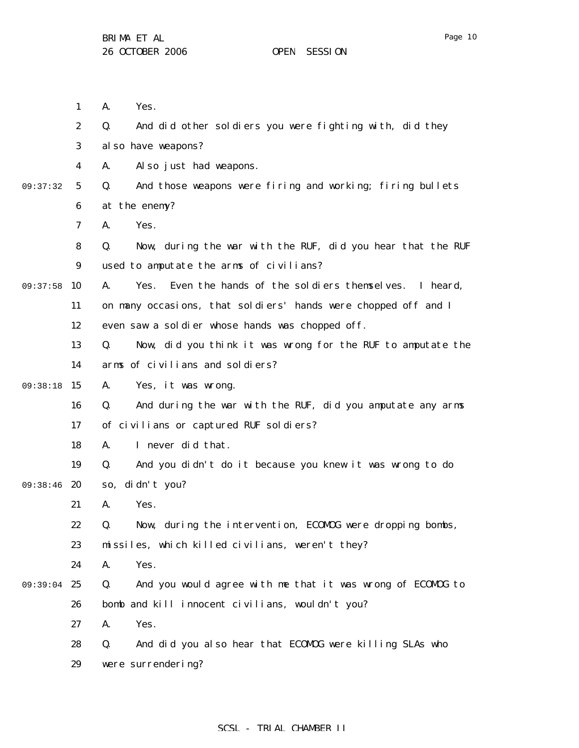A. Yes.

Q. And did other soldiers you were fighting with, did they also have weapons?

A. Also just had weapons.

09:37:32 Q. And those weapons were firing and working; firing bullets at the enemy?

A. Yes.

Q. Now, during the war with the RUF, did you hear that the RUF used to amputate the arms of civilians?

09:37:58 A. Yes. Even the hands of the soldiers themselves. I heard, on many occasions, that soldiers' hands were chopped off and I even saw a soldier whose hands was chopped off.

Q. Now, did you think it was wrong for the RUF to amputate the arms of civilians and soldiers?

09:38:18 A. Yes, it was wrong.

Q. And during the war with the RUF, did you amputate any arms of civilians or captured RUF soldiers?

A. I never did that.

Q. And you didn't do it because you knew it was wrong to do

09:38:46 so, didn't you?

A. Yes.

Q. Now, during the intervention, ECOMOG were dropping bombs, missiles, which killed civilians, weren't they?

A. Yes.

09:39:04 Q. And you would agree with me that it was wrong of ECOMOG to bomb and kill innocent civilians, wouldn't you?

A. Yes.

Q. And did you also hear that ECOMOG were killing SLAs who were surrendering?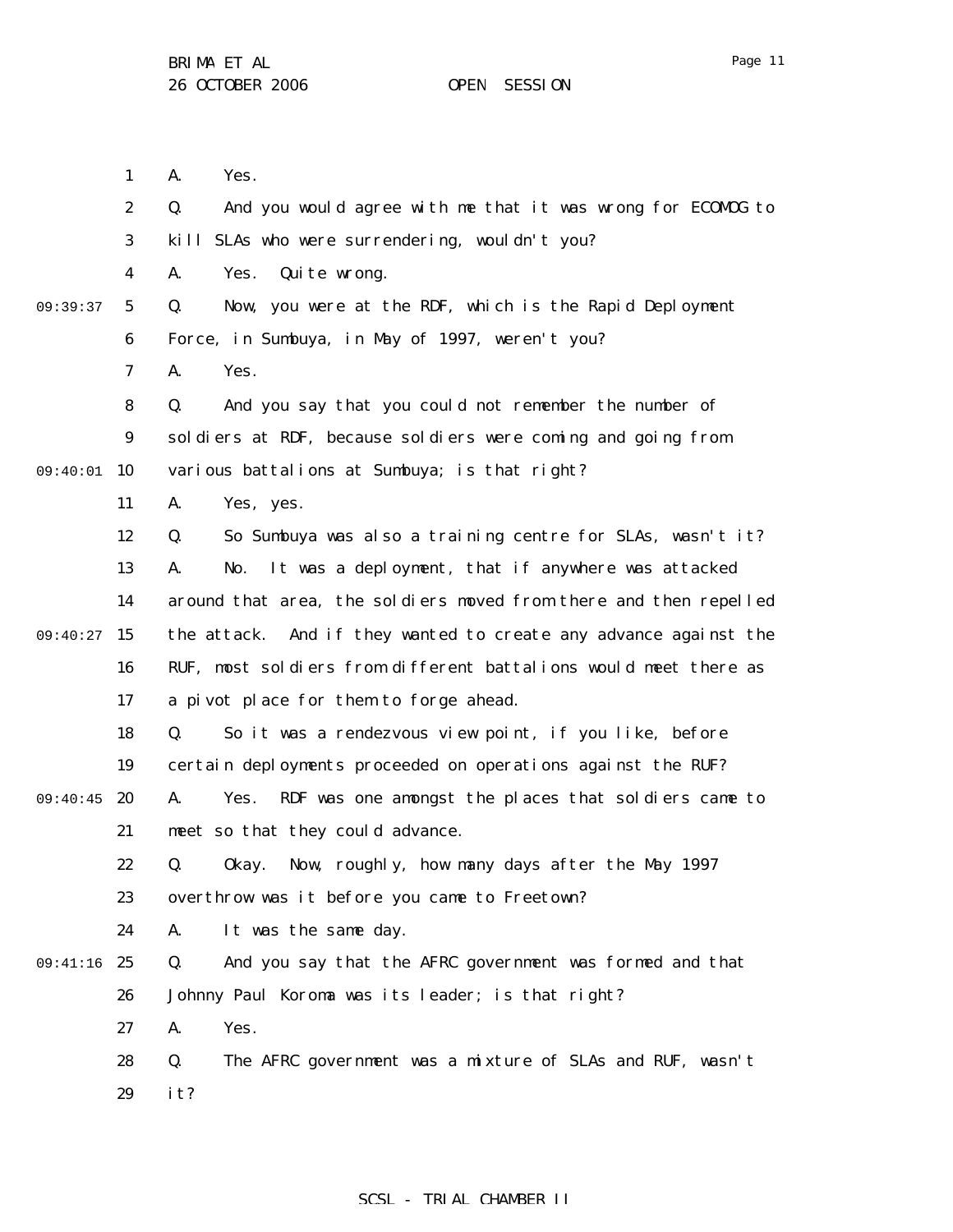A. Yes.

Q. And you would agree with me that it was wrong for ECOMOG to kill SLAs who were surrendering, wouldn't you?

A. Yes. Quite wrong.

Q. Now, you were at the RDF, which is the Rapid Deployment Force, in Sumbuya, in May of 1997, weren't you?

A. Yes.

Q. And you say that you could not remember the number of soldiers at RDF, because soldiers were coming and going from various battalions at Sumbuya; is that right?

A. Yes, yes.

Q. So Sumbuya was also a training centre for SLAs, wasn't it?

A. No. It was a deployment, that if anywhere was attacked around that area, the soldiers moved from there and then repelled the attack. And if they wanted to create any advance against the RUF, most soldiers from different battalions would meet there as a pivot place for them to forge ahead.

Q. So it was a rendezvous view point, if you like, before certain deployments proceeded on operations against the RUF?

A. Yes. RDF was one amongst the places that soldiers came to meet so that they could advance.

Q. Okay. Now, roughly, how many days after the May 1997 overthrow was it before you came to Freetown?

A. It was the same day.

Q. And you say that the AFRC government was formed and that Johnny Paul Koroma was its leader; is that right?

A. Yes.

Q. The AFRC government was a mixture of SLAs and RUF, wasn't it?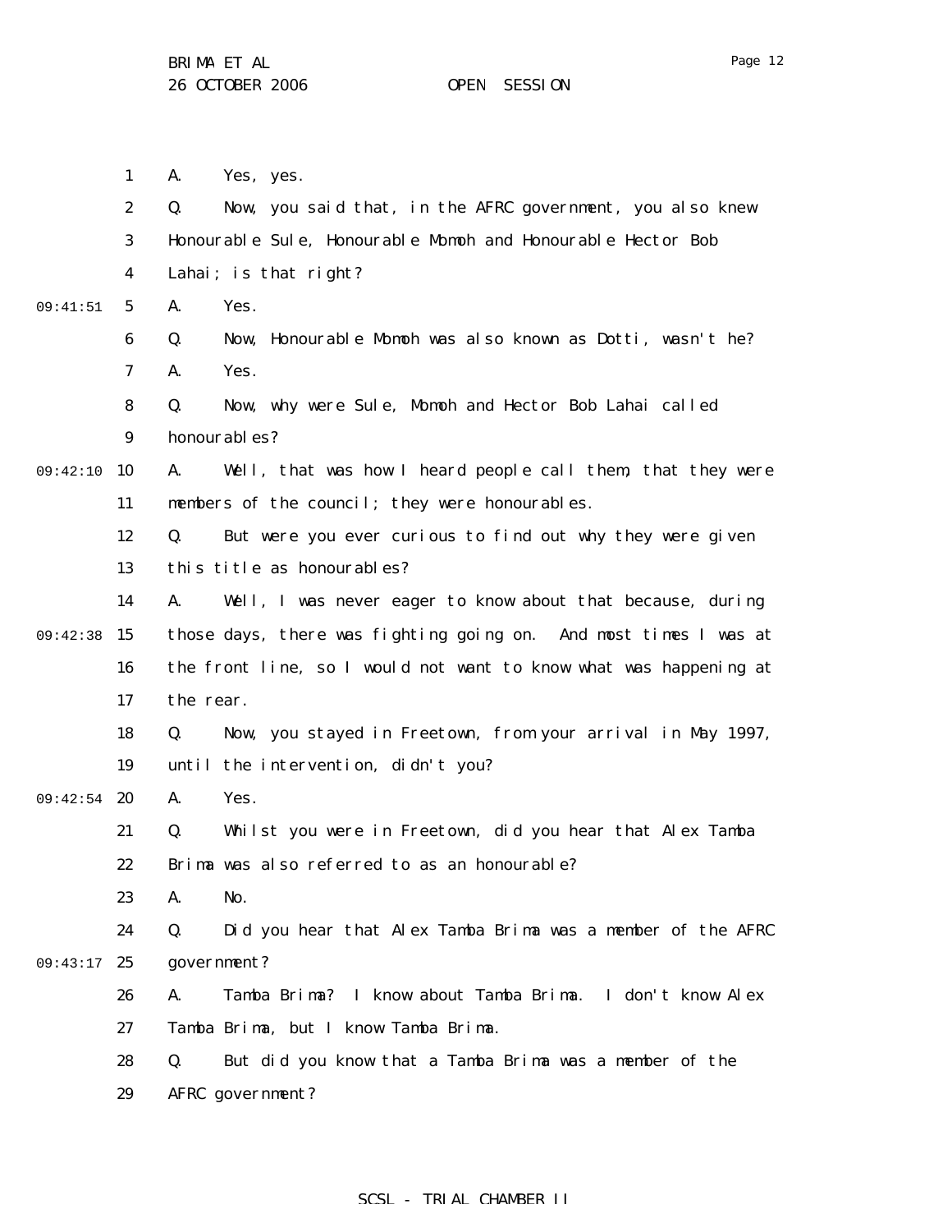A. Yes, yes.

Q. Now, you said that, in the AFRC government, you also knew Honourable Sule, Honourable Momoh and Honourable Hector Bob Lahai; is that right?

A. Yes.

Q. Now, Honourable Momoh was also known as Dotti, wasn't he?

A. Yes.

Q. Now, why were Sule, Momoh and Hector Bob Lahai called honourables?

A. Well, that was how I heard people call them, that they were members of the council; they were honourables.

Q. But were you ever curious to find out why they were given this title as honourables?

A. Well, I was never eager to know about that because, during those days, there was fighting going on. And most times I was at the front line, so I would not want to know what was happening at the rear.

Q. Now, you stayed in Freetown, from your arrival in May 1997, until the intervention, didn't you?

A. Yes.

Q. Whilst you were in Freetown, did you hear that Alex Tamba Brima was also referred to as an honourable?

A. No.

Q. Did you hear that Alex Tamba Brima was a member of the AFRC government?

A. Tamba Brima? I know about Tamba Brima. I don't know Alex Tamba Brima, but I know Tamba Brima.

Q. But did you know that a Tamba Brima was a member of the AFRC government?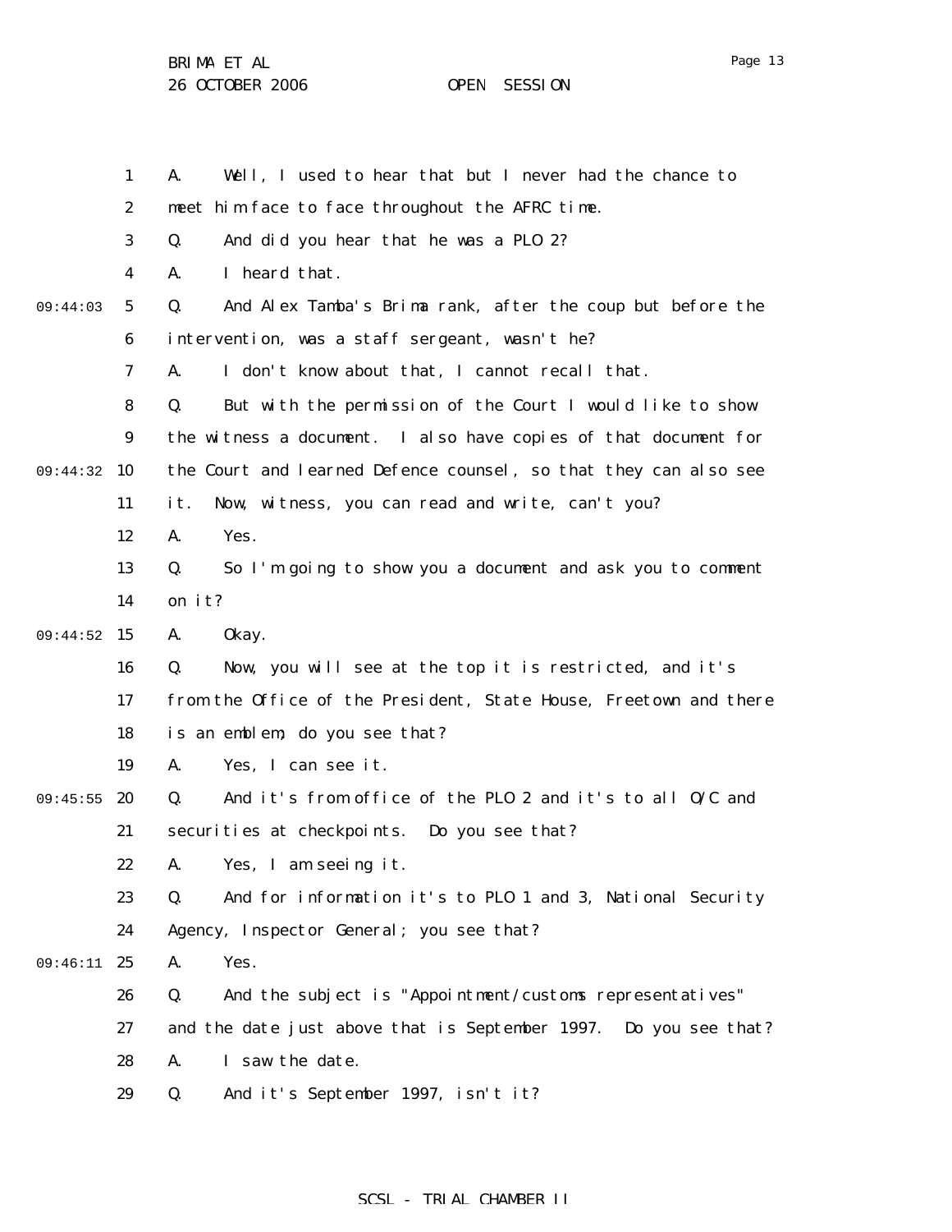A. Well, I used to hear that but I never had the chance to meet him face to face throughout the AFRC time.

Q. And did you hear that he was a PLO 2?

A. I heard that.

Q. And Alex Tamba's Brima rank, after the coup but before the intervention, was a staff sergeant, wasn't he?

A. I don't know about that, I cannot recall that.

Q. But with the permission of the Court I would like to show the witness a document. I also have copies of that document for the Court and learned Defence counsel, so that they can also see it. Now, witness, you can read and write, can't you?

A. Yes.

Q. So I'm going to show you a document and ask you to comment on it?

A. Okay.

Q. Now, you will see at the top it is restricted, and it's from the Office of the President, State House, Freetown and there is an emblem; do you see that?

A. Yes, I can see it.

Q. And it's from office of the PLO 2 and it's to all O/C and securities at checkpoints. Do you see that?

A. Yes, I am seeing it.

Q. And for information it's to PLO 1 and 3, National Security Agency, Inspector General; you see that?

A. Yes.

Q. And the subject is "Appointment/customs representatives" and the date just above that is September 1997. Do you see that?

A. I saw the date.

Q. And it's September 1997, isn't it?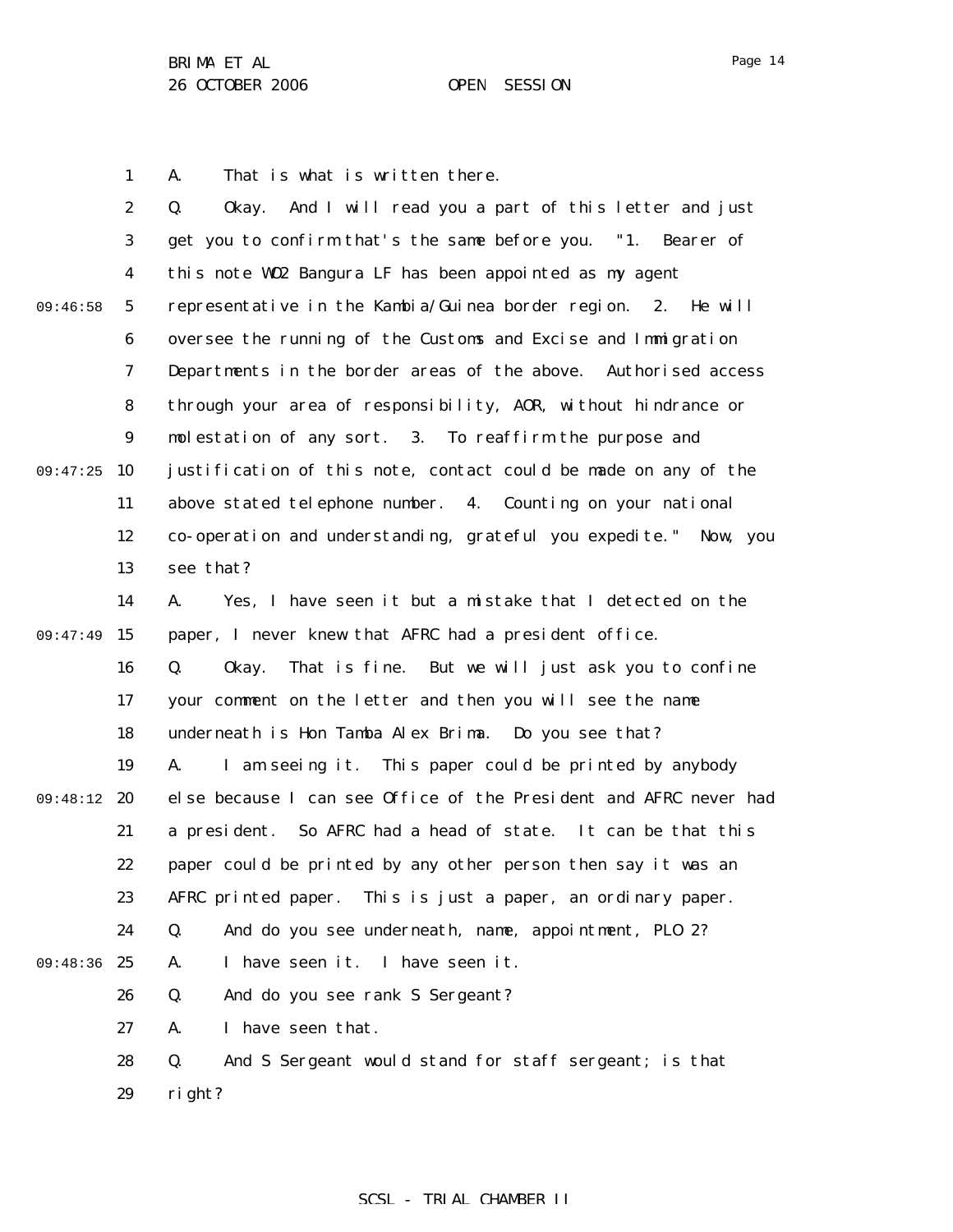A. That is what is written there.

Q. Okay. And I will read you a part of this letter and just get you to confirm that's the same before you. "1. Bearer of this note WO2 Bangura LF has been appointed as my agent representative in the Kambia/Guinea border region. 2. He will oversee the running of the Customs and Excise and Immigration Departments in the border areas of the above. Authorised access through your area of responsibility, AOR, without hindrance or molestation of any sort. 3. To reaffirm the purpose and justification of this note, contact could be made on any of the above stated telephone number. 4. Counting on your national co-operation and understanding, grateful you expedite." Now, you see that?

A. Yes, I have seen it but a mistake that I detected on the paper, I never knew that AFRC had a president office.

Q. Okay. That is fine. But we will just ask you to confine your comment on the letter and then you will see the name underneath is Hon Tamba Alex Brima. Do you see that?

A. I am seeing it. This paper could be printed by anybody else because I can see Office of the President and AFRC never had a president. So AFRC had a head of state. It can be that this paper could be printed by any other person then say it was an AFRC printed paper. This is just a paper, an ordinary paper.

Q. And do you see underneath, name, appointment, PLO 2?

A. I have seen it. I have seen it.

Q. And do you see rank S Sergeant?

A. I have seen that.

Q. And S Sergeant would stand for staff sergeant; is that right?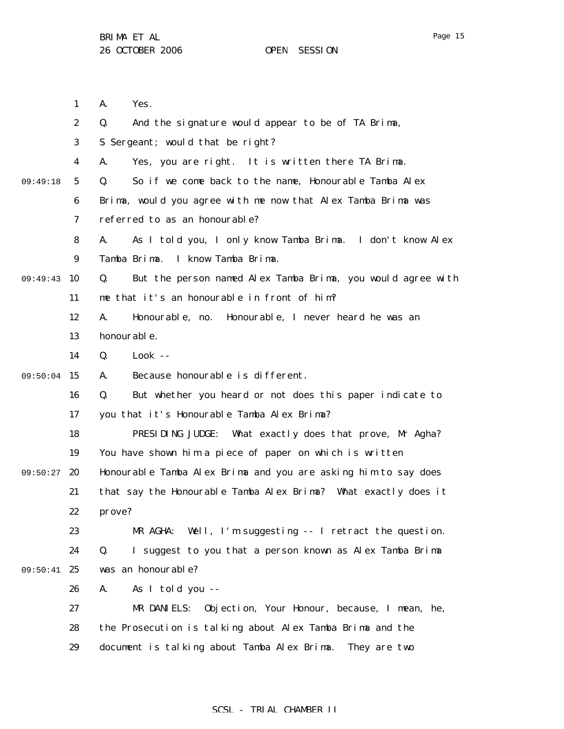A. Yes.

Q. And the signature would appear to be of TA Brima, S Sergeant; would that be right?

A. Yes, you are right. It is written there TA Brima.

Q. So if we come back to the name, Honourable Tamba Alex Brima, would you agree with me now that Alex Tamba Brima was referred to as an honourable?

A. As I told you, I only know Tamba Brima. I don't know Alex Tamba Brima. I know Tamba Brima.

Q. But the person named Alex Tamba Brima, you would agree with me that it's an honourable in front of him?

A. Honourable, no. Honourable, I never heard he was an honourable.

Q. Look --

A. Because honourable is different.

Q. But whether you heard or not does this paper indicate to you that it's Honourable Tamba Alex Brima?

PRESIDING JUDGE: What exactly does that prove, Mr Agha? You have shown him a piece of paper on which is written Honourable Tamba Alex Brima and you are asking him to say does that say the Honourable Tamba Alex Brima? What exactly does it prove?

MR AGHA: Well, I'm suggesting -- I retract the question.

Q. I suggest to you that a person known as Alex Tamba Brima was an honourable?

A. As I told you --

MR DANIELS: Objection, Your Honour, because, I mean, he, the Prosecution is talking about Alex Tamba Brima and the document is talking about Tamba Alex Brima. They are two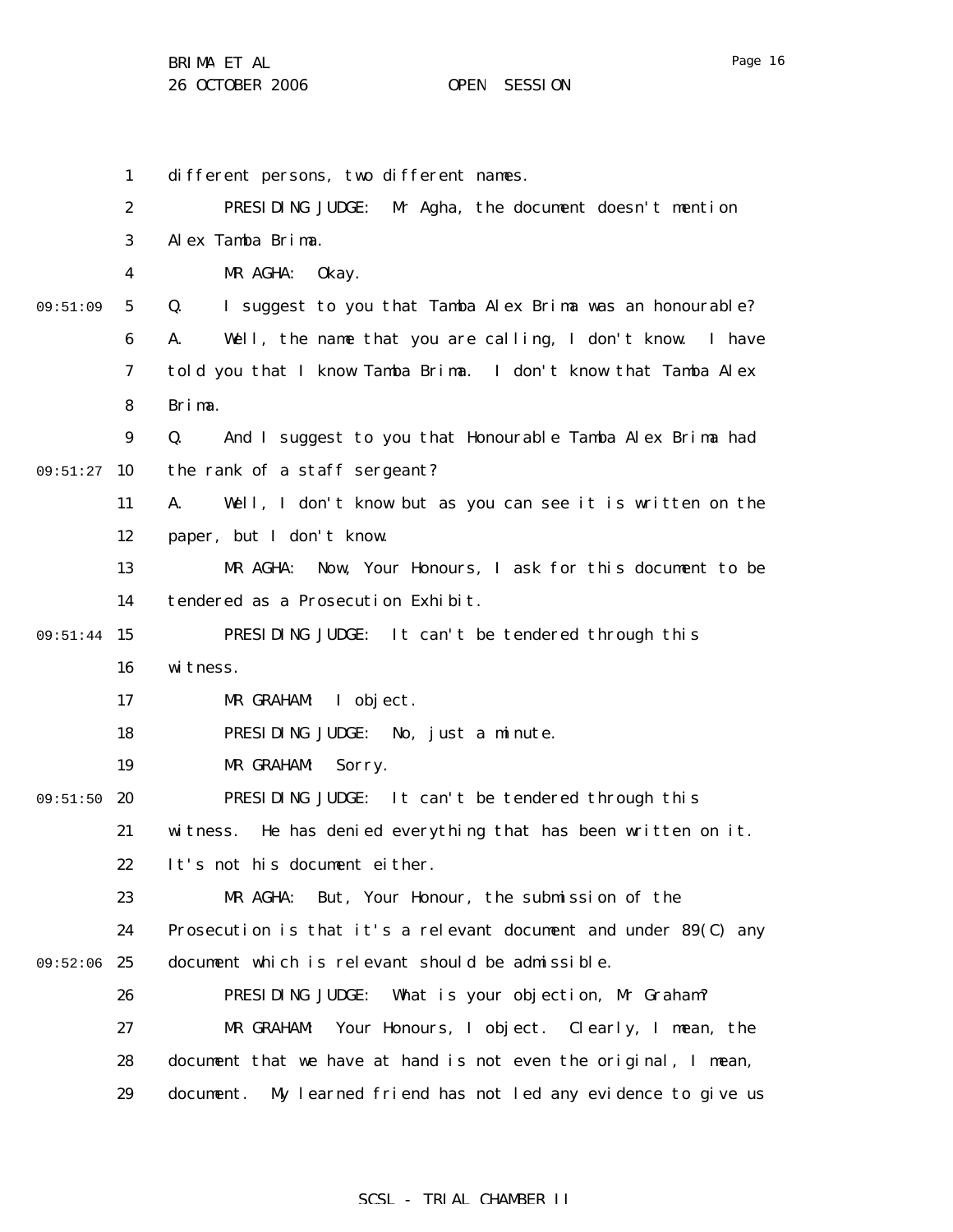different persons, two different names.

PRESIDING JUDGE: Mr Agha, the document doesn't mention Alex Tamba Brima.

MR AGHA: Okay.

Q. I suggest to you that Tamba Alex Brima was an honourable?

A. Well, the name that you are calling, I don't know. I have told you that I know Tamba Brima. I don't know that Tamba Alex Brima.

Q. And I suggest to you that Honourable Tamba Alex Brima had the rank of a staff sergeant?

A. Well, I don't know but as you can see it is written on the paper, but I don't know.

MR AGHA: Now, Your Honours, I ask for this document to be tendered as a Prosecution Exhibit.

PRESIDING JUDGE: It can't be tendered through this witness.

MR GRAHAM: I object.

PRESIDING JUDGE: No, just a minute.

MR GRAHAM: Sorry.

PRESIDING JUDGE: It can't be tendered through this witness. He has denied everything that has been written on it. It's not his document either.

MR AGHA: But, Your Honour, the submission of the Prosecution is that it's a relevant document and under 89(C) any document which is relevant should be admissible.

PRESIDING JUDGE: What is your objection, Mr Graham?

MR GRAHAM: Your Honours, I object. Clearly, I mean, the document that we have at hand is not even the original, I mean, document. My learned friend has not led any evidence to give us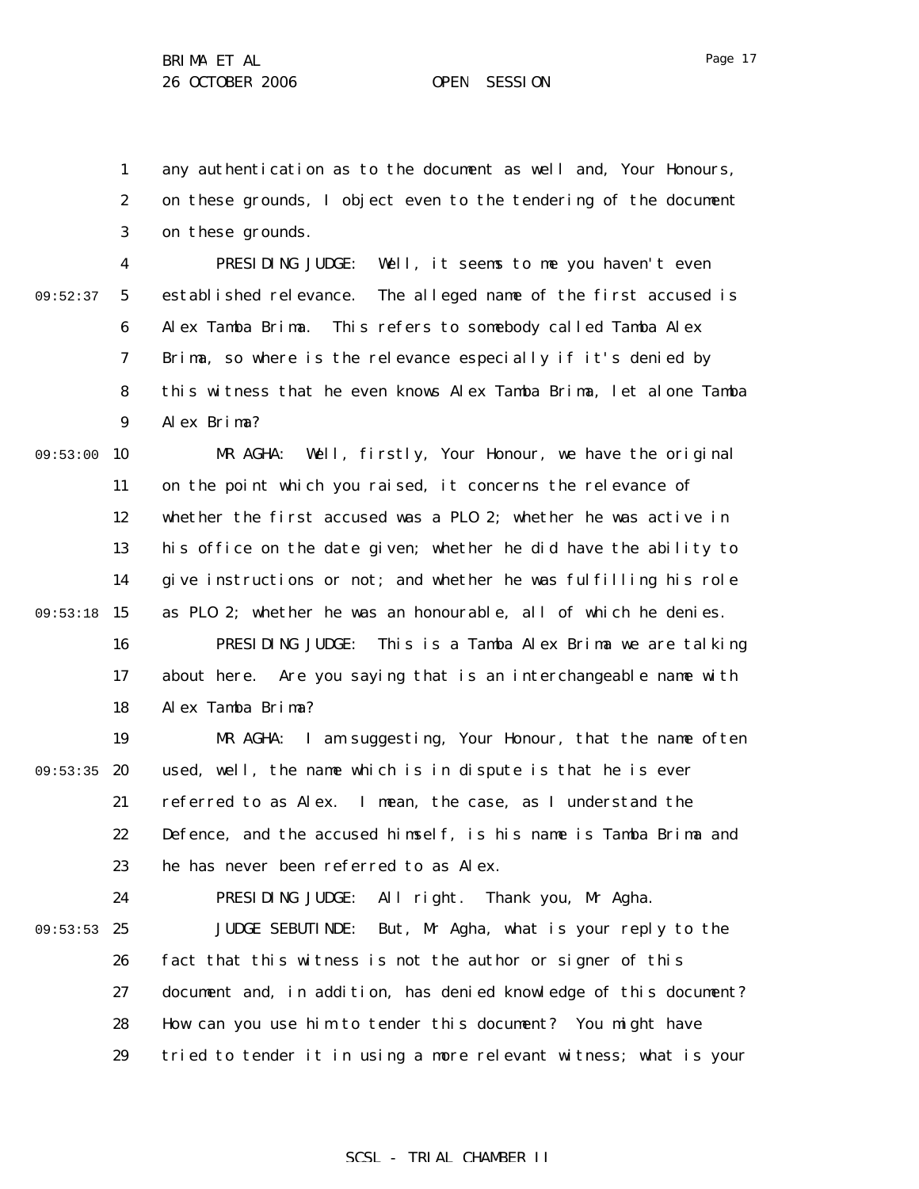any authentication as to the document as well and, Your Honours, on these grounds, I object even to the tendering of the document on these grounds.

PRESIDING JUDGE: Well, it seems to me you haven't even established relevance. The alleged name of the first accused is Alex Tamba Brima. This refers to somebody called Tamba Alex Brima, so where is the relevance especially if it's denied by this witness that he even knows Alex Tamba Brima, let alone Tamba Alex Brima?

MR AGHA: Well, firstly, Your Honour, we have the original on the point which you raised, it concerns the relevance of whether the first accused was a PLO 2; whether he was active in his office on the date given; whether he did have the ability to give instructions or not; and whether he was fulfilling his role as PLO 2; whether he was an honourable, all of which he denies.

PRESIDING JUDGE: This is a Tamba Alex Brima we are talking about here. Are you saying that is an interchangeable name with Alex Tamba Brima?

MR AGHA: I am suggesting, Your Honour, that the name often used, well, the name which is in dispute is that he is ever referred to as Alex. I mean, the case, as I understand the Defence, and the accused himself, is his name is Tamba Brima and he has never been referred to as Alex.

PRESIDING JUDGE: All right. Thank you, Mr Agha.

JUDGE SEBUTINDE: But, Mr Agha, what is your reply to the fact that this witness is not the author or signer of this document and, in addition, has denied knowledge of this document? How can you use him to tender this document? You might have tried to tender it in using a more relevant witness; what is your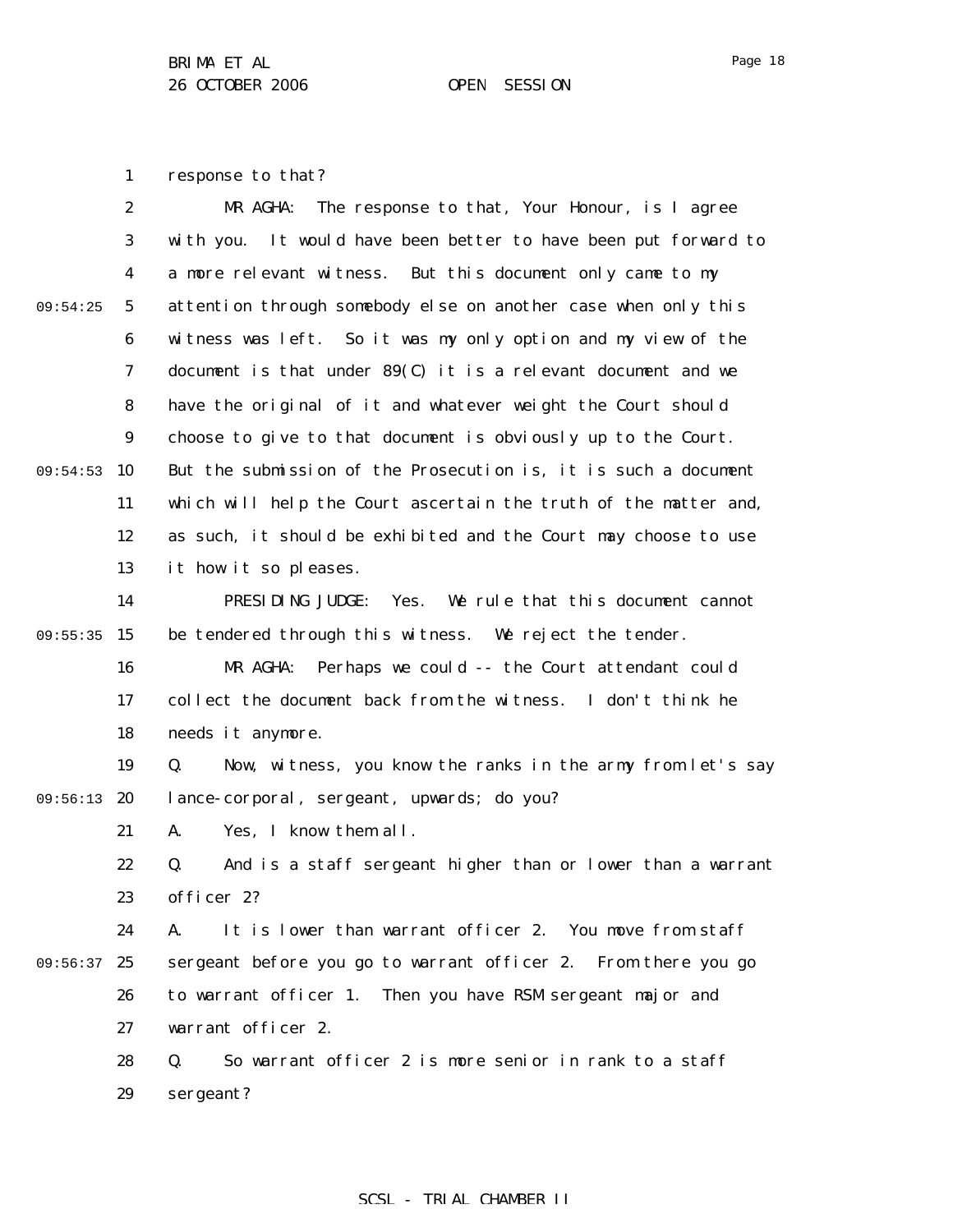response to that?

MR AGHA: The response to that, Your Honour, is I agree with you. It would have been better to have been put forward to a more relevant witness. But this document only came to my attention through somebody else on another case when only this witness was left. So it was my only option and my view of the document is that under 89(C) it is a relevant document and we have the original of it and whatever weight the Court should choose to give to that document is obviously up to the Court. But the submission of the Prosecution is, it is such a document which will help the Court ascertain the truth of the matter and, as such, it should be exhibited and the Court may choose to use it how it so pleases.

PRESIDING JUDGE: Yes. We rule that this document cannot be tendered through this witness. We reject the tender.

MR AGHA: Perhaps we could -- the Court attendant could collect the document back from the witness. I don't think he needs it anymore.

Q. Now, witness, you know the ranks in the army from let's say lance-corporal, sergeant, upwards; do you?

A. Yes, I know them all.

Q. And is a staff sergeant higher than or lower than a warrant officer 2?

A. It is lower than warrant officer 2. You move from staff sergeant before you go to warrant officer 2. From there you go to warrant officer 1. Then you have RSM sergeant major and warrant officer 2.

Q. So warrant officer 2 is more senior in rank to a staff sergeant?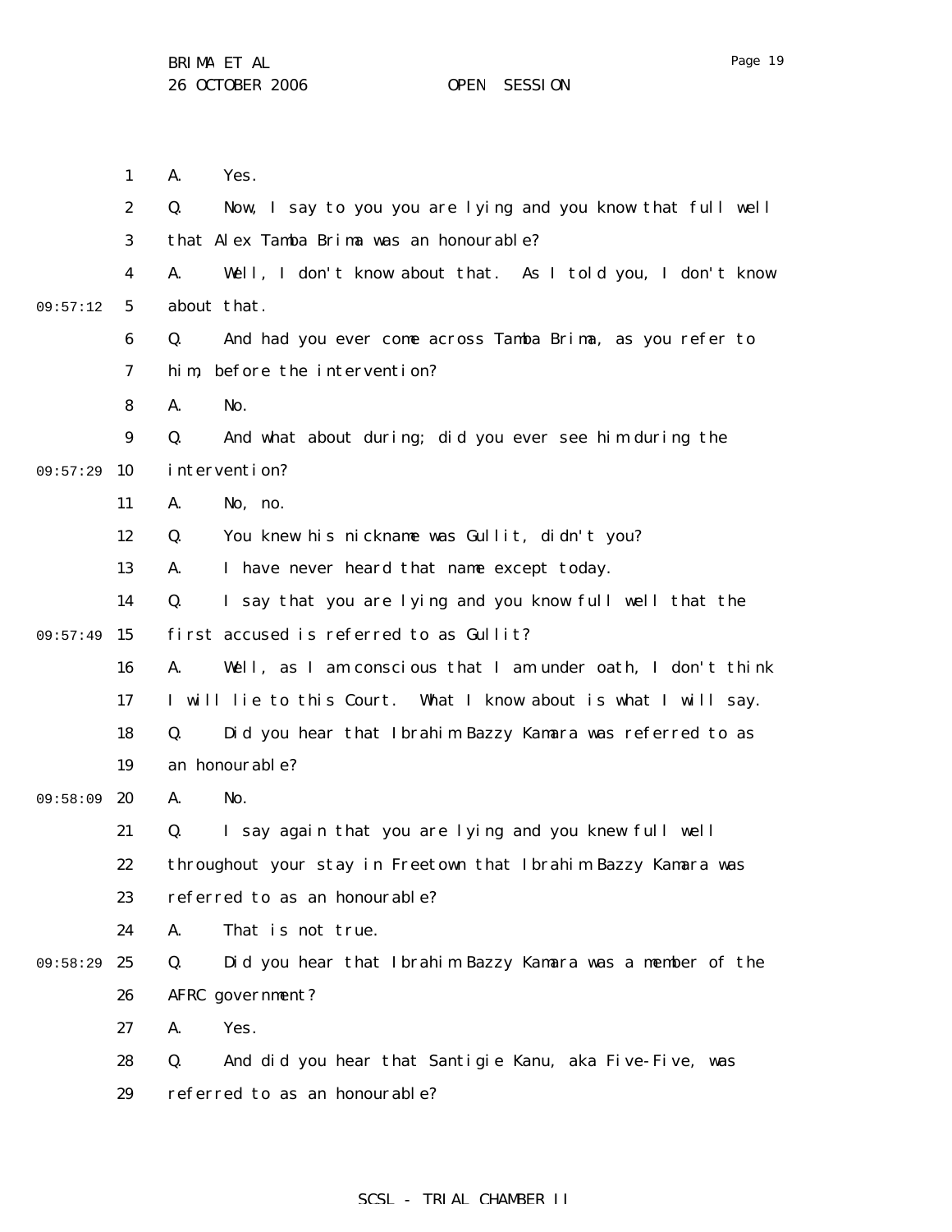A. Yes.

Q. Now, I say to you you are lying and you know that full well that Alex Tamba Brima was an honourable?

A. Well, I don't know about that. As I told you, I don't know about that.

Q. And had you ever come across Tamba Brima, as you refer to him, before the intervention?

A. No.

Q. And what about during; did you ever see him during the intervention?

A. No, no.

Q. You knew his nickname was Gullit, didn't you?

A. I have never heard that name except today.

Q. I say that you are lying and you know full well that the first accused is referred to as Gullit?

A. Well, as I am conscious that I am under oath, I don't think I will lie to this Court. What I know about is what I will say.

Q. Did you hear that Ibrahim Bazzy Kamara was referred to as an honourable?

A. No.

Q. I say again that you are lying and you knew full well throughout your stay in Freetown that Ibrahim Bazzy Kamara was referred to as an honourable?

A. That is not true.

Q. Did you hear that Ibrahim Bazzy Kamara was a member of the AFRC government?

A. Yes.

Q. And did you hear that Santigie Kanu, aka Five-Five, was referred to as an honourable?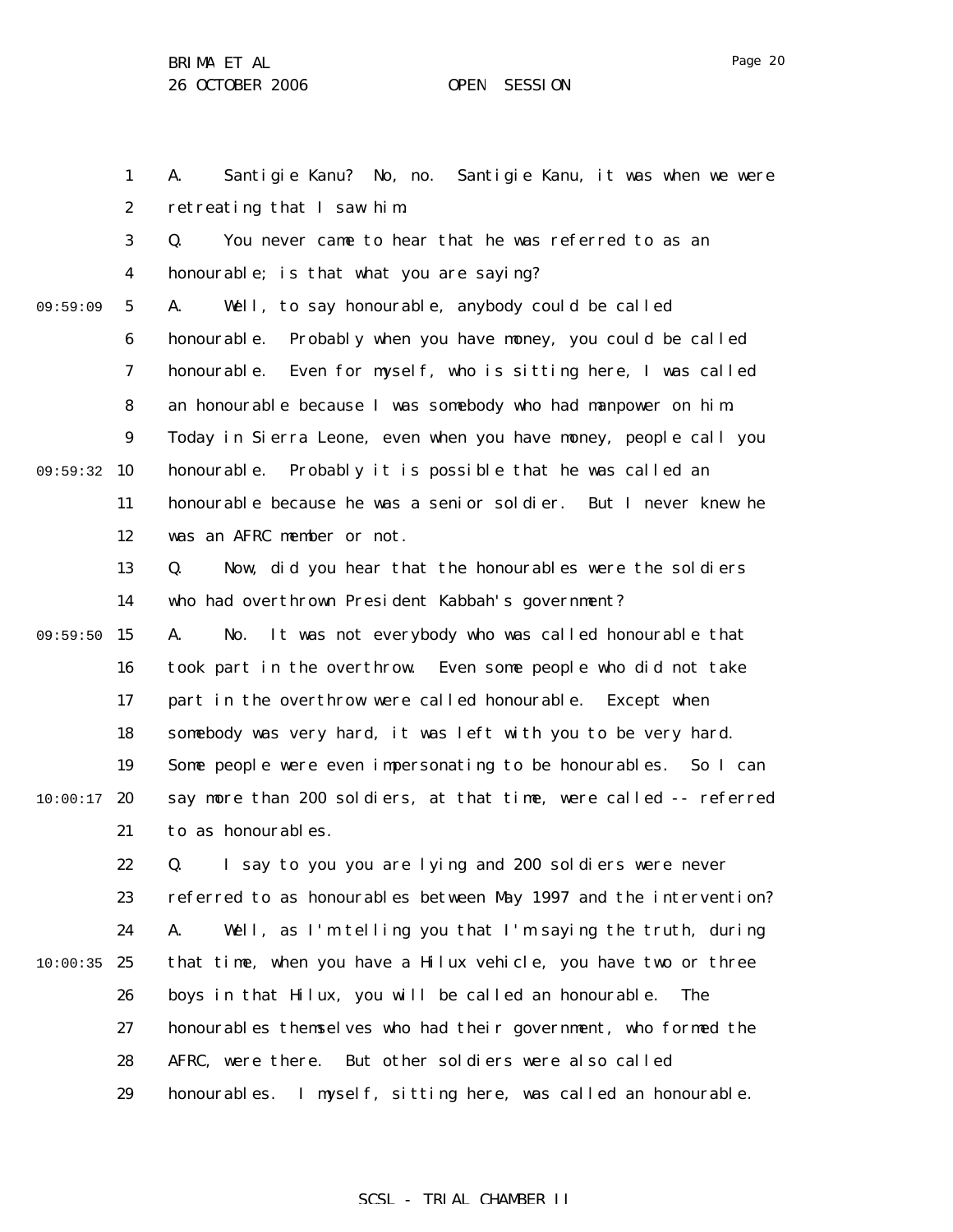A. Santigie Kanu? No, no. Santigie Kanu, it was when we were retreating that I saw him.

Q. You never came to hear that he was referred to as an honourable; is that what you are saying?

A. Well, to say honourable, anybody could be called honourable. Probably when you have money, you could be called honourable. Even for myself, who is sitting here, I was called an honourable because I was somebody who had manpower on him. Today in Sierra Leone, even when you have money, people call you honourable. Probably it is possible that he was called an honourable because he was a senior soldier. But I never knew he was an AFRC member or not.

Q. Now, did you hear that the honourables were the soldiers who had overthrown President Kabbah's government?

A. No. It was not everybody who was called honourable that took part in the overthrow. Even some people who did not take part in the overthrow were called honourable. Except when somebody was very hard, it was left with you to be very hard. Some people were even impersonating to be honourables. So I can say more than 200 soldiers, at that time, were called -- referred to as honourables.

Q. I say to you you are lying and 200 soldiers were never referred to as honourables between May 1997 and the intervention?

A. Well, as I'm telling you that I'm saying the truth, during that time, when you have a Hilux vehicle, you have two or three boys in that Hilux, you will be called an honourable. The honourables themselves who had their government, who formed the AFRC, were there. But other soldiers were also called honourables. I myself, sitting here, was called an honourable.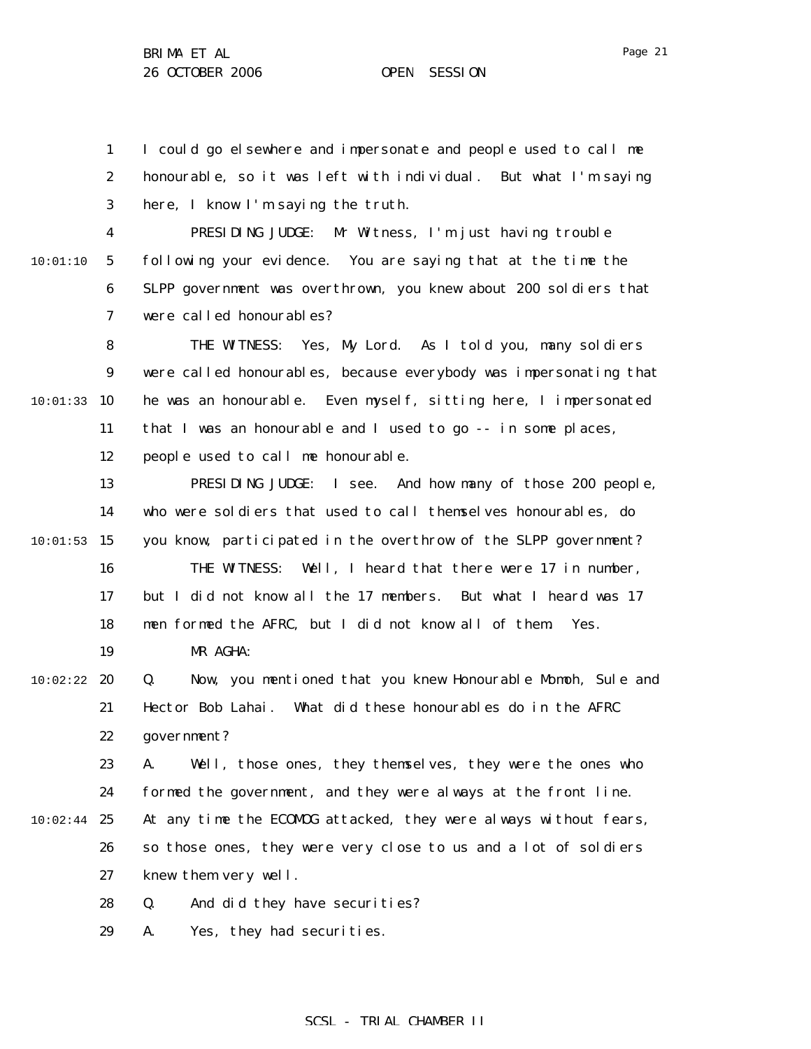I could go elsewhere and impersonate and people used to call me honourable, so it was left with individual. But what I'm saying here, I know I'm saying the truth.

PRESIDING JUDGE: Mr Witness, I'm just having trouble following your evidence. You are saying that at the time the SLPP government was overthrown, you knew about 200 soldiers that were called honourables?

THE WITNESS: Yes, My Lord. As I told you, many soldiers were called honourables, because everybody was impersonating that he was an honourable. Even myself, sitting here, I impersonated that I was an honourable and I used to go -- in some places, people used to call me honourable.

PRESIDING JUDGE: I see. And how many of those 200 people, who were soldiers that used to call themselves honourables, do you know, participated in the overthrow of the SLPP government?

THE WITNESS: Well, I heard that there were 17 in number, but I did not know all the 17 members. But what I heard was 17 men formed the AFRC, but I did not know all of them. Yes.

MR AGHA:

Q. Now, you mentioned that you knew Honourable Momoh, Sule and Hector Bob Lahai. What did these honourables do in the AFRC government?

A. Well, those ones, they themselves, they were the ones who formed the government, and they were always at the front line. At any time the ECOMOG attacked, they were always without fears, so those ones, they were very close to us and a lot of soldiers knew them very well.

Q. And did they have securities?

A. Yes, they had securities.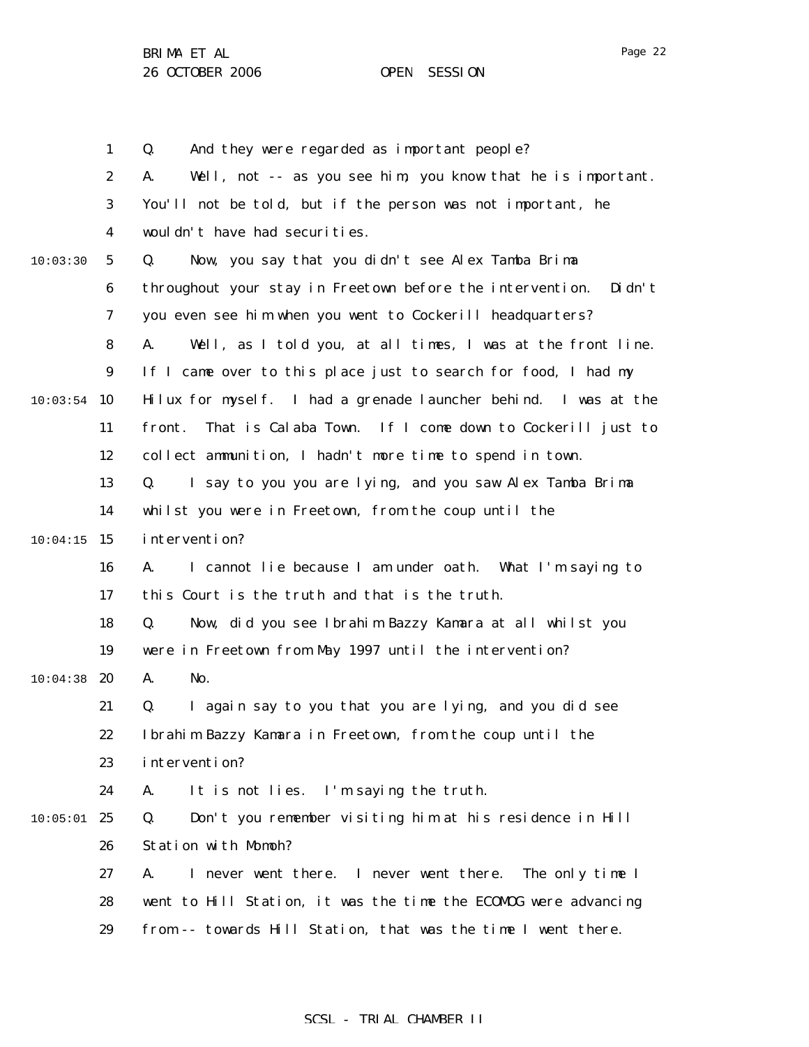Q. And they were regarded as important people?

A. Well, not -- as you see him, you know that he is important. You'll not be told, but if the person was not important, he wouldn't have had securities.

Q. Now, you say that you didn't see Alex Tamba Brima throughout your stay in Freetown before the intervention. Didn't you even see him when you went to Cockerill headquarters?

A. Well, as I told you, at all times, I was at the front line. If I came over to this place just to search for food, I had my Hilux for myself. I had a grenade launcher behind. I was at the front. That is Calaba Town. If I come down to Cockerill just to collect ammunition, I hadn't more time to spend in town.

Q. I say to you you are lying, and you saw Alex Tamba Brima whilst you were in Freetown, from the coup until the intervention?

A. I cannot lie because I am under oath. What I'm saying to this Court is the truth and that is the truth.

Q. Now, did you see Ibrahim Bazzy Kamara at all whilst you were in Freetown from May 1997 until the intervention?

A. No.

Q. I again say to you that you are lying, and you did see Ibrahim Bazzy Kamara in Freetown, from the coup until the intervention?

A. It is not lies. I'm saying the truth.

Q. Don't you remember visiting him at his residence in Hill Station with Momoh?

A. I never went there. I never went there. The only time I went to Hill Station, it was the time the ECOMOG were advancing from -- towards Hill Station, that was the time I went there.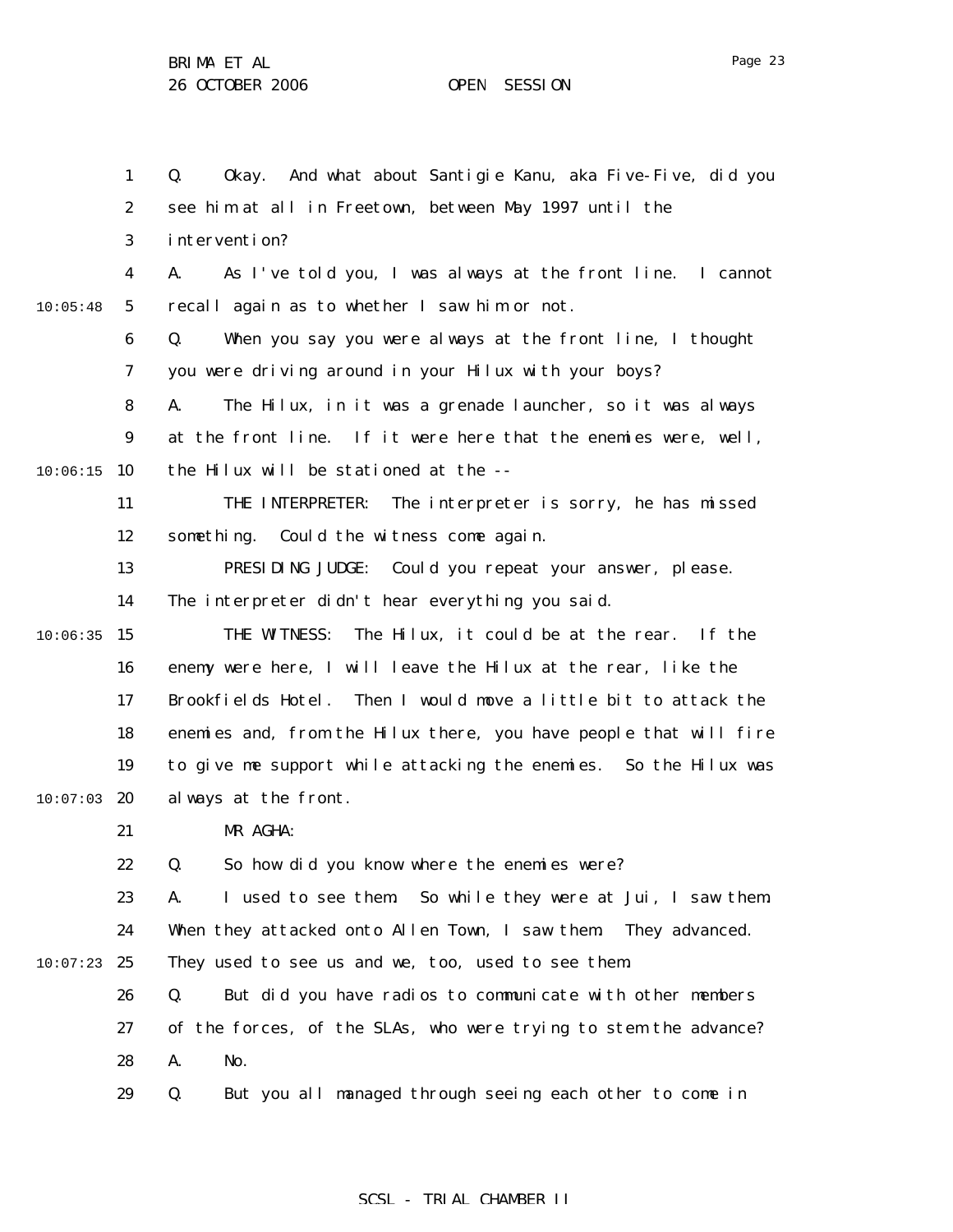Q. Okay. And what about Santigie Kanu, aka Five-Five, did you see him at all in Freetown, between May 1997 until the intervention?

A. As I've told you, I was always at the front line. I cannot recall again as to whether I saw him or not.

Q. When you say you were always at the front line, I thought you were driving around in your Hilux with your boys?

A. The Hilux, in it was a grenade launcher, so it was always at the front line. If it were here that the enemies were, well, the Hilux will be stationed at the --

THE INTERPRETER: The interpreter is sorry, he has missed something. Could the witness come again.

PRESIDING JUDGE: Could you repeat your answer, please. The interpreter didn't hear everything you said.

THE WITNESS: The Hilux, it could be at the rear. If the enemy were here, I will leave the Hilux at the rear, like the Brookfields Hotel. Then I would move a little bit to attack the enemies and, from the Hilux there, you have people that will fire to give me support while attacking the enemies. So the Hilux was always at the front.

MR AGHA:

Q. So how did you know where the enemies were?

A. I used to see them. So while they were at Jui, I saw them. When they attacked onto Allen Town, I saw them. They advanced. They used to see us and we, too, used to see them.

Q. But did you have radios to communicate with other members of the forces, of the SLAs, who were trying to stem the advance?

A. No.

Q. But you all managed through seeing each other to come in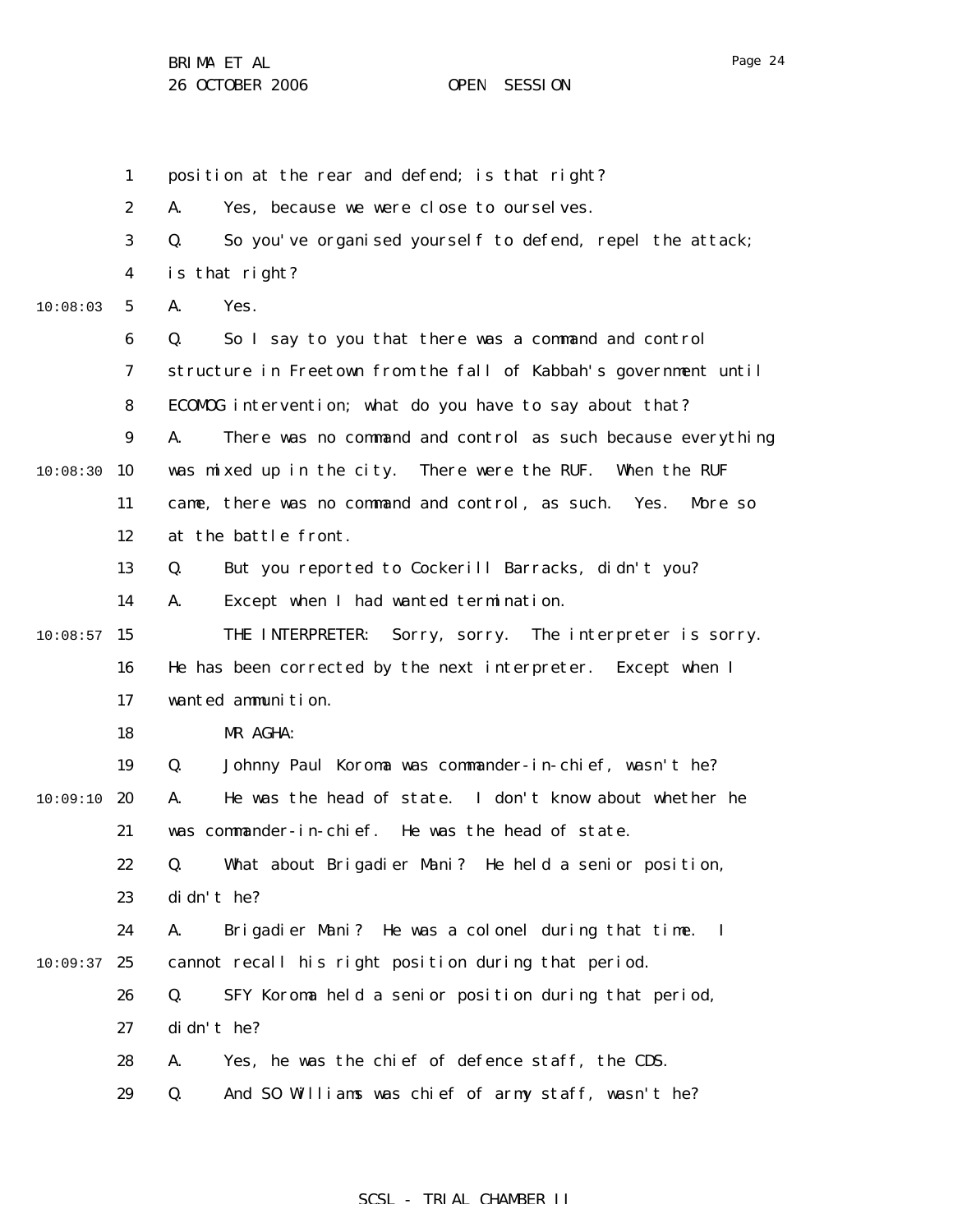position at the rear and defend; is that right?

A. Yes, because we were close to ourselves.

Q. So you've organised yourself to defend, repel the attack; is that right?

A. Yes.

Q. So I say to you that there was a command and control structure in Freetown from the fall of Kabbah's government until ECOMOG intervention; what do you have to say about that?

A. There was no command and control as such because everything was mixed up in the city. There were the RUF. When the RUF came, there was no command and control, as such. Yes. More so at the battle front.

Q. But you reported to Cockerill Barracks, didn't you?

A. Except when I had wanted termination.

THE INTERPRETER: Sorry, sorry. The interpreter is sorry. He has been corrected by the next interpreter. Except when I wanted ammunition.

MR AGHA:

Q. Johnny Paul Koroma was commander-in-chief, wasn't he?

A. He was the head of state. I don't know about whether he was commander-in-chief. He was the head of state.

Q. What about Brigadier Mani? He held a senior position, didn't he?

A. Brigadier Mani? He was a colonel during that time. I cannot recall his right position during that period.

Q. SFY Koroma held a senior position during that period, didn't he?

A. Yes, he was the chief of defence staff, the CDS.

Q. And SO Williams was chief of army staff, wasn't he?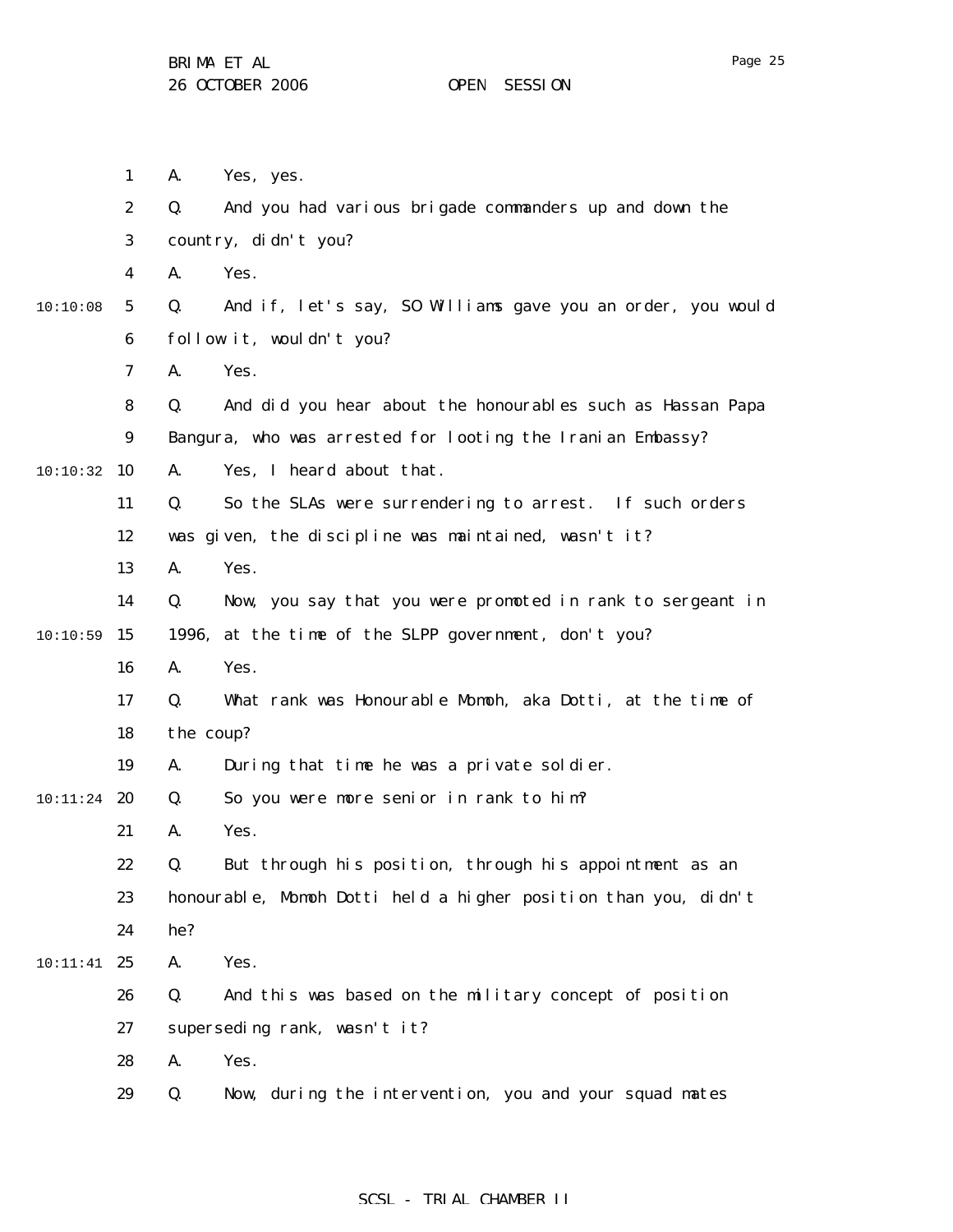A. Yes, yes.

Q. And you had various brigade commanders up and down the country, didn't you?

A. Yes.

Q. And if, let's say, SO Williams gave you an order, you would follow it, wouldn't you?

A. Yes.

Q. And did you hear about the honourables such as Hassan Papa Bangura, who was arrested for looting the Iranian Embassy?

A. Yes, I heard about that.

Q. So the SLAs were surrendering to arrest. If such orders was given, the discipline was maintained, wasn't it?

A. Yes.

Q. Now, you say that you were promoted in rank to sergeant in 1996, at the time of the SLPP government, don't you?

A. Yes.

Q. What rank was Honourable Momoh, aka Dotti, at the time of the coup?

A. During that time he was a private soldier.

Q. So you were more senior in rank to him?

A. Yes.

Q. But through his position, through his appointment as an honourable, Momoh Dotti held a higher position than you, didn't he?

A. Yes.

Q. And this was based on the military concept of position superseding rank, wasn't it?

A. Yes.

Q. Now, during the intervention, you and your squad mates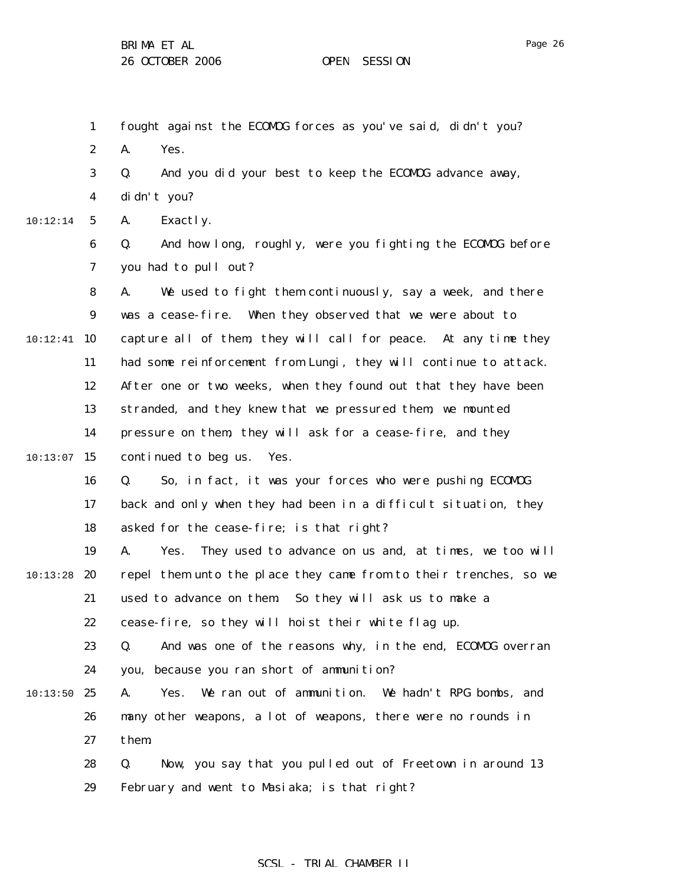fought against the ECOMOG forces as you've said, didn't you?

A. Yes.

Q. And you did your best to keep the ECOMOG advance away, didn't you?

A. Exactly.

Q. And how long, roughly, were you fighting the ECOMOG before you had to pull out?

A. We used to fight them continuously, say a week, and there was a cease-fire. When they observed that we were about to capture all of them, they will call for peace. At any time they had some reinforcement from Lungi, they will continue to attack. After one or two weeks, when they found out that they have been stranded, and they knew that we pressured them, we mounted pressure on them, they will ask for a cease-fire, and they continued to beg us. Yes.

Q. So, in fact, it was your forces who were pushing ECOMOG back and only when they had been in a difficult situation, they asked for the cease-fire; is that right?

A. Yes. They used to advance on us and, at times, we too will repel them unto the place they came from to their trenches, so we used to advance on them. So they will ask us to make a cease-fire, so they will hoist their white flag up.

Q. And was one of the reasons why, in the end, ECOMOG overran you, because you ran short of ammunition?

A. Yes. We ran out of ammunition. We hadn't RPG bombs, and many other weapons, a lot of weapons, there were no rounds in them.

Q. Now, you say that you pulled out of Freetown in around 13 February and went to Masiaka; is that right?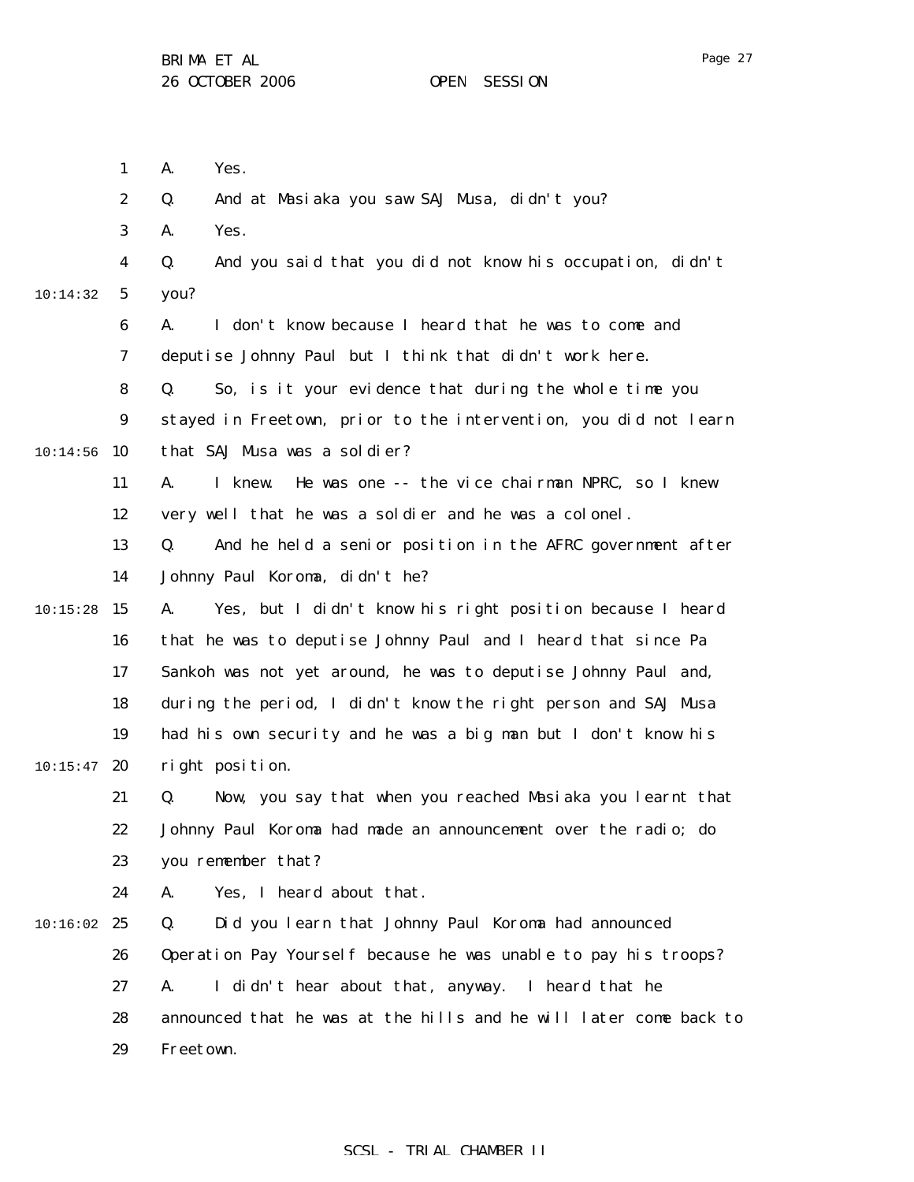A. Yes.

Q. And at Masiaka you saw SAJ Musa, didn't you?

A. Yes.

Q. And you said that you did not know his occupation, didn't you?

A. I don't know because I heard that he was to come and deputise Johnny Paul but I think that didn't work here.

Q. So, is it your evidence that during the whole time you stayed in Freetown, prior to the intervention, you did not learn that SAJ Musa was a soldier?

A. I knew. He was one -- the vice chairman NPRC, so I knew very well that he was a soldier and he was a colonel.

Q. And he held a senior position in the AFRC government after Johnny Paul Koroma, didn't he?

A. Yes, but I didn't know his right position because I heard that he was to deputise Johnny Paul and I heard that since Pa Sankoh was not yet around, he was to deputise Johnny Paul and, during the period, I didn't know the right person and SAJ Musa had his own security and he was a big man but I don't know his right position.

Q. Now, you say that when you reached Masiaka you learnt that Johnny Paul Koroma had made an announcement over the radio; do you remember that?

A. Yes, I heard about that.

Q. Did you learn that Johnny Paul Koroma had announced Operation Pay Yourself because he was unable to pay his troops?

A. I didn't hear about that, anyway. I heard that he announced that he was at the hills and he will later come back to Freetown.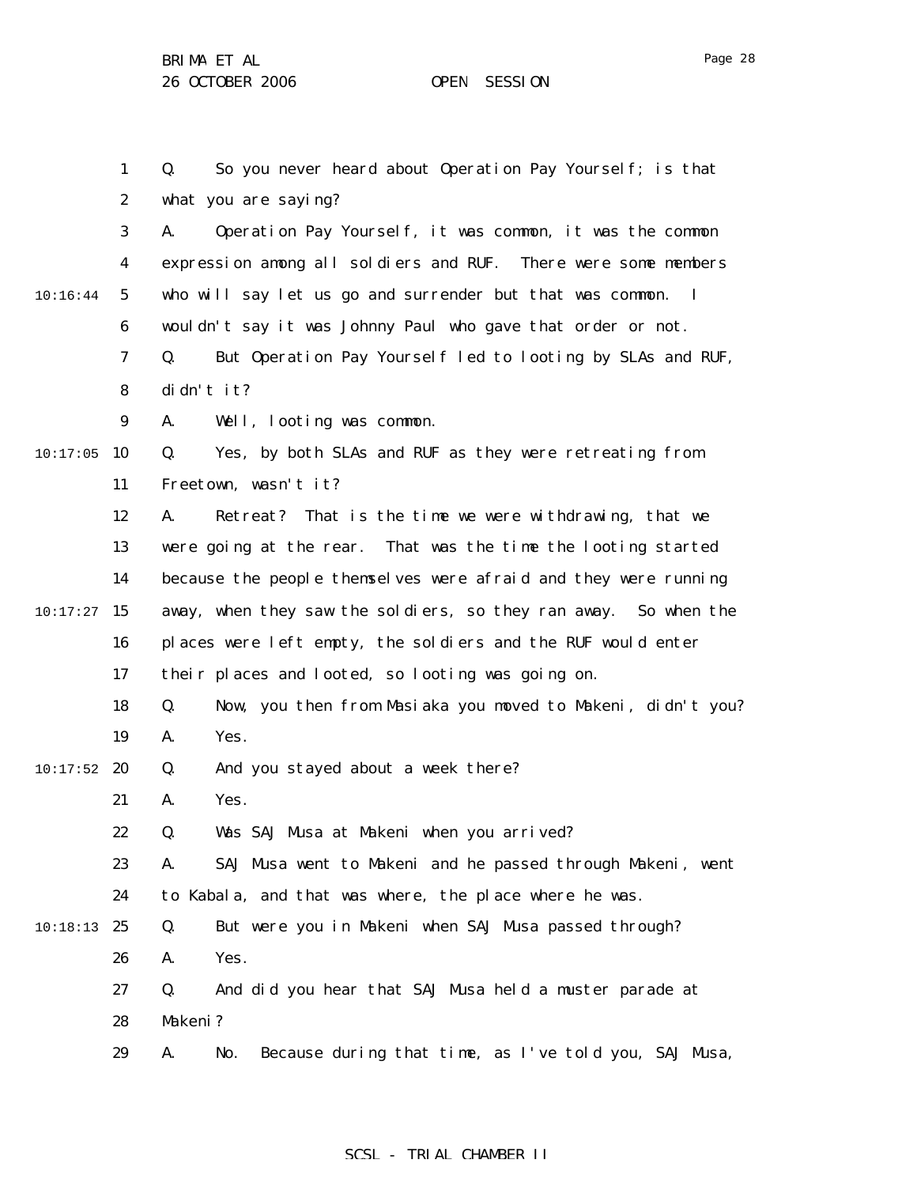Q. So you never heard about Operation Pay Yourself; is that what you are saying?

A. Operation Pay Yourself, it was common, it was the common expression among all soldiers and RUF. There were some members who will say let us go and surrender but that was common. I wouldn't say it was Johnny Paul who gave that order or not.

Q. But Operation Pay Yourself led to looting by SLAs and RUF, didn't it?

A. Well, looting was common.

Q. Yes, by both SLAs and RUF as they were retreating from Freetown, wasn't it?

A. Retreat? That is the time we were withdrawing, that we were going at the rear. That was the time the looting started because the people themselves were afraid and they were running away, when they saw the soldiers, so they ran away. So when the places were left empty, the soldiers and the RUF would enter their places and looted, so looting was going on.

Q. Now, you then from Masiaka you moved to Makeni, didn't you?

A. Yes.

Q. And you stayed about a week there?

A. Yes.

Q. Was SAJ Musa at Makeni when you arrived?

A. SAJ Musa went to Makeni and he passed through Makeni, went to Kabala, and that was where, the place where he was.

Q. But were you in Makeni when SAJ Musa passed through?

A. Yes.

Q. And did you hear that SAJ Musa held a muster parade at Makeni?

A. No. Because during that time, as I've told you, SAJ Musa,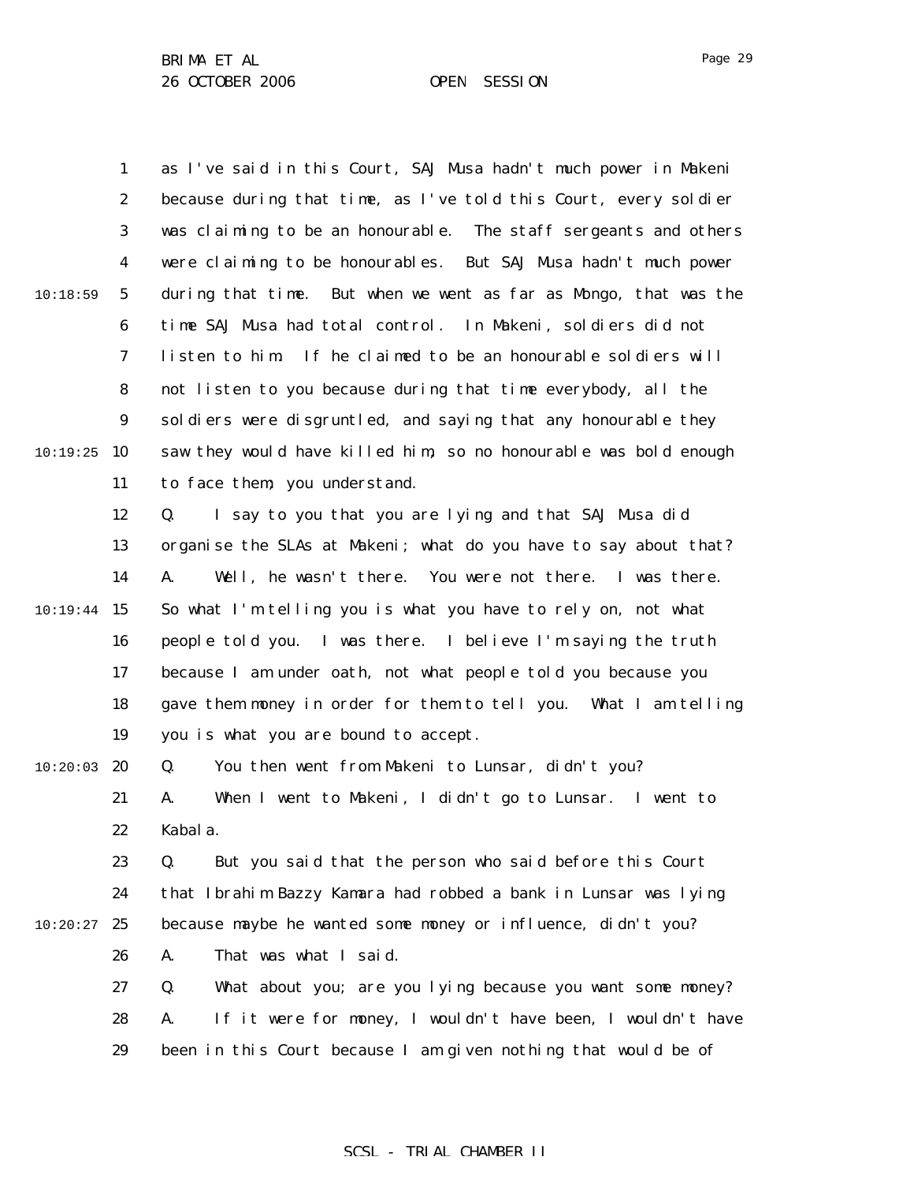as I've said in this Court, SAJ Musa hadn't much power in Makeni because during that time, as I've told this Court, every soldier was claiming to be an honourable. The staff sergeants and others were claiming to be honourables. But SAJ Musa hadn't much power during that time. But when we went as far as Mongo, that was the time SAJ Musa had total control. In Makeni, soldiers did not listen to him. If he claimed to be an honourable soldiers will not listen to you because during that time everybody, all the soldiers were disgruntled, and saying that any honourable they saw they would have killed him, so no honourable was bold enough to face them, you understand.

Q. I say to you that you are lying and that SAJ Musa did organise the SLAs at Makeni; what do you have to say about that?

A. Well, he wasn't there. You were not there. I was there. So what I'm telling you is what you have to rely on, not what people told you. I was there. I believe I'm saying the truth because I am under oath, not what people told you because you gave them money in order for them to tell you. What I am telling you is what you are bound to accept.

Q. You then went from Makeni to Lunsar, didn't you?

A. When I went to Makeni, I didn't go to Lunsar. I went to Kabala.

Q. But you said that the person who said before this Court that Ibrahim Bazzy Kamara had robbed a bank in Lunsar was lying because maybe he wanted some money or influence, didn't you?

A. That was what I said.

Q. What about you; are you lying because you want some money?

A. If it were for money, I wouldn't have been, I wouldn't have been in this Court because I am given nothing that would be of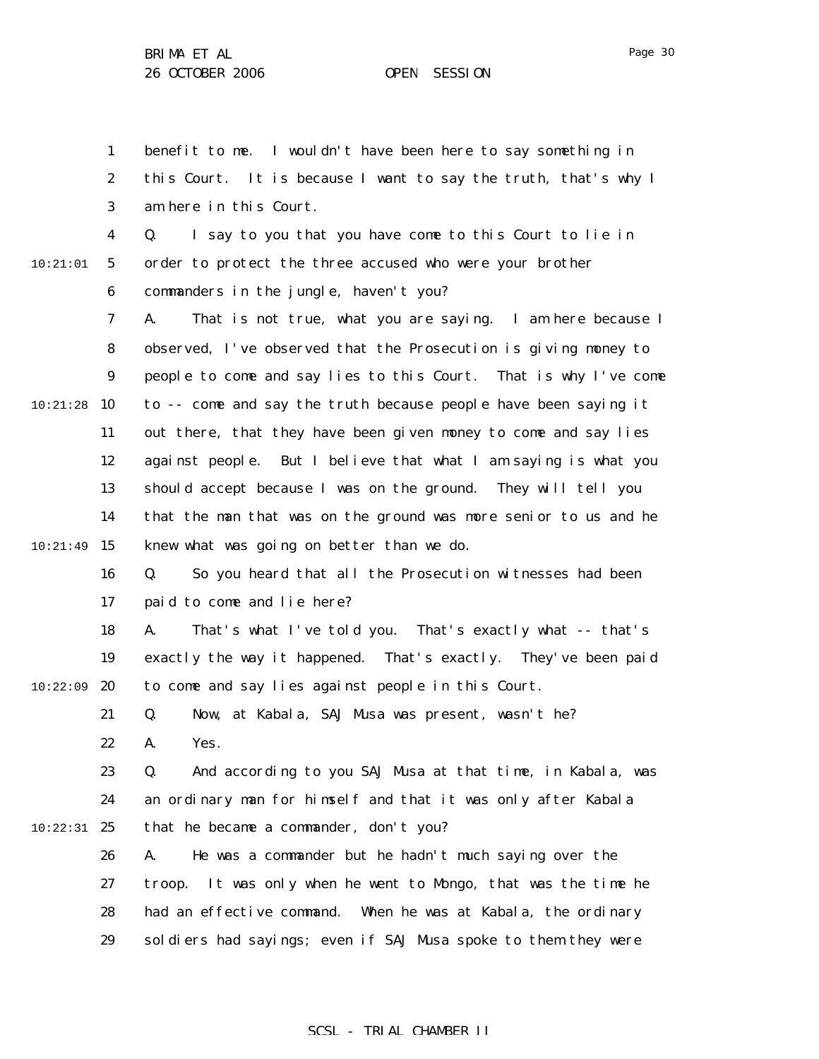benefit to me. I wouldn't have been here to say something in this Court. It is because I want to say the truth, that's why I am here in this Court.

Q. I say to you that you have come to this Court to lie in order to protect the three accused who were your brother commanders in the jungle, haven't you?

A. That is not true, what you are saying. I am here because I observed, I've observed that the Prosecution is giving money to people to come and say lies to this Court. That is why I've come to -- come and say the truth because people have been saying it out there, that they have been given money to come and say lies against people. But I believe that what I am saying is what you should accept because I was on the ground. They will tell you that the man that was on the ground was more senior to us and he knew what was going on better than we do.

Q. So you heard that all the Prosecution witnesses had been paid to come and lie here?

A. That's what I've told you. That's exactly what -- that's exactly the way it happened. That's exactly. They've been paid to come and say lies against people in this Court.

Q. Now, at Kabala, SAJ Musa was present, wasn't he?

A. Yes.

Q. And according to you SAJ Musa at that time, in Kabala, was an ordinary man for himself and that it was only after Kabala that he became a commander, don't you?

A. He was a commander but he hadn't much saying over the troop. It was only when he went to Mongo, that was the time he had an effective command. When he was at Kabala, the ordinary soldiers had sayings; even if SAJ Musa spoke to them they were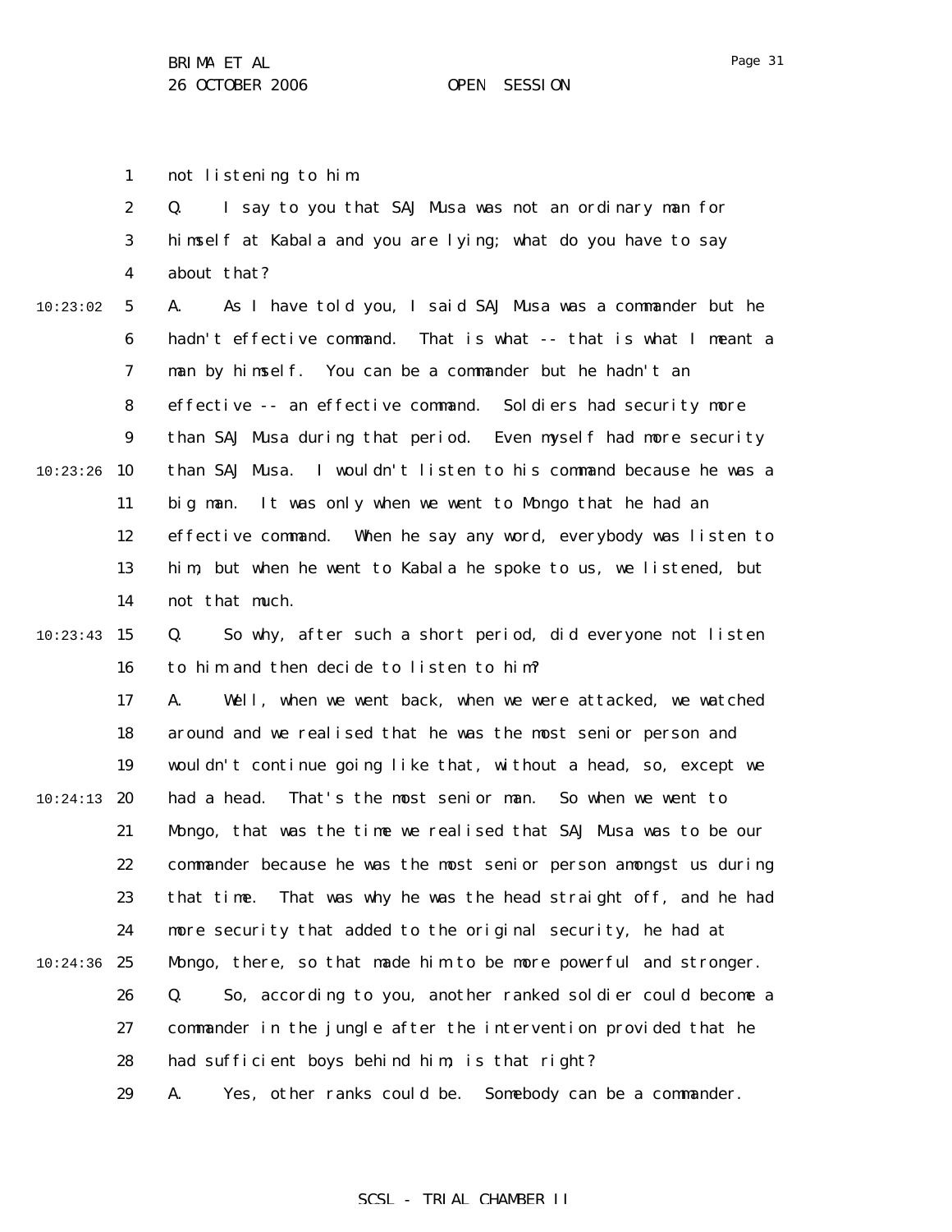not listening to him.

Q. I say to you that SAJ Musa was not an ordinary man for himself at Kabala and you are lying; what do you have to say about that?

A. As I have told you, I said SAJ Musa was a commander but he hadn't effective command. That is what -- that is what I meant a man by himself. You can be a commander but he hadn't an effective -- an effective command. Soldiers had security more than SAJ Musa during that period. Even myself had more security than SAJ Musa. I wouldn't listen to his command because he was a big man. It was only when we went to Mongo that he had an effective command. When he say any word, everybody was listen to him, but when he went to Kabala he spoke to us, we listened, but not that much.

Q. So why, after such a short period, did everyone not listen to him and then decide to listen to him?

A. Well, when we went back, when we were attacked, we watched around and we realised that he was the most senior person and wouldn't continue going like that, without a head, so, except we had a head. That's the most senior man. So when we went to Mongo, that was the time we realised that SAJ Musa was to be our commander because he was the most senior person amongst us during that time. That was why he was the head straight off, and he had more security that added to the original security, he had at Mongo, there, so that made him to be more powerful and stronger.

Q. So, according to you, another ranked soldier could become a commander in the jungle after the intervention provided that he had sufficient boys behind him; is that right?

A. Yes, other ranks could be. Somebody can be a commander.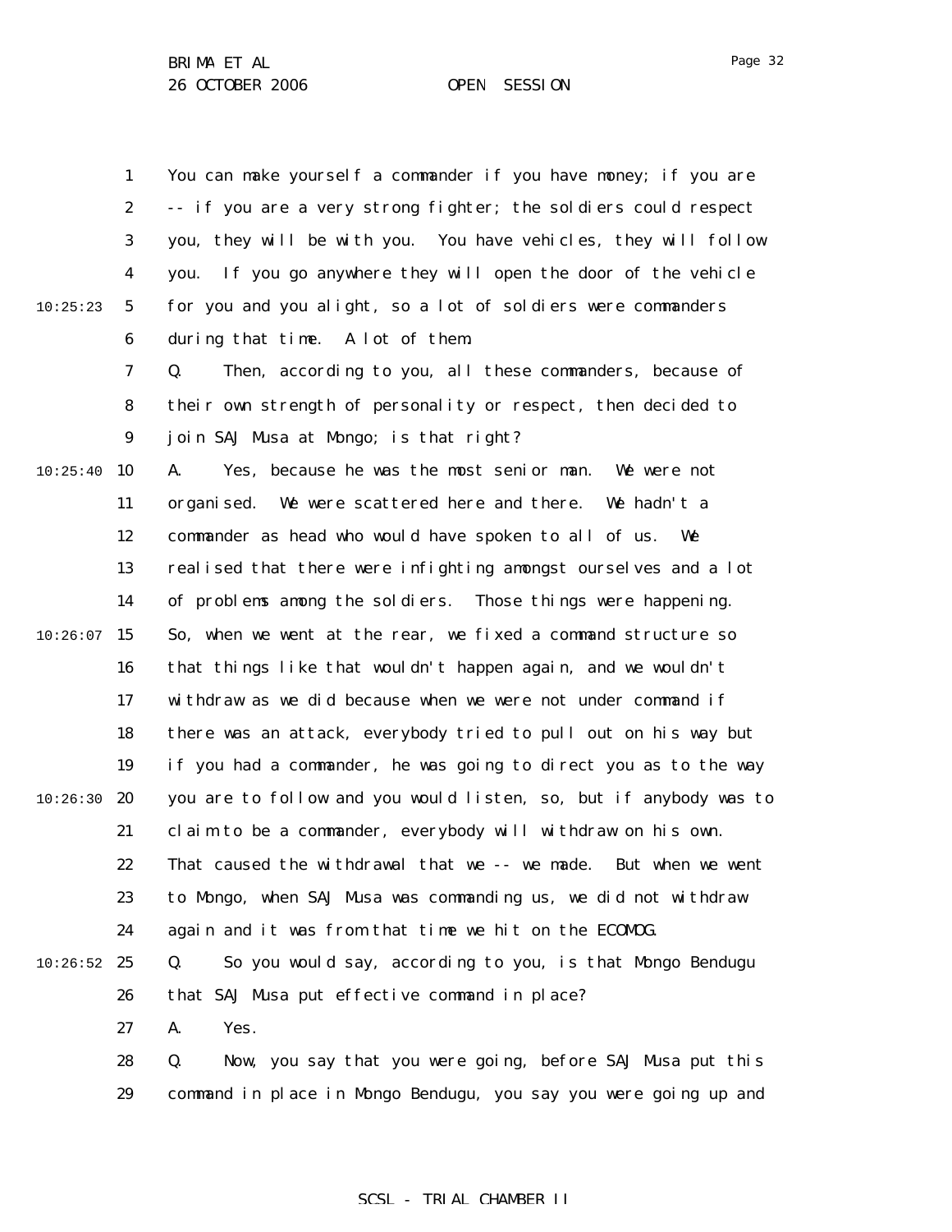You can make yourself a commander if you have money; if you are -- if you are a very strong fighter; the soldiers could respect you, they will be with you. You have vehicles, they will follow you. If you go anywhere they will open the door of the vehicle for you and you alight, so a lot of soldiers were commanders during that time. A lot of them.

Q. Then, according to you, all these commanders, because of their own strength of personality or respect, then decided to join SAJ Musa at Mongo; is that right?

A. Yes, because he was the most senior man. We were not organised. We were scattered here and there. We hadn't a commander as head who would have spoken to all of us. We realised that there were infighting amongst ourselves and a lot of problems among the soldiers. Those things were happening. So, when we went at the rear, we fixed a command structure so that things like that wouldn't happen again, and we wouldn't withdraw as we did because when we were not under command if there was an attack, everybody tried to pull out on his way but if you had a commander, he was going to direct you as to the way you are to follow and you would listen, so, but if anybody was to claim to be a commander, everybody will withdraw on his own. That caused the withdrawal that we -- we made. But when we went to Mongo, when SAJ Musa was commanding us, we did not withdraw again and it was from that time we hit on the ECOMOG.

Q. So you would say, according to you, is that Mongo Bendugu that SAJ Musa put effective command in place?

A. Yes.

Q. Now, you say that you were going, before SAJ Musa put this command in place in Mongo Bendugu, you say you were going up and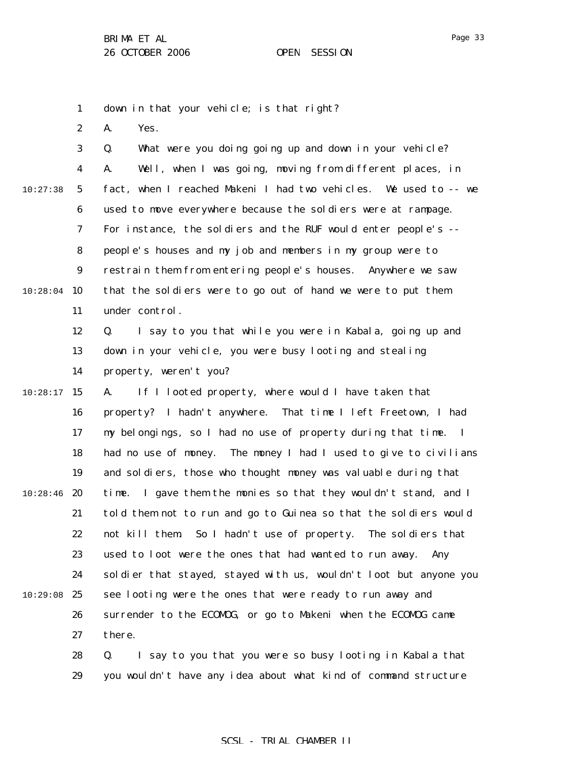down in that your vehicle; is that right?

A. Yes.

Q. What were you doing going up and down in your vehicle?

A. Well, when I was going, moving from different places, in fact, when I reached Makeni I had two vehicles. We used to -- we used to move everywhere because the soldiers were at rampage. For instance, the soldiers and the RUF would enter people's -- people's houses and my job and members in my group were to restrain them from entering people's houses. Anywhere we saw that the soldiers were to go out of hand we were to put them under control.

Q. I say to you that while you were in Kabala, going up and down in your vehicle, you were busy looting and stealing property, weren't you?

A. If I looted property, where would I have taken that property? I hadn't anywhere. That time I left Freetown, I had my belongings, so I had no use of property during that time. I had no use of money. The money I had I used to give to civilians and soldiers, those who thought money was valuable during that time. I gave them the monies so that they wouldn't stand, and I told them not to run and go to Guinea so that the soldiers would not kill them. So I hadn't use of property. The soldiers that used to loot were the ones that had wanted to run away. Any soldier that stayed, stayed with us, wouldn't loot but anyone you see looting were the ones that were ready to run away and surrender to the ECOMOG, or go to Makeni when the ECOMOG came there.

Q. I say to you that you were so busy looting in Kabala that you wouldn't have any idea about what kind of command structure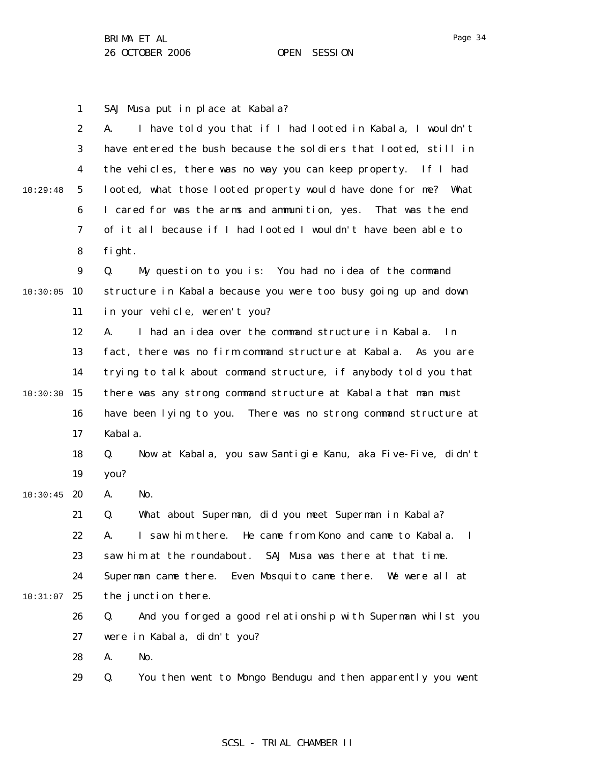SAJ Musa put in place at Kabala?

A. I have told you that if I had looted in Kabala, I wouldn't have entered the bush because the soldiers that looted, still in the vehicles, there was no way you can keep property. If I had looted, what those looted property would have done for me? What I cared for was the arms and ammunition, yes. That was the end of it all because if I had looted I wouldn't have been able to fight.

Q. My question to you is: You had no idea of the command structure in Kabala because you were too busy going up and down in your vehicle, weren't you?

A. I had an idea over the command structure in Kabala. In fact, there was no firm command structure at Kabala. As you are trying to talk about command structure, if anybody told you that there was any strong command structure at Kabala that man must have been lying to you. There was no strong command structure at Kabala.

Q. Now at Kabala, you saw Santigie Kanu, aka Five-Five, didn't you?

A. No.

Q. What about Superman, did you meet Superman in Kabala?

A. I saw him there. He came from Kono and came to Kabala. I saw him at the roundabout. SAJ Musa was there at that time. Superman came there. Even Mosquito came there. We were all at the junction there.

Q. And you forged a good relationship with Superman whilst you were in Kabala, didn't you?

A. No.

Q. You then went to Mongo Bendugu and then apparently you went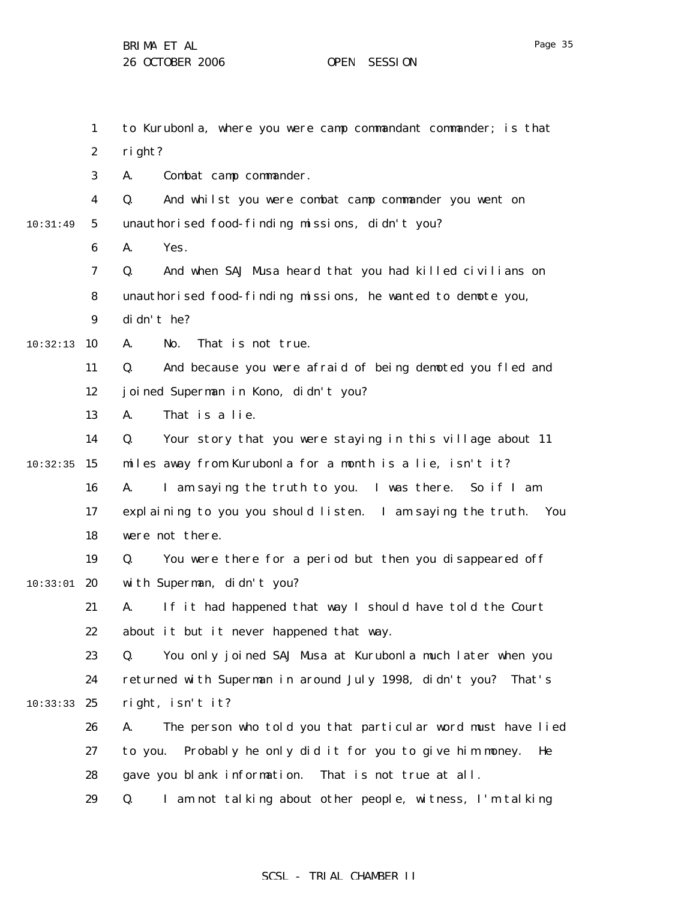to Kurubonla, where you were camp commandant commander; is that right?

A. Combat camp commander.

Q. And whilst you were combat camp commander you went on unauthorised food-finding missions, didn't you?

A. Yes.

Q. And when SAJ Musa heard that you had killed civilians on unauthorised food-finding missions, he wanted to demote you, didn't he?

A. No. That is not true.

Q. And because you were afraid of being demoted you fled and joined Superman in Kono, didn't you?

A. That is a lie.

Q. Your story that you were staying in this village about 11 miles away from Kurubonla for a month is a lie, isn't it?

A. I am saying the truth to you. I was there. So if I am explaining to you you should listen. I am saying the truth. You were not there.

Q. You were there for a period but then you disappeared off with Superman, didn't you?

A. If it had happened that way I should have told the Court about it but it never happened that way.

Q. You only joined SAJ Musa at Kurubonla much later when you returned with Superman in around July 1998, didn't you? That's right, isn't it?

A. The person who told you that particular word must have lied to you. Probably he only did it for you to give him money. He gave you blank information. That is not true at all.

Q. I am not talking about other people, witness, I'm talking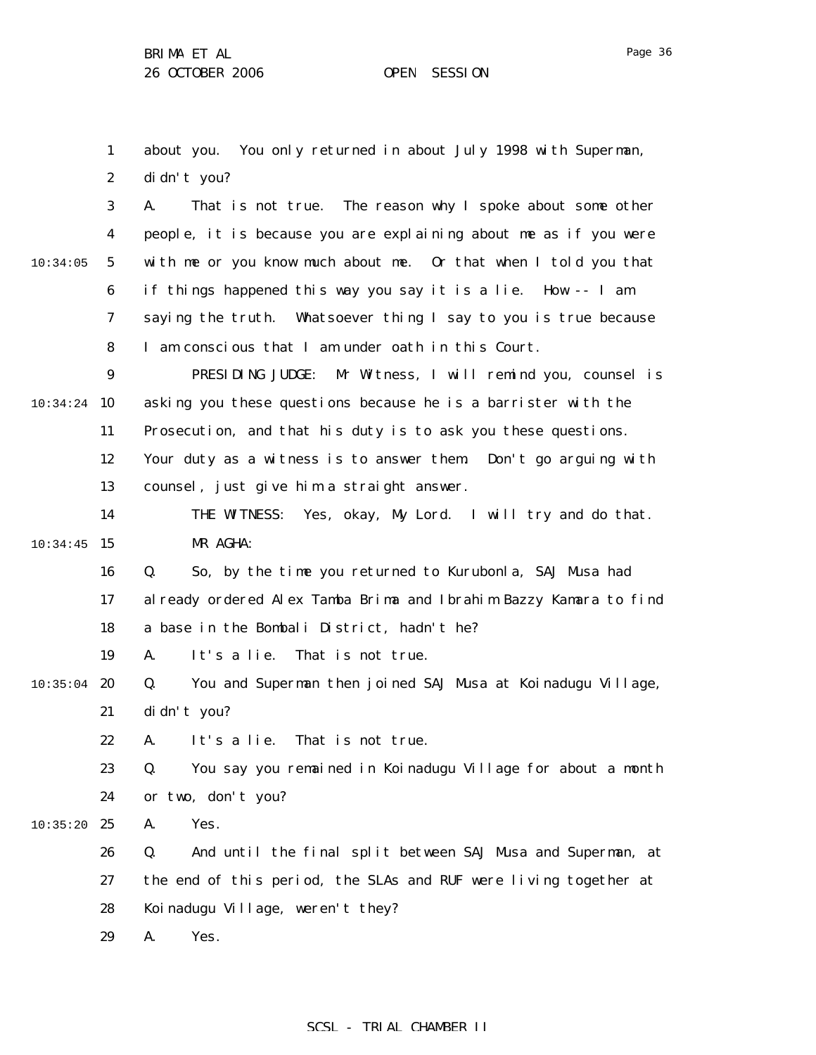about you. You only returned in about July 1998 with Superman, didn't you?

A. That is not true. The reason why I spoke about some other people, it is because you are explaining about me as if you were with me or you know much about me. Or that when I told you that if things happened this way you say it is a lie. How -- I am saying the truth. Whatsoever thing I say to you is true because I am conscious that I am under oath in this Court.

PRESIDING JUDGE: Mr Witness, I will remind you, counsel is asking you these questions because he is a barrister with the Prosecution, and that his duty is to ask you these questions. Your duty as a witness is to answer them. Don't go arguing with counsel, just give him a straight answer.

THE WITNESS: Yes, okay, My Lord. I will try and do that.

MR AGHA:

Q. So, by the time you returned to Kurubonla, SAJ Musa had already ordered Alex Tamba Brima and Ibrahim Bazzy Kamara to find a base in the Bombali District, hadn't he?

A. It's a lie. That is not true.

Q. You and Superman then joined SAJ Musa at Koinadugu Village, didn't you?

A. It's a lie. That is not true.

Q. You say you remained in Koinadugu Village for about a month or two, don't you?

A. Yes.

Q. And until the final split between SAJ Musa and Superman, at the end of this period, the SLAs and RUF were living together at Koinadugu Village, weren't they?

A. Yes.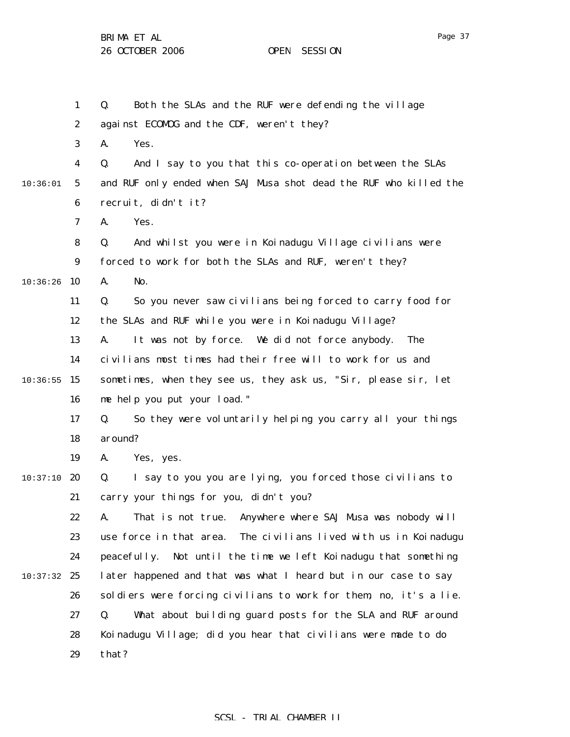Q. Both the SLAs and the RUF were defending the village against ECOMOG and the CDF, weren't they?

A. Yes.

Q. And I say to you that this co-operation between the SLAs and RUF only ended when SAJ Musa shot dead the RUF who killed the recruit, didn't it?

A. Yes.

Q. And whilst you were in Koinadugu Village civilians were forced to work for both the SLAs and RUF, weren't they?

A. No.

Q. So you never saw civilians being forced to carry food for the SLAs and RUF while you were in Koinadugu Village?

A. It was not by force. We did not force anybody. The civilians most times had their free will to work for us and sometimes, when they see us, they ask us, "Sir, please sir, let me help you put your load."

Q. So they were voluntarily helping you carry all your things around?

A. Yes, yes.

Q. I say to you you are lying, you forced those civilians to carry your things for you, didn't you?

A. That is not true. Anywhere where SAJ Musa was nobody will use force in that area. The civilians lived with us in Koinadugu peacefully. Not until the time we left Koinadugu that something later happened and that was what I heard but in our case to say soldiers were forcing civilians to work for them, no, it's a lie.

Q. What about building guard posts for the SLA and RUF around Koinadugu Village; did you hear that civilians were made to do that?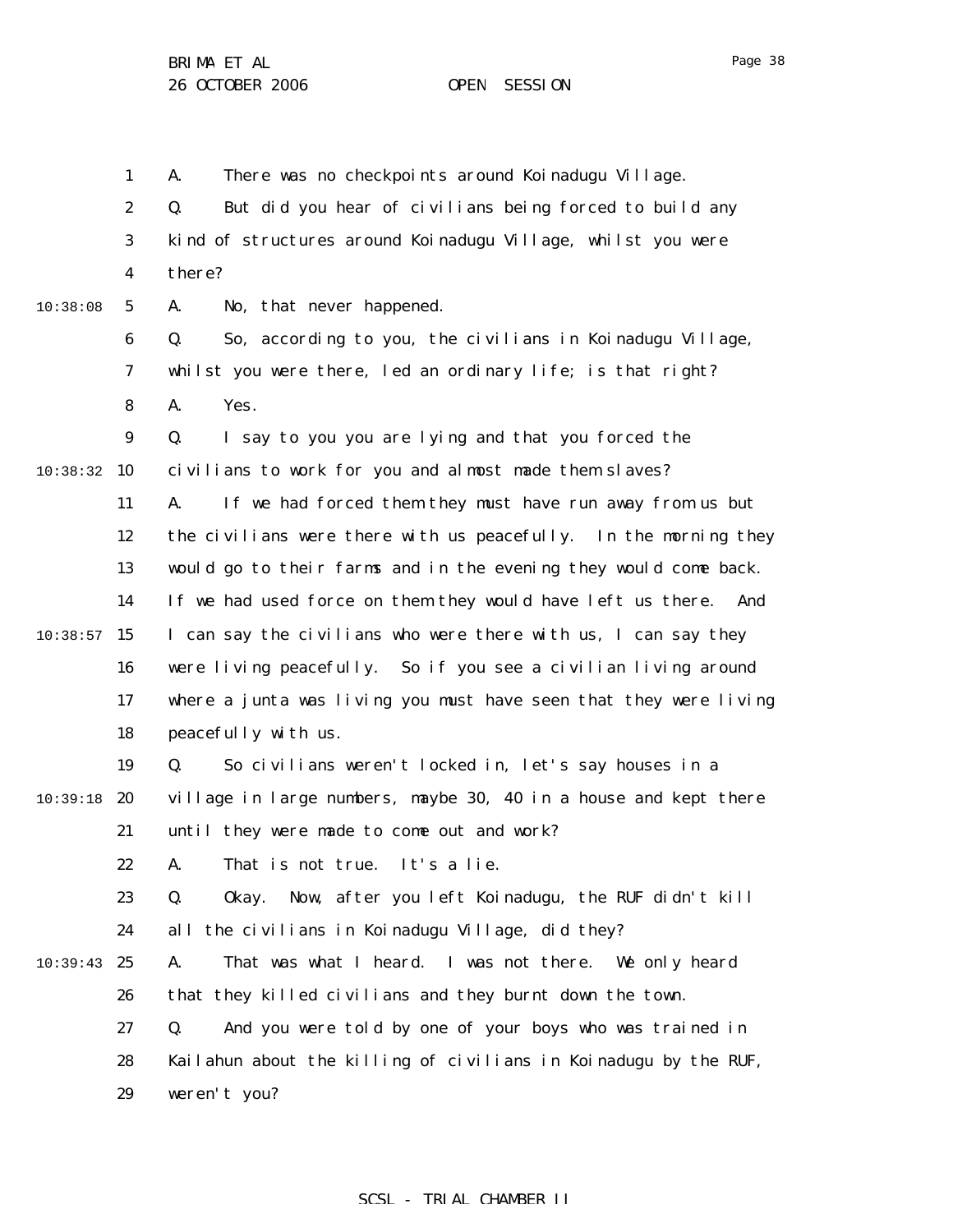A. There was no checkpoints around Koinadugu Village.

Q. But did you hear of civilians being forced to build any kind of structures around Koinadugu Village, whilst you were there?

A. No, that never happened.

Q. So, according to you, the civilians in Koinadugu Village, whilst you were there, led an ordinary life; is that right?

A. Yes.

Q. I say to you you are lying and that you forced the civilians to work for you and almost made them slaves?

A. If we had forced them they must have run away from us but the civilians were there with us peacefully. In the morning they would go to their farms and in the evening they would come back. If we had used force on them they would have left us there. And I can say the civilians who were there with us, I can say they were living peacefully. So if you see a civilian living around where a junta was living you must have seen that they were living peacefully with us.

Q. So civilians weren't locked in, let's say houses in a village in large numbers, maybe 30, 40 in a house and kept there until they were made to come out and work?

A. That is not true. It's a lie.

Q. Okay. Now, after you left Koinadugu, the RUF didn't kill all the civilians in Koinadugu Village, did they?

A. That was what I heard. I was not there. We only heard that they killed civilians and they burnt down the town.

Q. And you were told by one of your boys who was trained in Kailahun about the killing of civilians in Koinadugu by the RUF, weren't you?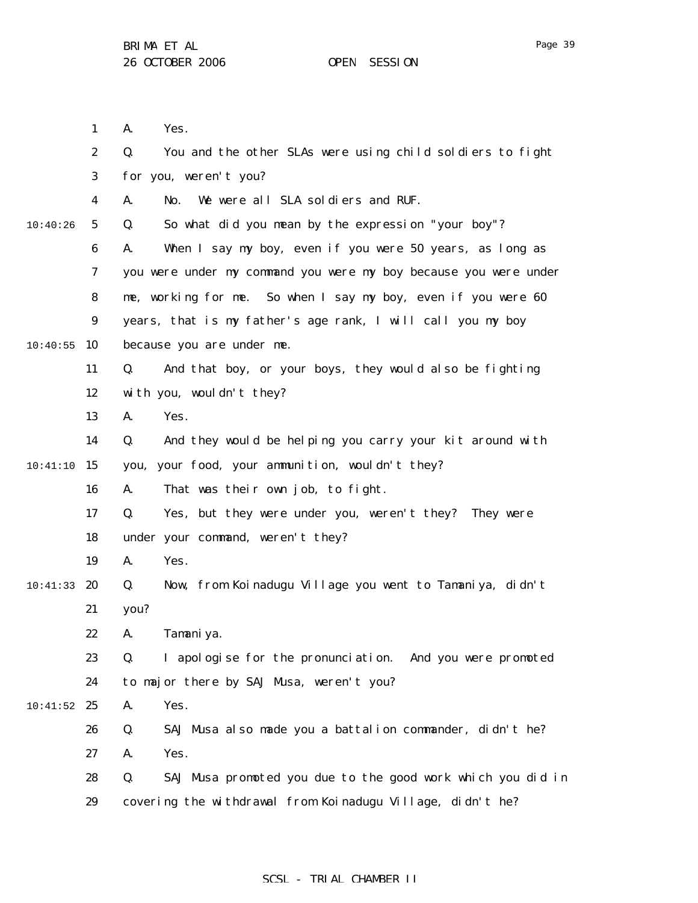A. Yes.

Q. You and the other SLAs were using child soldiers to fight for you, weren't you?

A. No. We were all SLA soldiers and RUF.

Q. So what did you mean by the expression "your boy"?

A. When I say my boy, even if you were 50 years, as long as you were under my command you were my boy because you were under me, working for me. So when I say my boy, even if you were 60 years, that is my father's age rank, I will call you my boy because you are under me.

Q. And that boy, or your boys, they would also be fighting with you, wouldn't they?

A. Yes.

Q. And they would be helping you carry your kit around with you, your food, your ammunition, wouldn't they?

A. That was their own job, to fight.

Q. Yes, but they were under you, weren't they? They were under your command, weren't they?

A. Yes.

Q. Now, from Koinadugu Village you went to Tamaniya, didn't you?

A. Tamaniya.

Q. I apologise for the pronunciation. And you were promoted to major there by SAJ Musa, weren't you?

A. Yes.

Q. SAJ Musa also made you a battalion commander, didn't he?

A. Yes.

Q. SAJ Musa promoted you due to the good work which you did in covering the withdrawal from Koinadugu Village, didn't he?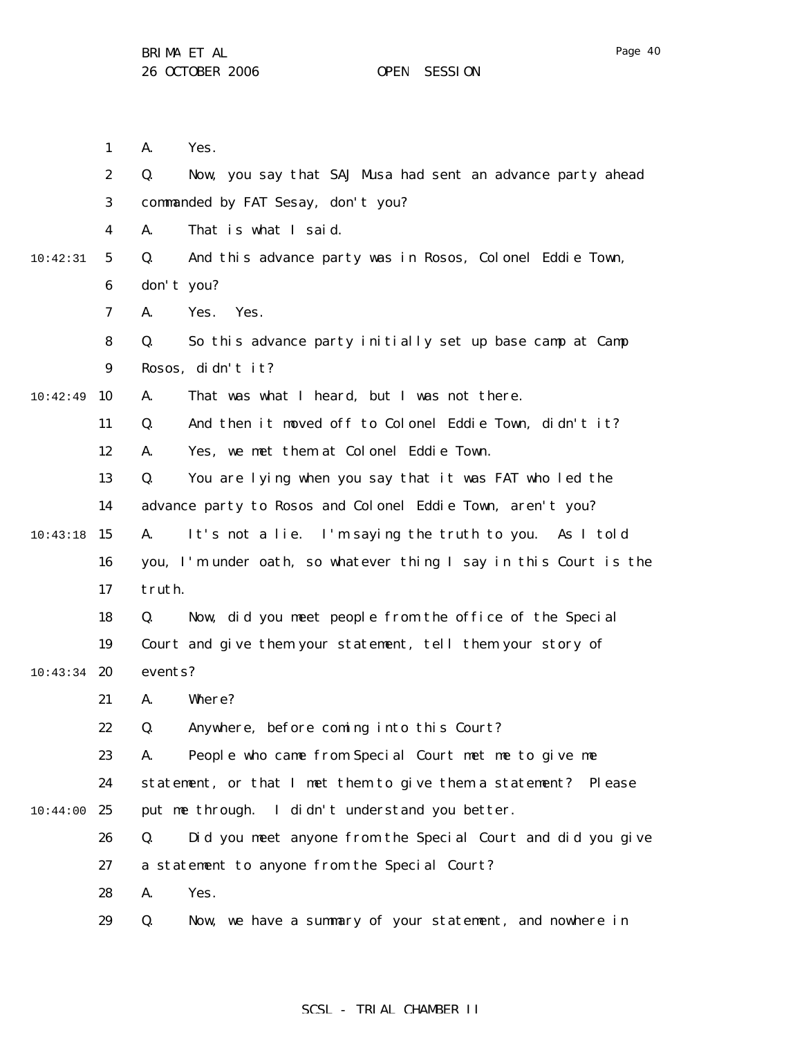A. Yes.

Q. Now, you say that SAJ Musa had sent an advance party ahead commanded by FAT Sesay, don't you?

A. That is what I said.

Q. And this advance party was in Rosos, Colonel Eddie Town, don't you?

A. Yes. Yes.

Q. So this advance party initially set up base camp at Camp Rosos, didn't it?

A. That was what I heard, but I was not there.

Q. And then it moved off to Colonel Eddie Town, didn't it?

A. Yes, we met them at Colonel Eddie Town.

Q. You are lying when you say that it was FAT who led the advance party to Rosos and Colonel Eddie Town, aren't you?

A. It's not a lie. I'm saying the truth to you. As I told you, I'm under oath, so whatever thing I say in this Court is the truth.

Q. Now, did you meet people from the office of the Special Court and give them your statement, tell them your story of events?

A. Where?

Q. Anywhere, before coming into this Court?

A. People who came from Special Court met me to give me statement, or that I met them to give them a statement? Please put me through. I didn't understand you better.

Q. Did you meet anyone from the Special Court and did you give a statement to anyone from the Special Court?

A. Yes.

Q. Now, we have a summary of your statement, and nowhere in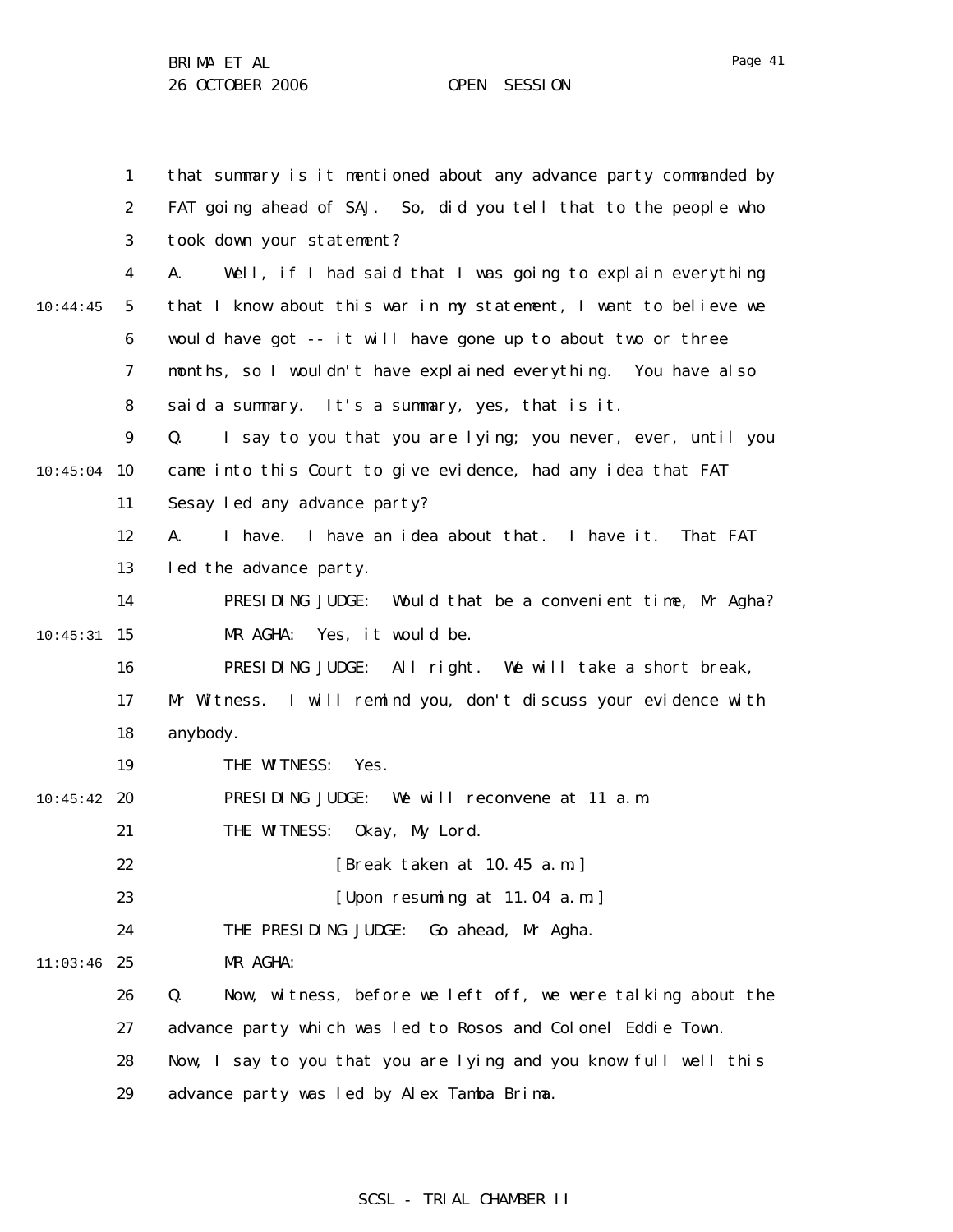that summary is it mentioned about any advance party commanded by FAT going ahead of SAJ. So, did you tell that to the people who took down your statement?

A. Well, if I had said that I was going to explain everything that I know about this war in my statement, I want to believe we would have got -- it will have gone up to about two or three months, so I wouldn't have explained everything. You have also said a summary. It's a summary, yes, that is it.

Q. I say to you that you are lying; you never, ever, until you came into this Court to give evidence, had any idea that FAT Sesay led any advance party?

A. I have. I have an idea about that. I have it. That FAT led the advance party.

PRESIDING JUDGE: Would that be a convenient time, Mr Agha?

MR AGHA: Yes, it would be.

PRESIDING JUDGE: All right. We will take a short break, Mr Witness. I will remind you, don't discuss your evidence with anybody.

THE WITNESS: Yes.

PRESIDING JUDGE: We will reconvene at 11 a.m.

THE WITNESS: Okay, My Lord.

[Break taken at 10.45 a.m.]

[Upon resuming at 11.04 a.m.]

THE PRESIDING JUDGE: Go ahead, Mr Agha.

MR AGHA:

Q. Now, witness, before we left off, we were talking about the advance party which was led to Rosos and Colonel Eddie Town. Now, I say to you that you are lying and you know full well this advance party was led by Alex Tamba Brima.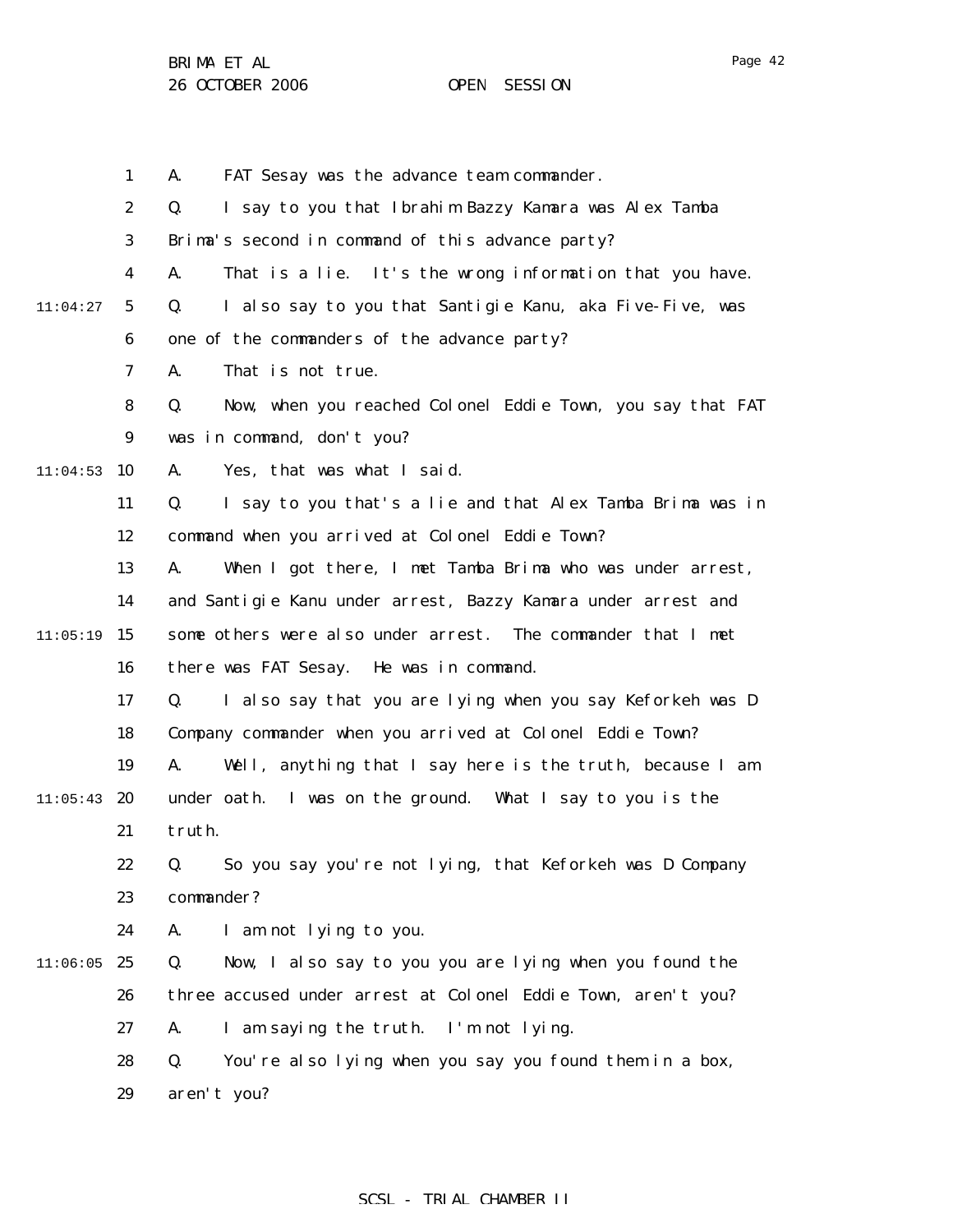A. FAT Sesay was the advance team commander.

Q. I say to you that Ibrahim Bazzy Kamara was Alex Tamba Brima's second in command of this advance party?

A. That is a lie. It's the wrong information that you have.

Q. I also say to you that Santigie Kanu, aka Five-Five, was one of the commanders of the advance party?

A. That is not true.

Q. Now, when you reached Colonel Eddie Town, you say that FAT was in command, don't you?

A. Yes, that was what I said.

Q. I say to you that's a lie and that Alex Tamba Brima was in command when you arrived at Colonel Eddie Town?

A. When I got there, I met Tamba Brima who was under arrest, and Santigie Kanu under arrest, Bazzy Kamara under arrest and some others were also under arrest. The commander that I met there was FAT Sesay. He was in command.

Q. I also say that you are lying when you say Keforkeh was D Company commander when you arrived at Colonel Eddie Town?

A. Well, anything that I say here is the truth, because I am under oath. I was on the ground. What I say to you is the truth.

Q. So you say you're not lying, that Keforkeh was D Company commander?

A. I am not lying to you.

Q. Now, I also say to you you are lying when you found the three accused under arrest at Colonel Eddie Town, aren't you?

A. I am saying the truth. I'm not lying.

Q. You're also lying when you say you found them in a box, aren't you?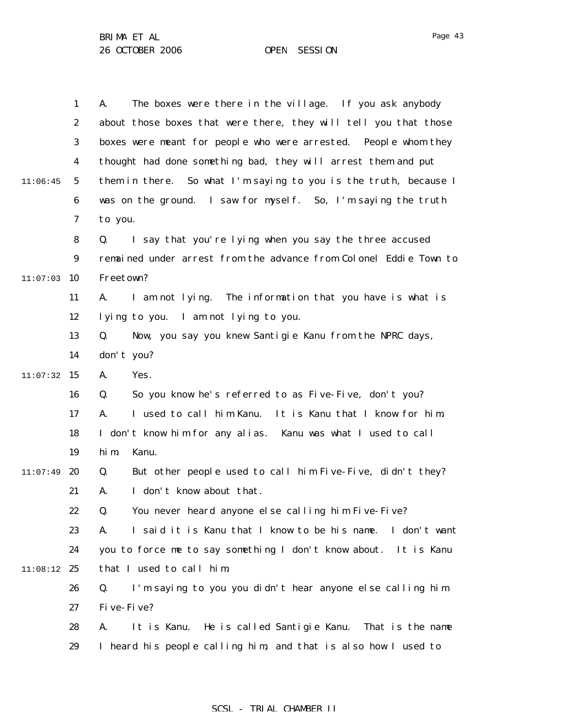A. The boxes were there in the village. If you ask anybody about those boxes that were there, they will tell you that those boxes were meant for people who were arrested. People whom they thought had done something bad, they will arrest them and put them in there. So what I'm saying to you is the truth, because I was on the ground. I saw for myself. So, I'm saying the truth to you.

Q. I say that you're lying when you say the three accused remained under arrest from the advance from Colonel Eddie Town to Freetown?

A. I am not lying. The information that you have is what is lying to you. I am not lying to you.

Q. Now, you say you knew Santigie Kanu from the NPRC days, don't you?

A. Yes.

Q. So you know he's referred to as Five-Five, don't you?

A. I used to call him Kanu. It is Kanu that I know for him. I don't know him for any alias. Kanu was what I used to call him. Kanu.

Q. But other people used to call him Five-Five, didn't they?

A. I don't know about that.

Q. You never heard anyone else calling him Five-Five?

A. I said it is Kanu that I know to be his name. I don't want you to force me to say something I don't know about. It is Kanu that I used to call him.

Q. I'm saying to you you didn't hear anyone else calling him Five-Five?

A. It is Kanu. He is called Santigie Kanu. That is the name I heard his people calling him, and that is also how I used to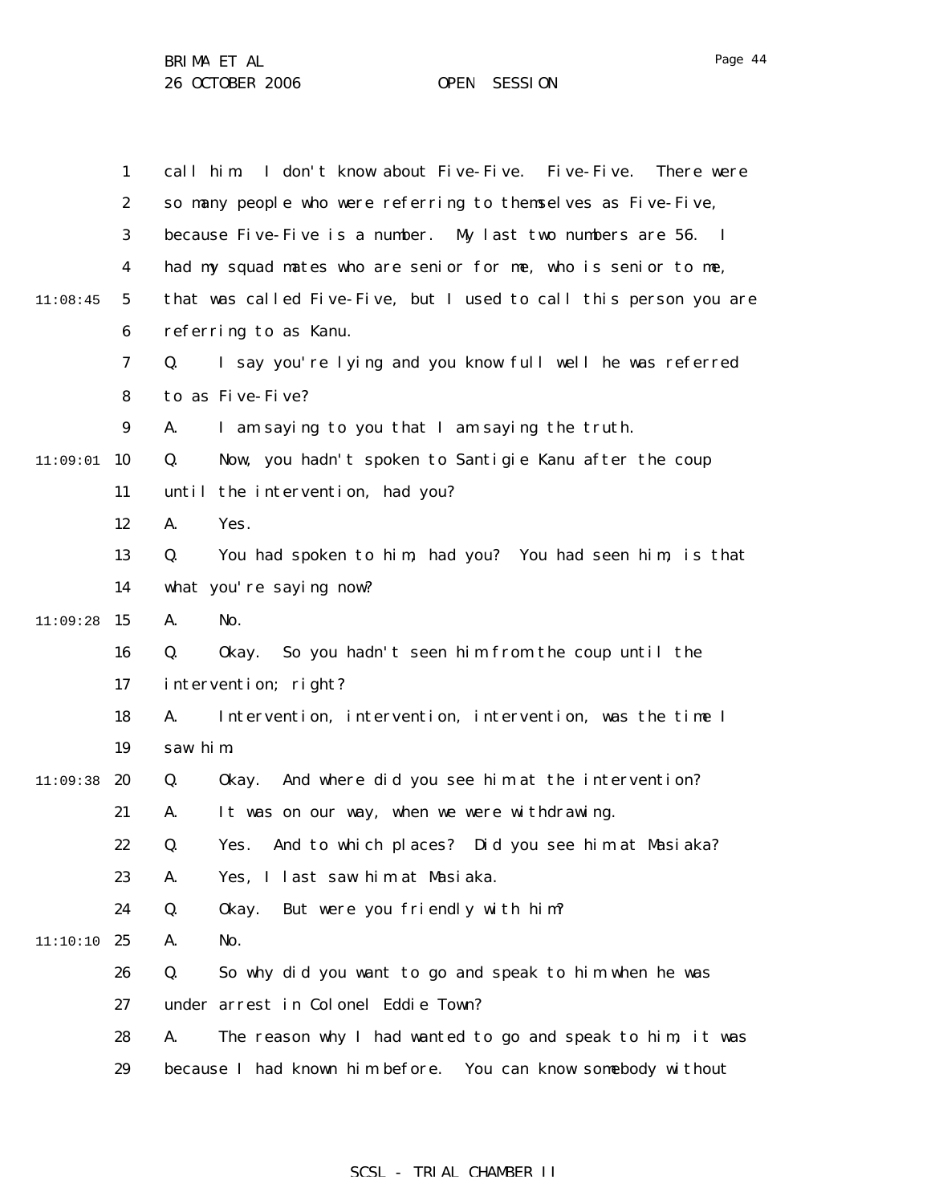call him. I don't know about Five-Five. Five-Five. There were so many people who were referring to themselves as Five-Five, because Five-Five is a number. My last two numbers are 56. I had my squad mates who are senior for me, who is senior to me, that was called Five-Five, but I used to call this person you are referring to as Kanu.

Q. I say you're lying and you know full well he was referred to as Five-Five?

A. I am saying to you that I am saying the truth.

Q. Now, you hadn't spoken to Santigie Kanu after the coup until the intervention, had you?

A. Yes.

Q. You had spoken to him, had you? You had seen him, is that what you're saying now?

A. No.

Q. Okay. So you hadn't seen him from the coup until the intervention; right?

A. Intervention, intervention, intervention, was the time I saw him.

Q. Okay. And where did you see him at the intervention?

A. It was on our way, when we were withdrawing.

Q. Yes. And to which places? Did you see him at Masiaka?

A. Yes, I last saw him at Masiaka.

Q. Okay. But were you friendly with him?

A. No.

Q. So why did you want to go and speak to him when he was under arrest in Colonel Eddie Town?

A. The reason why I had wanted to go and speak to him, it was because I had known him before. You can know somebody without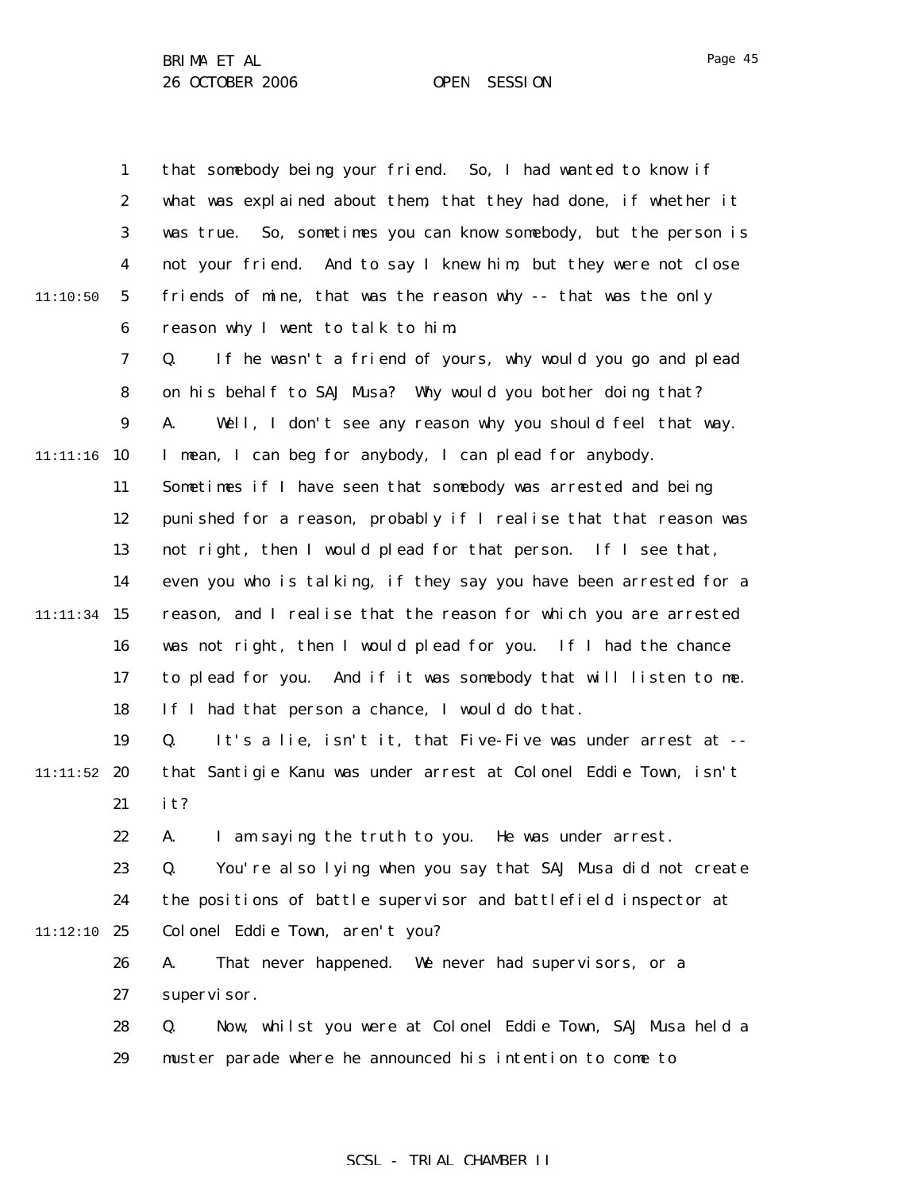that somebody being your friend. So, I had wanted to know if what was explained about them, that they had done, if whether it was true. So, sometimes you can know somebody, but the person is not your friend. And to say I knew him, but they were not close friends of mine, that was the reason why -- that was the only reason why I went to talk to him.

Q. If he wasn't a friend of yours, why would you go and plead on his behalf to SAJ Musa? Why would you bother doing that?

A. Well, I don't see any reason why you should feel that way. I mean, I can beg for anybody, I can plead for anybody. Sometimes if I have seen that somebody was arrested and being punished for a reason, probably if I realise that that reason was not right, then I would plead for that person. If I see that, even you who is talking, if they say you have been arrested for a reason, and I realise that the reason for which you are arrested was not right, then I would plead for you. If I had the chance to plead for you. And if it was somebody that will listen to me. If I had that person a chance, I would do that.

Q. It's a lie, isn't it, that Five-Five was under arrest at -- that Santigie Kanu was under arrest at Colonel Eddie Town, isn't it?

A. I am saying the truth to you. He was under arrest.

Q. You're also lying when you say that SAJ Musa did not create the positions of battle supervisor and battlefield inspector at Colonel Eddie Town, aren't you?

A. That never happened. We never had supervisors, or a supervisor.

Q. Now, whilst you were at Colonel Eddie Town, SAJ Musa held a muster parade where he announced his intention to come to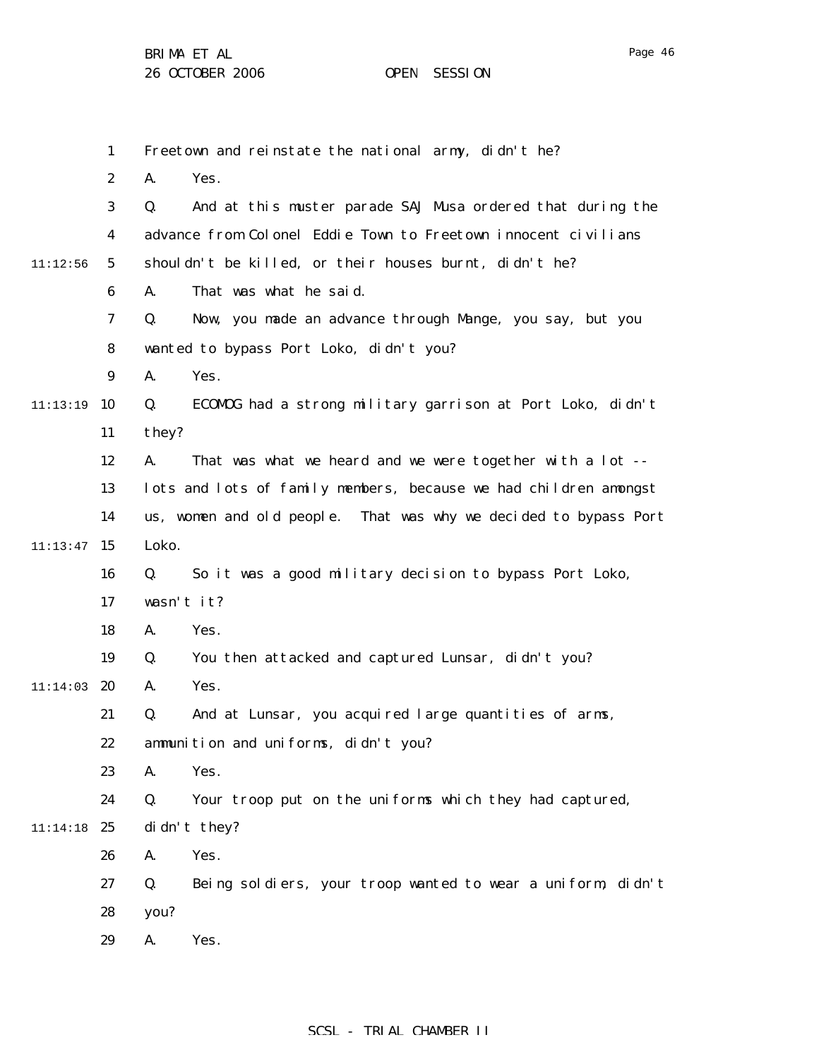Freetown and reinstate the national army, didn't he?

A. Yes.

Q. And at this muster parade SAJ Musa ordered that during the advance from Colonel Eddie Town to Freetown innocent civilians shouldn't be killed, or their houses burnt, didn't he?

A. That was what he said.

Q. Now, you made an advance through Mange, you say, but you wanted to bypass Port Loko, didn't you?

A. Yes.

Q. ECOMOG had a strong military garrison at Port Loko, didn't they?

A. That was what we heard and we were together with a lot -- lots and lots of family members, because we had children amongst us, women and old people. That was why we decided to bypass Port Loko.

Q. So it was a good military decision to bypass Port Loko, wasn't it?

A. Yes.

Q. You then attacked and captured Lunsar, didn't you?

A. Yes.

Q. And at Lunsar, you acquired large quantities of arms, ammunition and uniforms, didn't you?

A. Yes.

Q. Your troop put on the uniforms which they had captured, didn't they?

A. Yes.

Q. Being soldiers, your troop wanted to wear a uniform, didn't you?

A. Yes.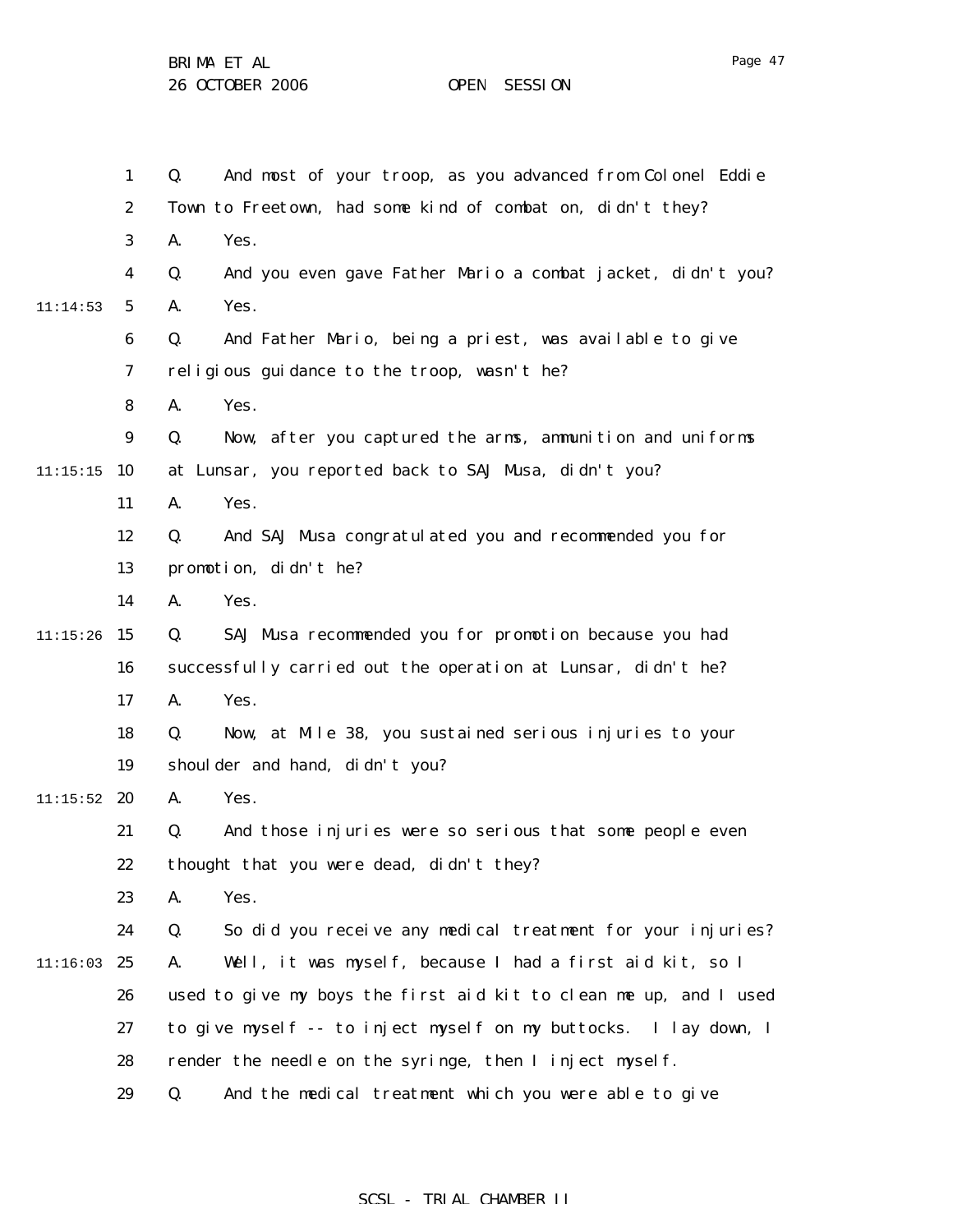Q. And most of your troop, as you advanced from Colonel Eddie Town to Freetown, had some kind of combat on, didn't they?

A. Yes.

Q. And you even gave Father Mario a combat jacket, didn't you?

A. Yes.

Q. And Father Mario, being a priest, was available to give religious guidance to the troop, wasn't he?

A. Yes.

Q. Now, after you captured the arms, ammunition and uniforms at Lunsar, you reported back to SAJ Musa, didn't you?

A. Yes.

Q. And SAJ Musa congratulated you and recommended you for promotion, didn't he?

A. Yes.

Q. SAJ Musa recommended you for promotion because you had successfully carried out the operation at Lunsar, didn't he?

A. Yes.

Q. Now, at Mile 38, you sustained serious injuries to your shoulder and hand, didn't you?

A. Yes.

Q. And those injuries were so serious that some people even thought that you were dead, didn't they?

A. Yes.

Q. So did you receive any medical treatment for your injuries?

A. Well, it was myself, because I had a first aid kit, so I used to give my boys the first aid kit to clean me up, and I used to give myself -- to inject myself on my buttocks. I lay down, I render the needle on the syringe, then I inject myself.

Q. And the medical treatment which you were able to give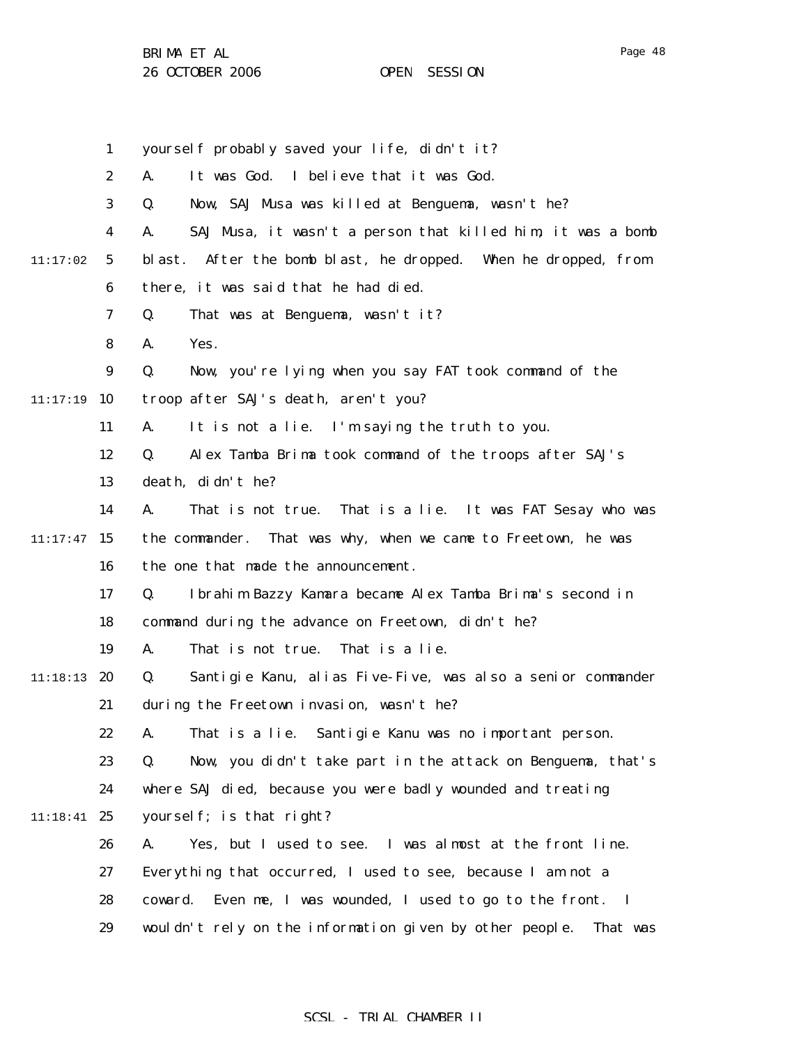yourself probably saved your life, didn't it?

A. It was God. I believe that it was God.

Q. Now, SAJ Musa was killed at Benguema, wasn't he?

A. SAJ Musa, it wasn't a person that killed him, it was a bomb blast. After the bomb blast, he dropped. When he dropped, from there, it was said that he had died.

Q. That was at Benguema, wasn't it?

A. Yes.

Q. Now, you're lying when you say FAT took command of the troop after SAJ's death, aren't you?

A. It is not a lie. I'm saying the truth to you.

Q. Alex Tamba Brima took command of the troops after SAJ's death, didn't he?

A. That is not true. That is a lie. It was FAT Sesay who was the commander. That was why, when we came to Freetown, he was the one that made the announcement.

Q. Ibrahim Bazzy Kamara became Alex Tamba Brima's second in command during the advance on Freetown, didn't he?

A. That is not true. That is a lie.

Q. Santigie Kanu, alias Five-Five, was also a senior commander during the Freetown invasion, wasn't he?

A. That is a lie. Santigie Kanu was no important person.

Q. Now, you didn't take part in the attack on Benguema, that's where SAJ died, because you were badly wounded and treating yourself; is that right?

A. Yes, but I used to see. I was almost at the front line. Everything that occurred, I used to see, because I am not a coward. Even me, I was wounded, I used to go to the front. I wouldn't rely on the information given by other people. That was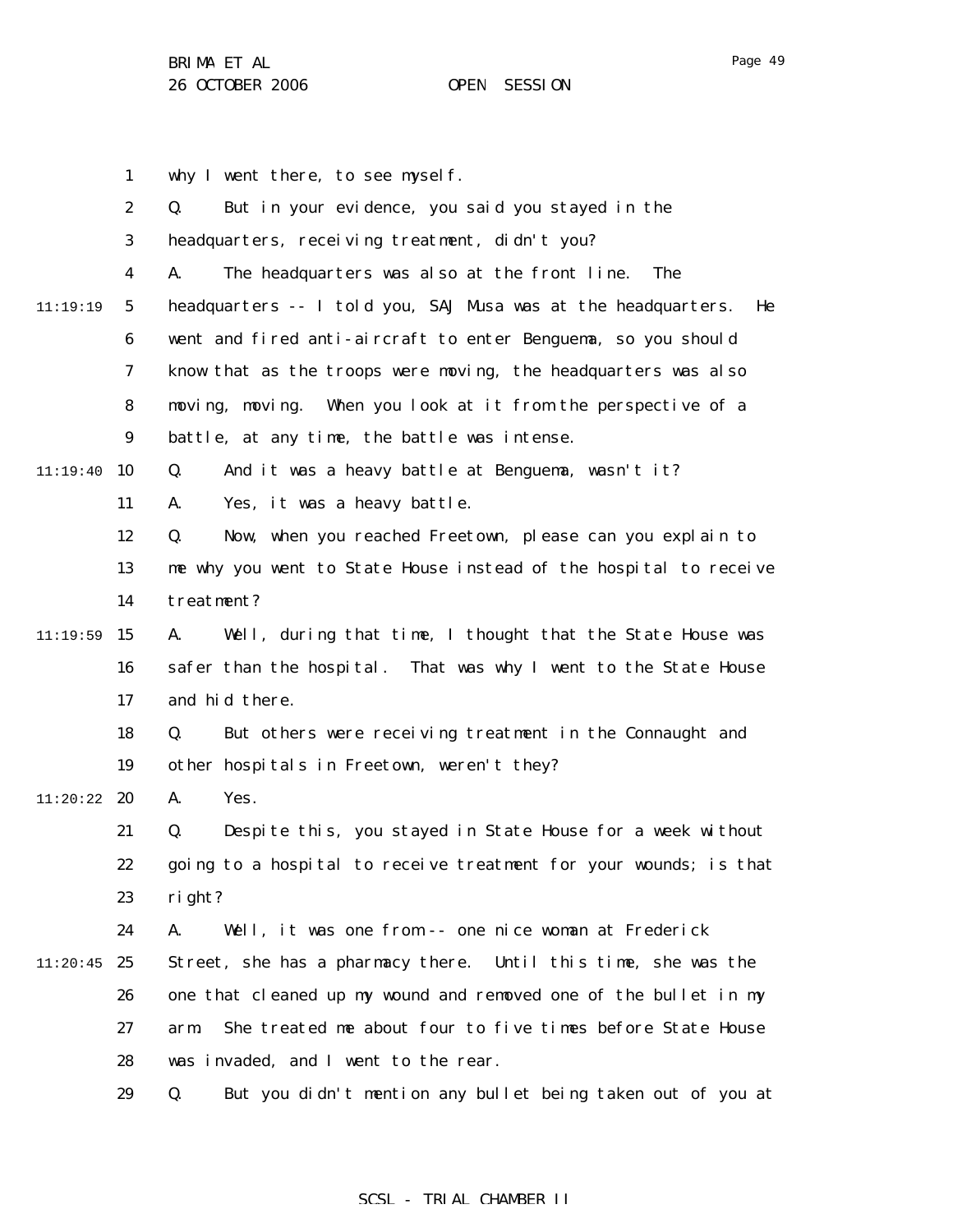1 why I went there, to see myself.

2 Q. But in your evidence, you said you stayed in the

3 headquarters, receiving treatment, didn't you?

4 A. The headquarters was also at the front line. The

11:19:19 5 headquarters -- I told you, SAJ Musa was at the headquarters. He

6 went and fired anti-aircraft to enter Benguema, so you should

7 know that as the troops were moving, the headquarters was also

8 moving, moving. When you look at it from the perspective of a

9 battle, at any time, the battle was intense.

11:19:40 10 Q. And it was a heavy battle at Benguema, wasn't it?

11 A. Yes, it was a heavy battle.

12 Q. Now, when you reached Freetown, please can you explain to

13 me why you went to State House instead of the hospital to receive

14 treatment?

11:19:59 15 A. Well, during that time, I thought that the State House was

16 safer than the hospital. That was why I went to the State House

17 and hid there.

18 Q. But others were receiving treatment in the Connaught and

19 other hospitals in Freetown, weren't they?

11:20:22 20 A. Yes.

21 Q. Despite this, you stayed in State House for a week without

22 going to a hospital to receive treatment for your wounds; is that

23 right?

24 A. Well, it was one from -- one nice woman at Frederick

11:20:45 25 Street, she has a pharmacy there. Until this time, she was the

26 one that cleaned up my wound and removed one of the bullet in my

27 arm. She treated me about four to five times before State House

28 was invaded, and I went to the rear.

29 Q. But you didn't mention any bullet being taken out of you at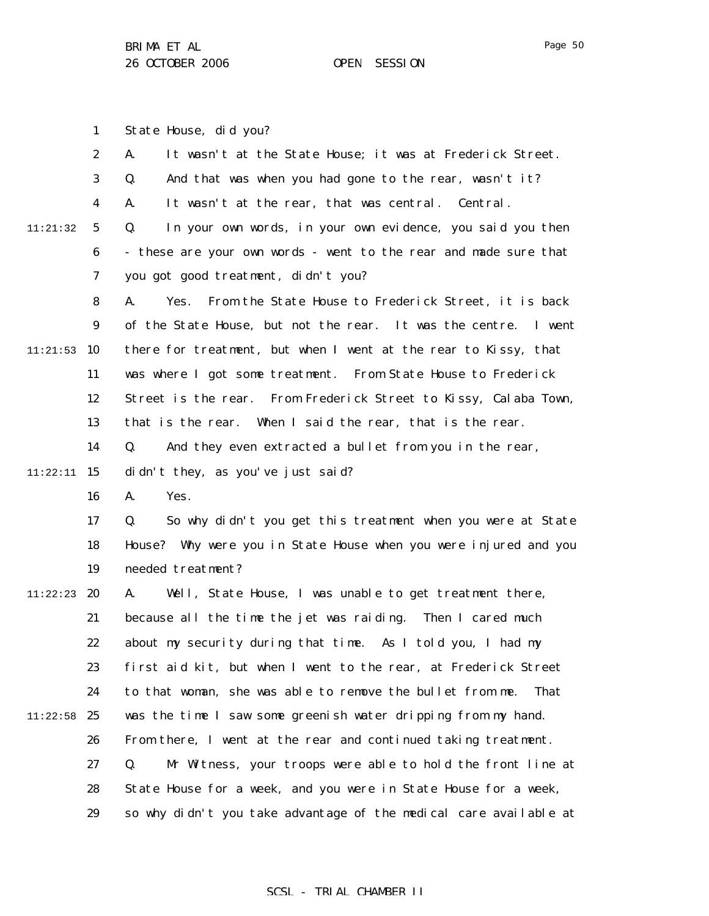State House, did you?

A. It wasn't at the State House; it was at Frederick Street.

Q. And that was when you had gone to the rear, wasn't it?

A. It wasn't at the rear, that was central. Central.

Q. In your own words, in your own evidence, you said you then - these are your own words - went to the rear and made sure that you got good treatment, didn't you?

A. Yes. From the State House to Frederick Street, it is back of the State House, but not the rear. It was the centre. I went there for treatment, but when I went at the rear to Kissy, that was where I got some treatment. From State House to Frederick Street is the rear. From Frederick Street to Kissy, Calaba Town, that is the rear. When I said the rear, that is the rear.

Q. And they even extracted a bullet from you in the rear, didn't they, as you've just said?

A. Yes.

Q. So why didn't you get this treatment when you were at State House? Why were you in State House when you were injured and you needed treatment?

A. Well, State House, I was unable to get treatment there, because all the time the jet was raiding. Then I cared much about my security during that time. As I told you, I had my first aid kit, but when I went to the rear, at Frederick Street to that woman, she was able to remove the bullet from me. That was the time I saw some greenish water dripping from my hand. From there, I went at the rear and continued taking treatment.

Q. Mr Witness, your troops were able to hold the front line at State House for a week, and you were in State House for a week, so why didn't you take advantage of the medical care available at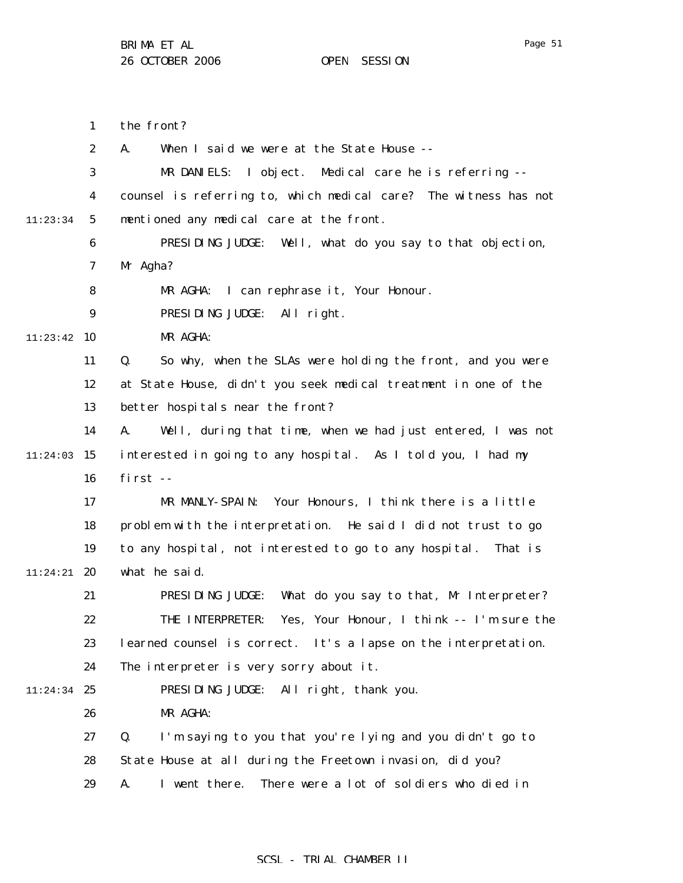the front?

A. When I said we were at the State House --

MR DANIELS: I object. Medical care he is referring -- counsel is referring to, which medical care? The witness has not mentioned any medical care at the front.

PRESIDING JUDGE: Well, what do you say to that objection, Mr Agha?

MR AGHA: I can rephrase it, Your Honour.

PRESIDING JUDGE: All right.

MR AGHA:

Q. So why, when the SLAs were holding the front, and you were at State House, didn't you seek medical treatment in one of the better hospitals near the front?

A. Well, during that time, when we had just entered, I was not interested in going to any hospital. As I told you, I had my first --

MR MANLY-SPAIN: Your Honours, I think there is a little problem with the interpretation. He said I did not trust to go to any hospital, not interested to go to any hospital. That is what he said.

PRESIDING JUDGE: What do you say to that, Mr Interpreter?

THE INTERPRETER: Yes, Your Honour, I think -- I'm sure the learned counsel is correct. It's a lapse on the interpretation. The interpreter is very sorry about it.

PRESIDING JUDGE: All right, thank you.

MR AGHA:

Q. I'm saying to you that you're lying and you didn't go to State House at all during the Freetown invasion, did you?

A. I went there. There were a lot of soldiers who died in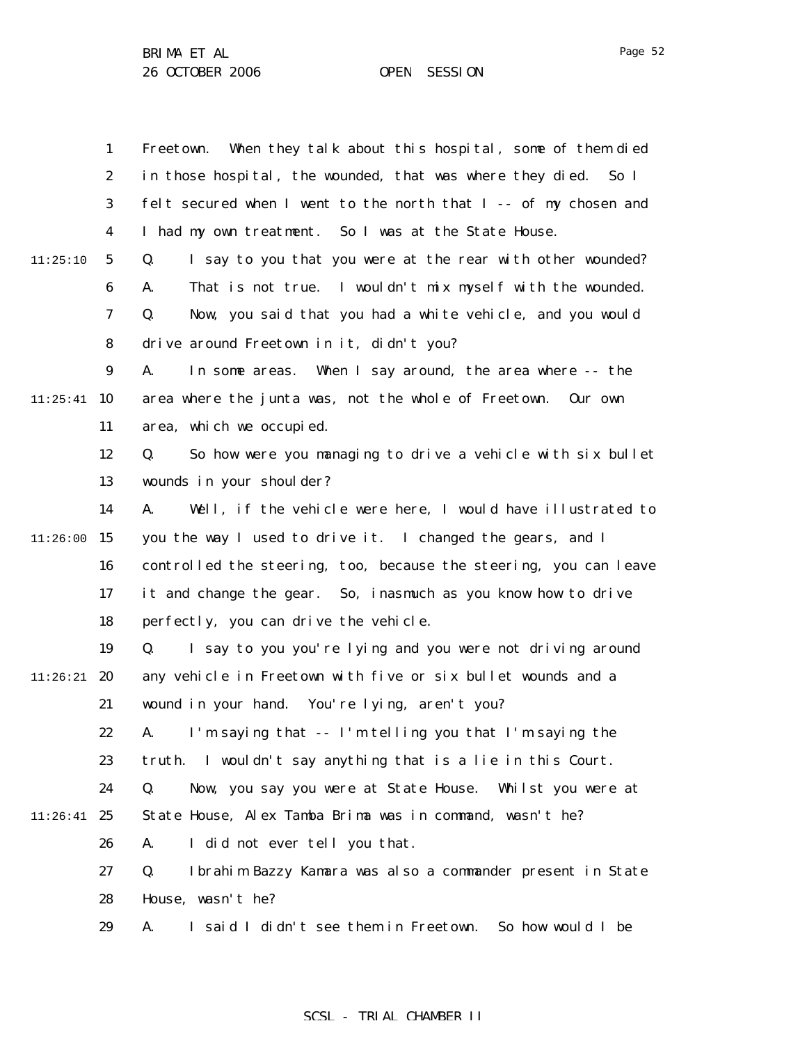Freetown. When they talk about this hospital, some of them died in those hospital, the wounded, that was where they died. So I felt secured when I went to the north that I -- of my chosen and I had my own treatment. So I was at the State House.

Q. I say to you that you were at the rear with other wounded?

A. That is not true. I wouldn't mix myself with the wounded.

Q. Now, you said that you had a white vehicle, and you would drive around Freetown in it, didn't you?

A. In some areas. When I say around, the area where -- the area where the junta was, not the whole of Freetown. Our own area, which we occupied.

Q. So how were you managing to drive a vehicle with six bullet wounds in your shoulder?

A. Well, if the vehicle were here, I would have illustrated to you the way I used to drive it. I changed the gears, and I controlled the steering, too, because the steering, you can leave it and change the gear. So, inasmuch as you know how to drive perfectly, you can drive the vehicle.

Q. I say to you you're lying and you were not driving around any vehicle in Freetown with five or six bullet wounds and a wound in your hand. You're lying, aren't you?

A. I'm saying that -- I'm telling you that I'm saying the truth. I wouldn't say anything that is a lie in this Court.

Q. Now, you say you were at State House. Whilst you were at State House, Alex Tamba Brima was in command, wasn't he?

A. I did not ever tell you that.

Q. Ibrahim Bazzy Kamara was also a commander present in State House, wasn't he?

A. I said I didn't see them in Freetown. So how would I be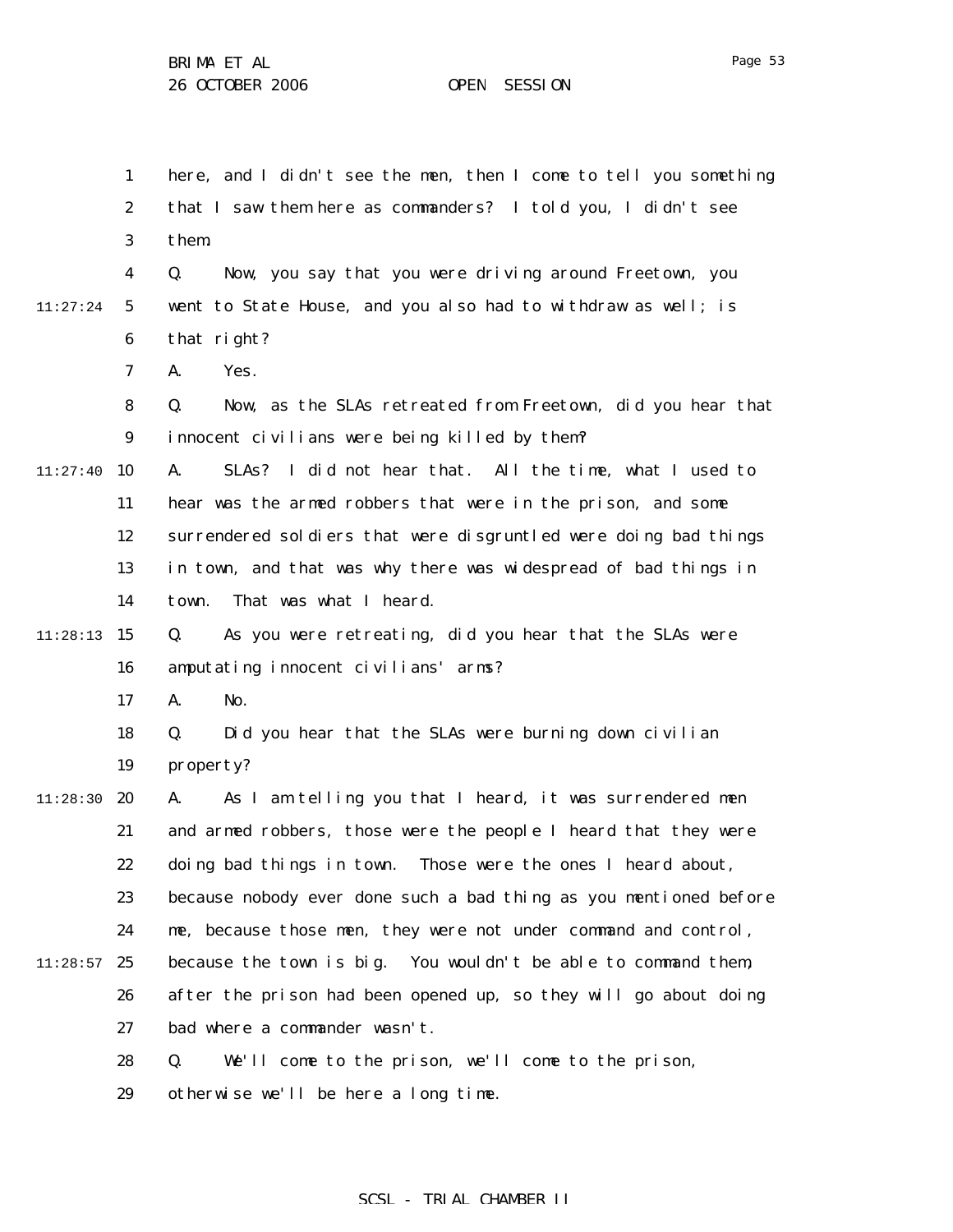here, and I didn't see the men, then I come to tell you something that I saw them here as commanders? I told you, I didn't see them.

Q. Now, you say that you were driving around Freetown, you went to State House, and you also had to withdraw as well; is that right?

A. Yes.

Q. Now, as the SLAs retreated from Freetown, did you hear that innocent civilians were being killed by them?

A. SLAs? I did not hear that. All the time, what I used to hear was the armed robbers that were in the prison, and some surrendered soldiers that were disgruntled were doing bad things in town, and that was why there was widespread of bad things in town. That was what I heard.

Q. As you were retreating, did you hear that the SLAs were amputating innocent civilians' arms?

A. No.

Q. Did you hear that the SLAs were burning down civilian property?

A. As I am telling you that I heard, it was surrendered men and armed robbers, those were the people I heard that they were doing bad things in town. Those were the ones I heard about, because nobody ever done such a bad thing as you mentioned before me, because those men, they were not under command and control, because the town is big. You wouldn't be able to command them, after the prison had been opened up, so they will go about doing bad where a commander wasn't.

Q. We'll come to the prison, we'll come to the prison, otherwise we'll be here a long time.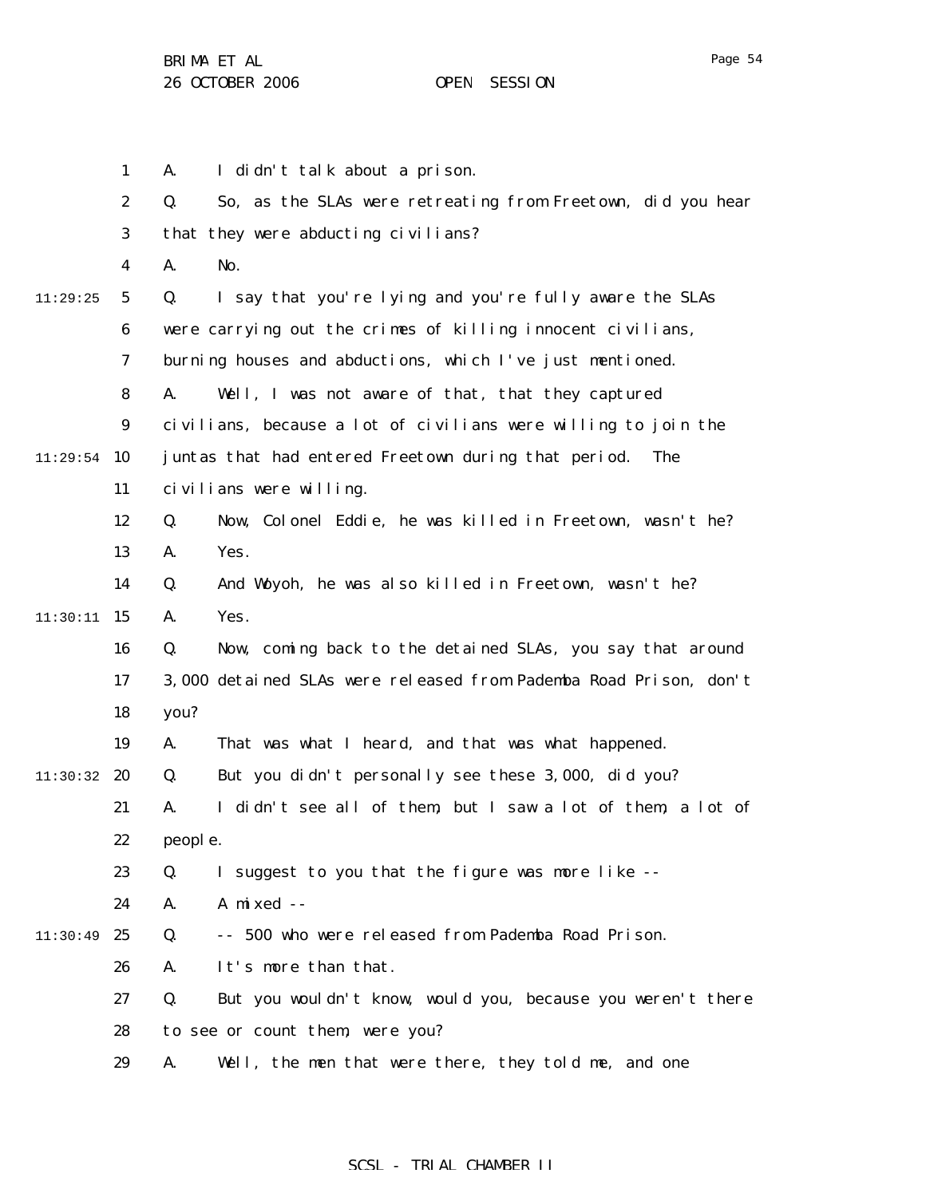A. I didn't talk about a prison.

Q. So, as the SLAs were retreating from Freetown, did you hear that they were abducting civilians?

A. No.

Q. I say that you're lying and you're fully aware the SLAs were carrying out the crimes of killing innocent civilians, burning houses and abductions, which I've just mentioned.

A. Well, I was not aware of that, that they captured civilians, because a lot of civilians were willing to join the juntas that had entered Freetown during that period. The civilians were willing.

Q. Now, Colonel Eddie, he was killed in Freetown, wasn't he?

A. Yes.

Q. And Woyoh, he was also killed in Freetown, wasn't he?

A. Yes.

Q. Now, coming back to the detained SLAs, you say that around 3,000 detained SLAs were released from Pademba Road Prison, don't you?

A. That was what I heard, and that was what happened.

Q. But you didn't personally see these 3,000, did you?

A. I didn't see all of them, but I saw a lot of them, a lot of people.

Q. I suggest to you that the figure was more like --

A. A mixed --

Q. -- 500 who were released from Pademba Road Prison.

A. It's more than that.

Q. But you wouldn't know, would you, because you weren't there to see or count them, were you?

A. Well, the men that were there, they told me, and one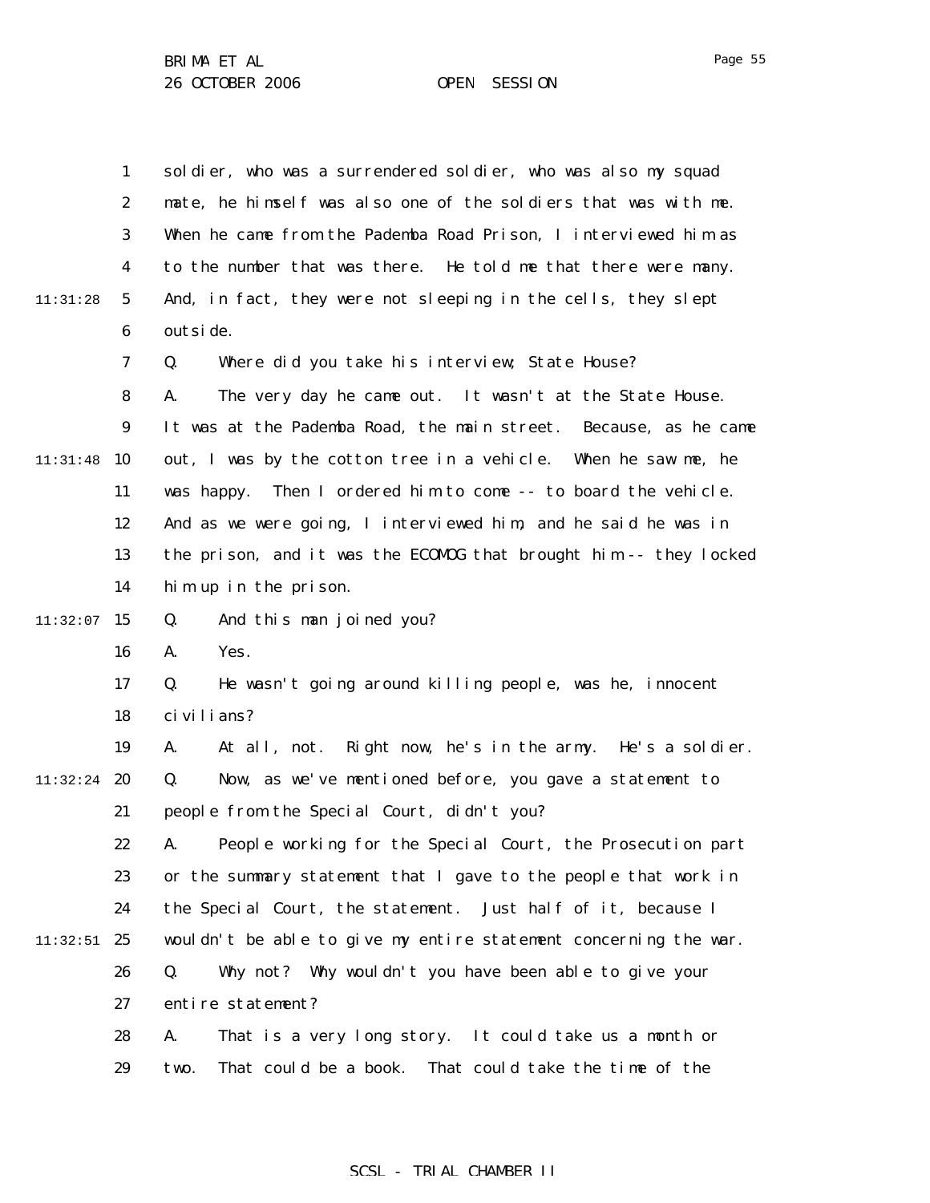soldier, who was a surrendered soldier, who was also my squad mate, he himself was also one of the soldiers that was with me. When he came from the Pademba Road Prison, I interviewed him as to the number that was there. He told me that there were many. And, in fact, they were not sleeping in the cells, they slept outside.

Q. Where did you take his interview; State House?

A. The very day he came out. It wasn't at the State House. It was at the Pademba Road, the main street. Because, as he came out, I was by the cotton tree in a vehicle. When he saw me, he was happy. Then I ordered him to come -- to board the vehicle. And as we were going, I interviewed him, and he said he was in the prison, and it was the ECOMOG that brought him -- they locked him up in the prison.

Q. And this man joined you?

A. Yes.

Q. He wasn't going around killing people, was he, innocent civilians?

A. At all, not. Right now, he's in the army. He's a soldier.

Q. Now, as we've mentioned before, you gave a statement to people from the Special Court, didn't you?

A. People working for the Special Court, the Prosecution part or the summary statement that I gave to the people that work in the Special Court, the statement. Just half of it, because I wouldn't be able to give my entire statement concerning the war.

Q. Why not? Why wouldn't you have been able to give your entire statement?

A. That is a very long story. It could take us a month or two. That could be a book. That could take the time of the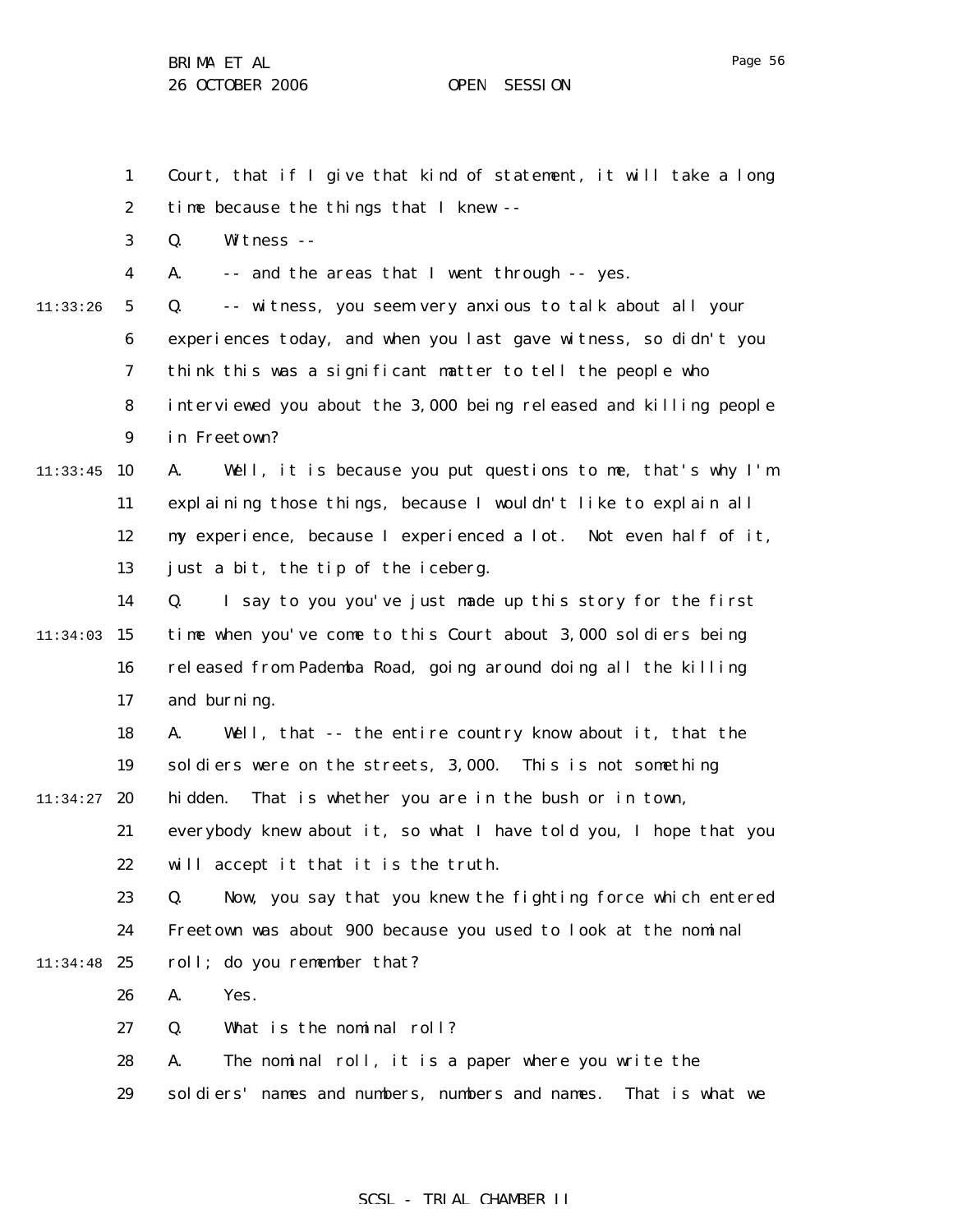Court, that if I give that kind of statement, it will take a long time because the things that I knew --

Q. Witness --

A. -- and the areas that I went through -- yes.

Q. -- witness, you seem very anxious to talk about all your experiences today, and when you last gave witness, so didn't you think this was a significant matter to tell the people who interviewed you about the 3,000 being released and killing people in Freetown?

A. Well, it is because you put questions to me, that's why I'm explaining those things, because I wouldn't like to explain all my experience, because I experienced a lot. Not even half of it, just a bit, the tip of the iceberg.

Q. I say to you you've just made up this story for the first time when you've come to this Court about 3,000 soldiers being released from Pademba Road, going around doing all the killing and burning.

A. Well, that -- the entire country know about it, that the soldiers were on the streets, 3,000. This is not something hidden. That is whether you are in the bush or in town, everybody knew about it, so what I have told you, I hope that you will accept it that it is the truth.

Q. Now, you say that you knew the fighting force which entered Freetown was about 900 because you used to look at the nominal roll; do you remember that?

A. Yes.

Q. What is the nominal roll?

A. The nominal roll, it is a paper where you write the soldiers' names and numbers, numbers and names. That is what we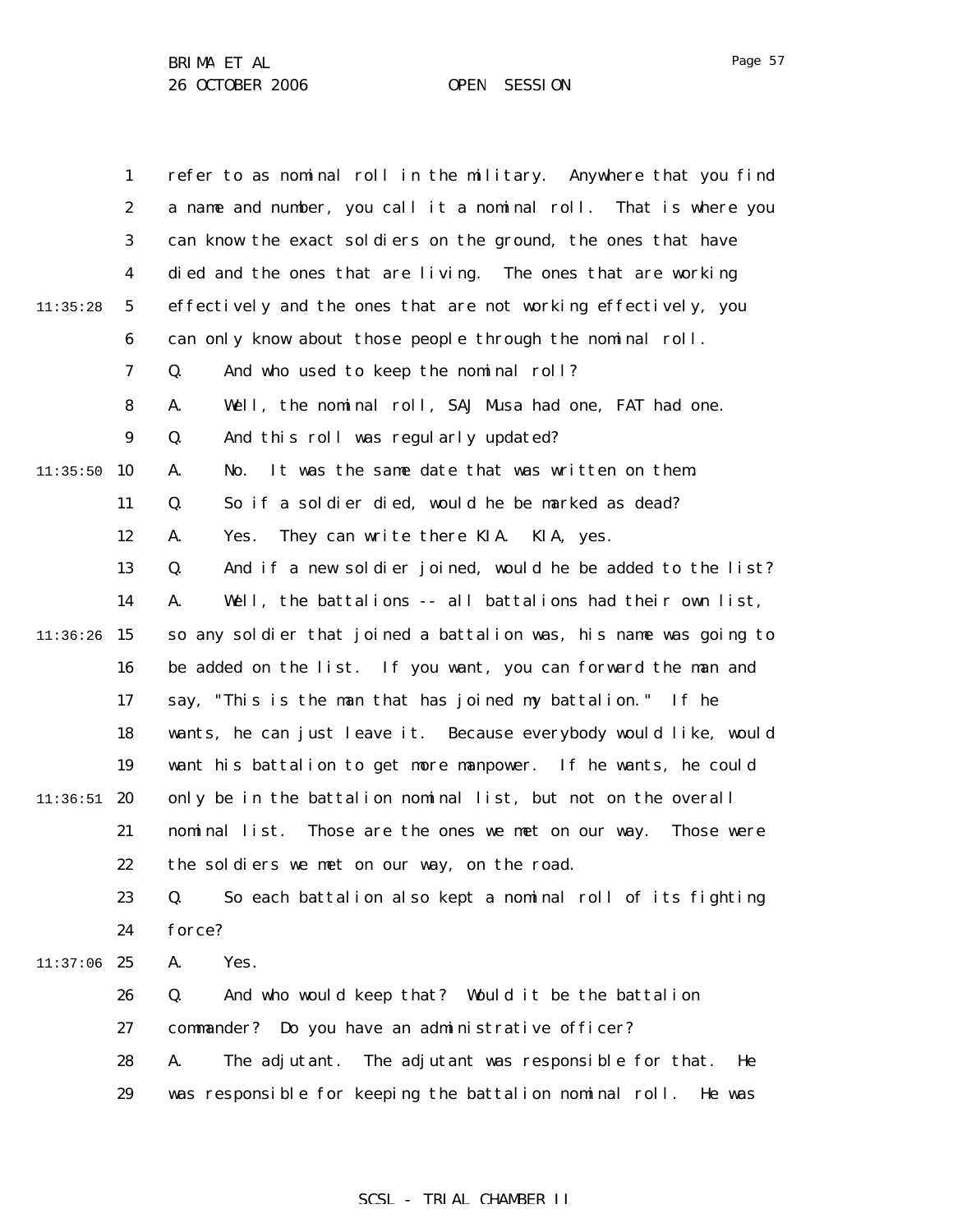refer to as nominal roll in the military. Anywhere that you find a name and number, you call it a nominal roll. That is where you can know the exact soldiers on the ground, the ones that have died and the ones that are living. The ones that are working effectively and the ones that are not working effectively, you can only know about those people through the nominal roll.

Q. And who used to keep the nominal roll?

A. Well, the nominal roll, SAJ Musa had one, FAT had one.

Q. And this roll was regularly updated?

A. No. It was the same date that was written on them.

Q. So if a soldier died, would he be marked as dead?

A. Yes. They can write there KIA. KIA, yes.

Q. And if a new soldier joined, would he be added to the list?

A. Well, the battalions -- all battalions had their own list, so any soldier that joined a battalion was, his name was going to be added on the list. If you want, you can forward the man and say, "This is the man that has joined my battalion." If he wants, he can just leave it. Because everybody would like, would want his battalion to get more manpower. If he wants, he could only be in the battalion nominal list, but not on the overall nominal list. Those are the ones we met on our way. Those were the soldiers we met on our way, on the road.

Q. So each battalion also kept a nominal roll of its fighting force?

A. Yes.

Q. And who would keep that? Would it be the battalion commander? Do you have an administrative officer?

A. The adjutant. The adjutant was responsible for that. He was responsible for keeping the battalion nominal roll. He was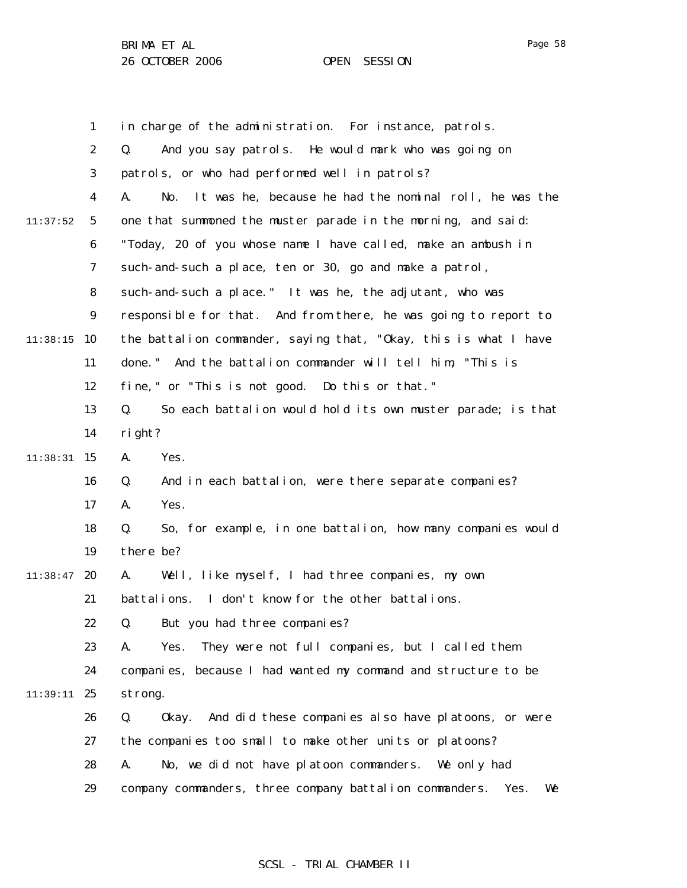in charge of the administration. For instance, patrols.

Q. And you say patrols. He would mark who was going on patrols, or who had performed well in patrols?

A. No. It was he, because he had the nominal roll, he was the one that summoned the muster parade in the morning, and said: "Today, 20 of you whose name I have called, make an ambush in such-and-such a place, ten or 30, go and make a patrol, such-and-such a place." It was he, the adjutant, who was responsible for that. And from there, he was going to report to the battalion commander, saying that, "Okay, this is what I have done." And the battalion commander will tell him, "This is fine," or "This is not good. Do this or that."

Q. So each battalion would hold its own muster parade; is that right?

A. Yes.

Q. And in each battalion, were there separate companies?

A. Yes.

Q. So, for example, in one battalion, how many companies would there be?

A. Well, like myself, I had three companies, my own battalions. I don't know for the other battalions.

Q. But you had three companies?

A. Yes. They were not full companies, but I called them companies, because I had wanted my command and structure to be strong.

Q. Okay. And did these companies also have platoons, or were the companies too small to make other units or platoons?

A. No, we did not have platoon commanders. We only had company commanders, three company battalion commanders. Yes. We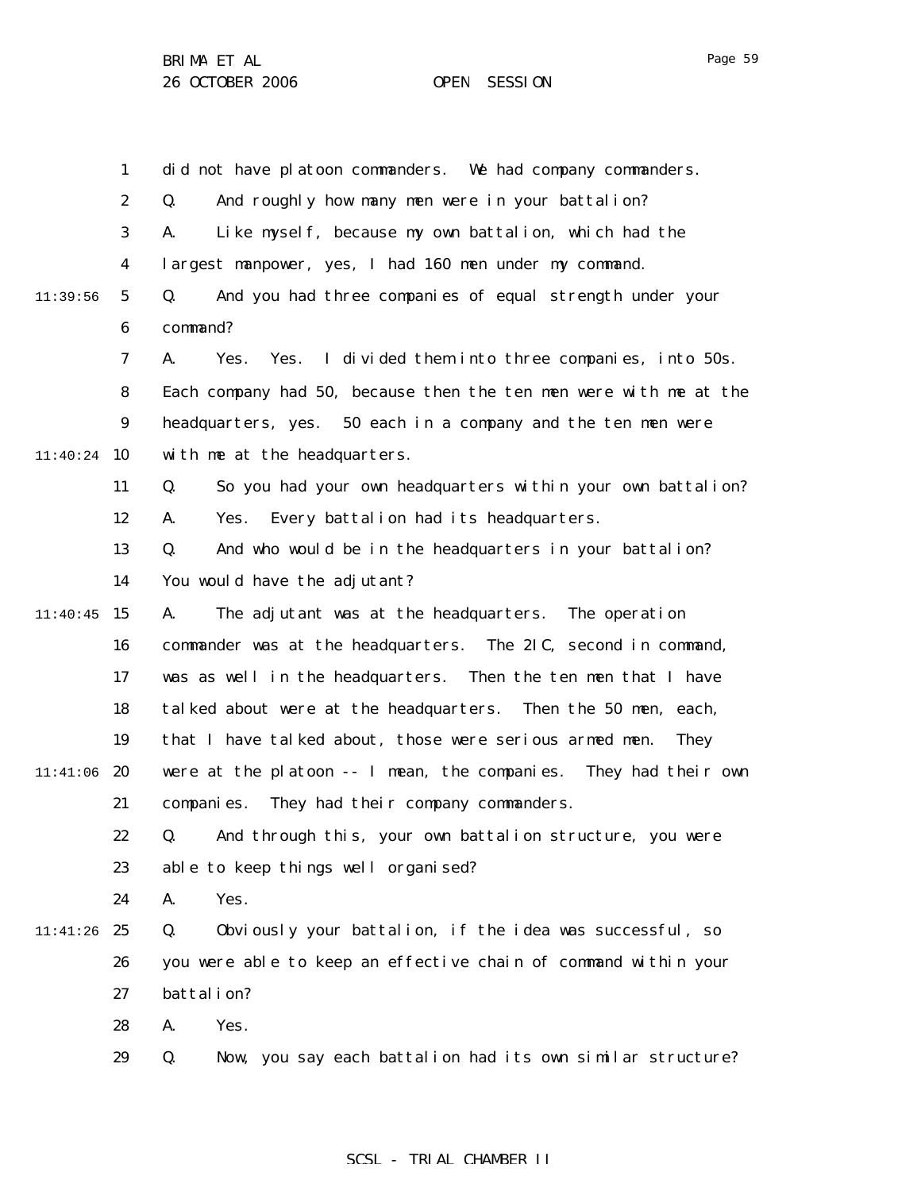did not have platoon commanders. We had company commanders.

Q. And roughly how many men were in your battalion?

A. Like myself, because my own battalion, which had the largest manpower, yes, I had 160 men under my command.

Q. And you had three companies of equal strength under your command?

A. Yes. Yes. I divided them into three companies, into 50s. Each company had 50, because then the ten men were with me at the headquarters, yes. 50 each in a company and the ten men were with me at the headquarters.

Q. So you had your own headquarters within your own battalion?

A. Yes. Every battalion had its headquarters.

Q. And who would be in the headquarters in your battalion? You would have the adjutant?

A. The adjutant was at the headquarters. The operation commander was at the headquarters. The 2IC, second in command, was as well in the headquarters. Then the ten men that I have talked about were at the headquarters. Then the 50 men, each, that I have talked about, those were serious armed men. They were at the platoon -- I mean, the companies. They had their own companies. They had their company commanders.

Q. And through this, your own battalion structure, you were able to keep things well organised?

A. Yes.

Q. Obviously your battalion, if the idea was successful, so you were able to keep an effective chain of command within your battalion?

A. Yes.

Q. Now, you say each battalion had its own similar structure?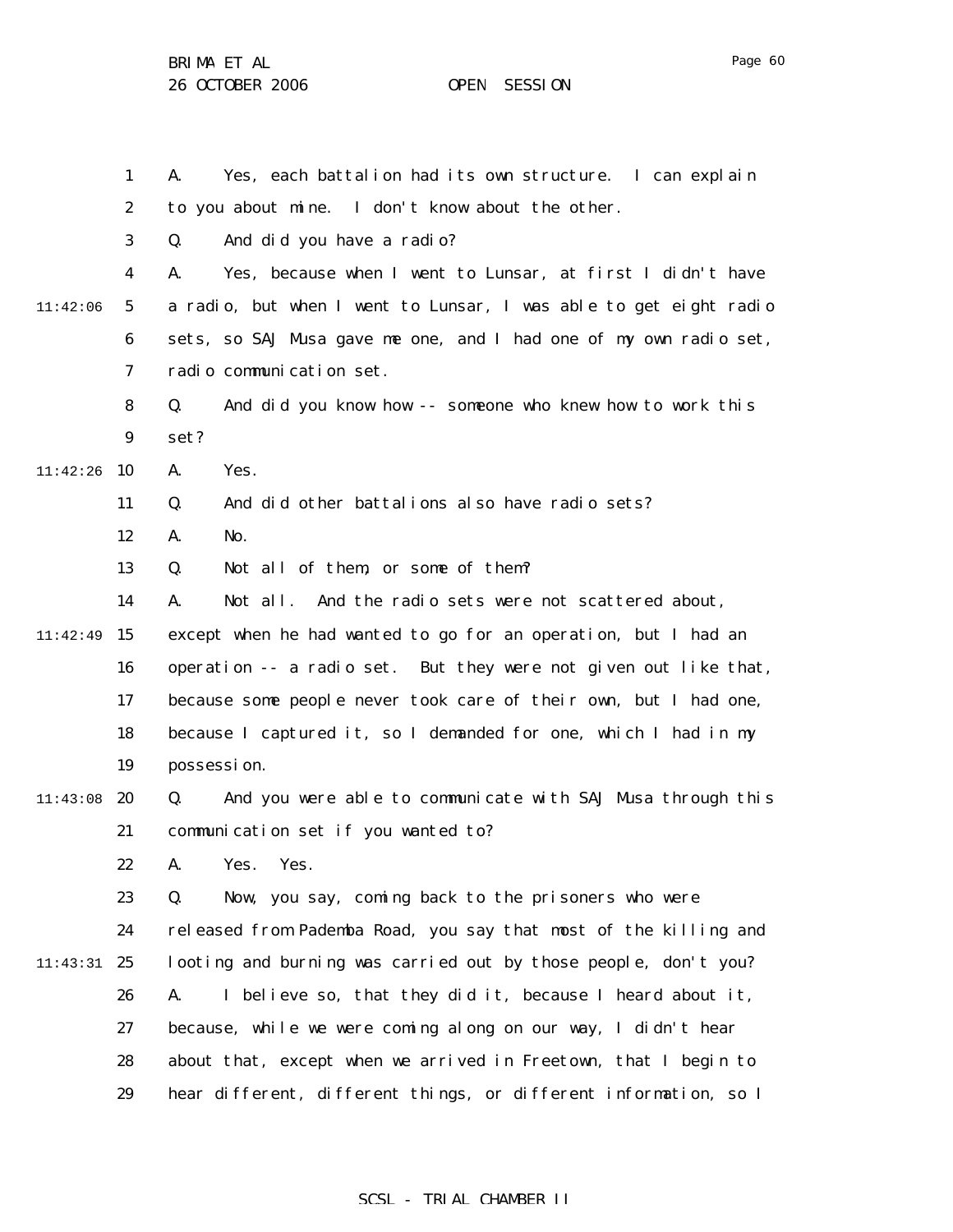A. Yes, each battalion had its own structure. I can explain to you about mine. I don't know about the other.

Q. And did you have a radio?

A. Yes, because when I went to Lunsar, at first I didn't have a radio, but when I went to Lunsar, I was able to get eight radio sets, so SAJ Musa gave me one, and I had one of my own radio set, radio communication set.

Q. And did you know how -- someone who knew how to work this set?

A. Yes.

Q. And did other battalions also have radio sets?

A. No.

Q. Not all of them, or some of them?

A. Not all. And the radio sets were not scattered about, except when he had wanted to go for an operation, but I had an operation -- a radio set. But they were not given out like that, because some people never took care of their own, but I had one, because I captured it, so I demanded for one, which I had in my possession.

Q. And you were able to communicate with SAJ Musa through this communication set if you wanted to?

A. Yes. Yes.

Q. Now, you say, coming back to the prisoners who were released from Pademba Road, you say that most of the killing and looting and burning was carried out by those people, don't you?

A. I believe so, that they did it, because I heard about it, because, while we were coming along on our way, I didn't hear about that, except when we arrived in Freetown, that I begin to hear different, different things, or different information, so I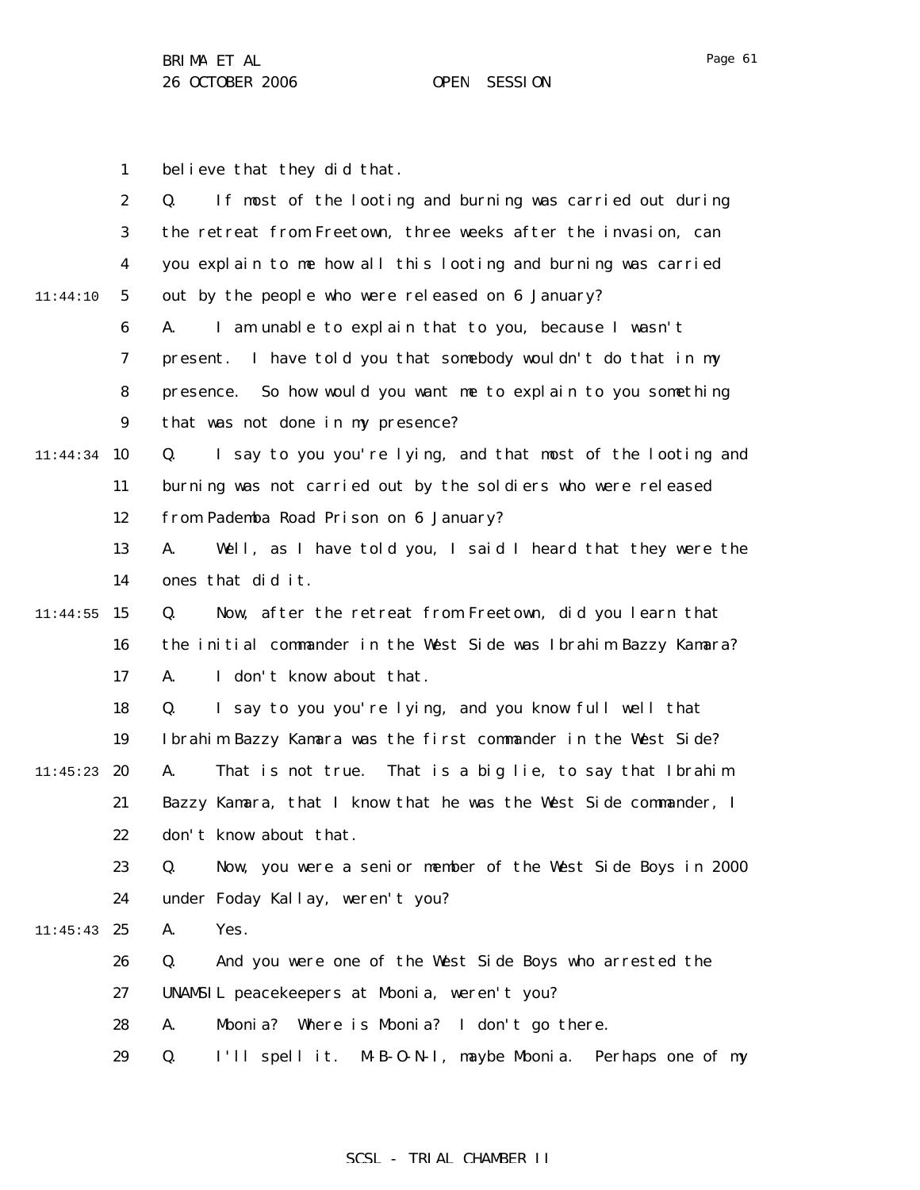believe that they did that.

Q. If most of the looting and burning was carried out during the retreat from Freetown, three weeks after the invasion, can you explain to me how all this looting and burning was carried out by the people who were released on 6 January?

A. I am unable to explain that to you, because I wasn't present. I have told you that somebody wouldn't do that in my presence. So how would you want me to explain to you something that was not done in my presence?

Q. I say to you you're lying, and that most of the looting and burning was not carried out by the soldiers who were released from Pademba Road Prison on 6 January?

A. Well, as I have told you, I said I heard that they were the ones that did it.

Q. Now, after the retreat from Freetown, did you learn that the initial commander in the West Side was Ibrahim Bazzy Kamara?

A. I don't know about that.

Q. I say to you you're lying, and you know full well that Ibrahim Bazzy Kamara was the first commander in the West Side?

A. That is not true. That is a big lie, to say that Ibrahim Bazzy Kamara, that I know that he was the West Side commander, I don't know about that.

Q. Now, you were a senior member of the West Side Boys in 2000 under Foday Kallay, weren't you?

A. Yes.

Q. And you were one of the West Side Boys who arrested the UNAMSIL peacekeepers at Mbonia, weren't you?

A. Mbonia? Where is Mbonia? I don't go there.

Q. I'll spell it. M-B-O-N-I, maybe Mbonia. Perhaps one of my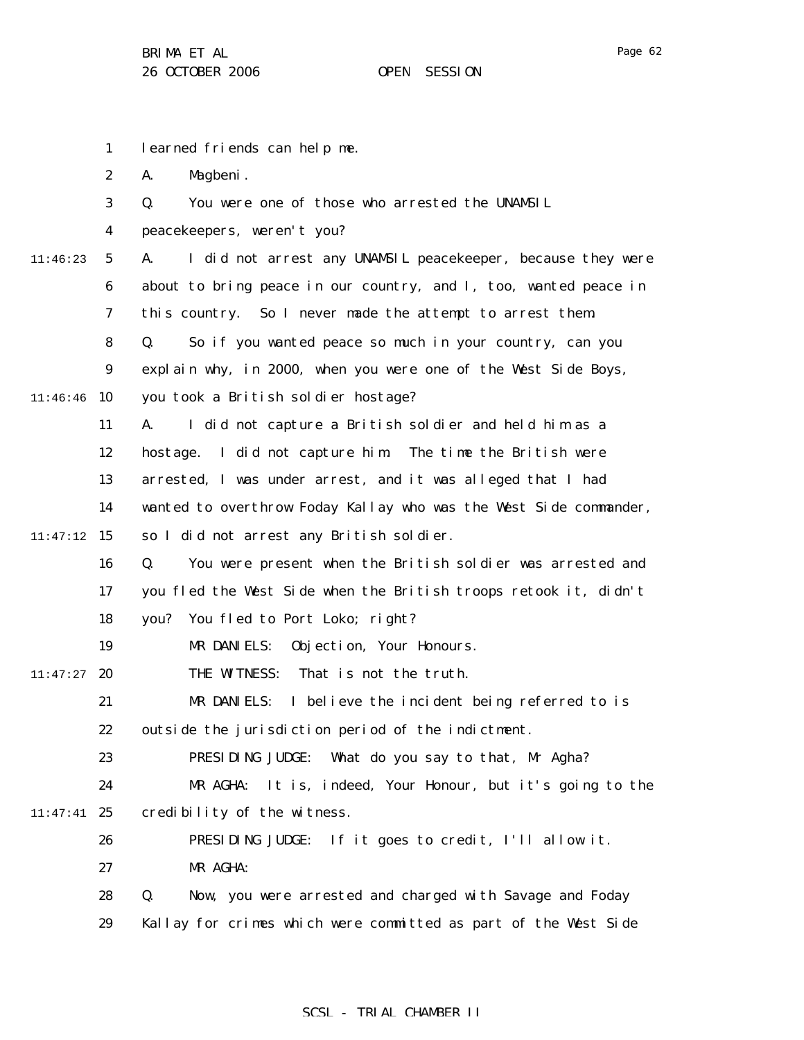learned friends can help me.

A. Magbeni.

Q. You were one of those who arrested the UNAMSIL peacekeepers, weren't you?

A. I did not arrest any UNAMSIL peacekeeper, because they were about to bring peace in our country, and I, too, wanted peace in this country. So I never made the attempt to arrest them.

Q. So if you wanted peace so much in your country, can you explain why, in 2000, when you were one of the West Side Boys, you took a British soldier hostage?

A. I did not capture a British soldier and held him as a hostage. I did not capture him. The time the British were arrested, I was under arrest, and it was alleged that I had wanted to overthrow Foday Kallay who was the West Side commander, so I did not arrest any British soldier.

Q. You were present when the British soldier was arrested and you fled the West Side when the British troops retook it, didn't you? You fled to Port Loko; right?

MR DANIELS: Objection, Your Honours.

THE WITNESS: That is not the truth.

MR DANIELS: I believe the incident being referred to is outside the jurisdiction period of the indictment.

PRESIDING JUDGE: What do you say to that, Mr Agha?

MR AGHA: It is, indeed, Your Honour, but it's going to the credibility of the witness.

PRESIDING JUDGE: If it goes to credit, I'll allow it.

MR AGHA:

Q. Now, you were arrested and charged with Savage and Foday Kallay for crimes which were committed as part of the West Side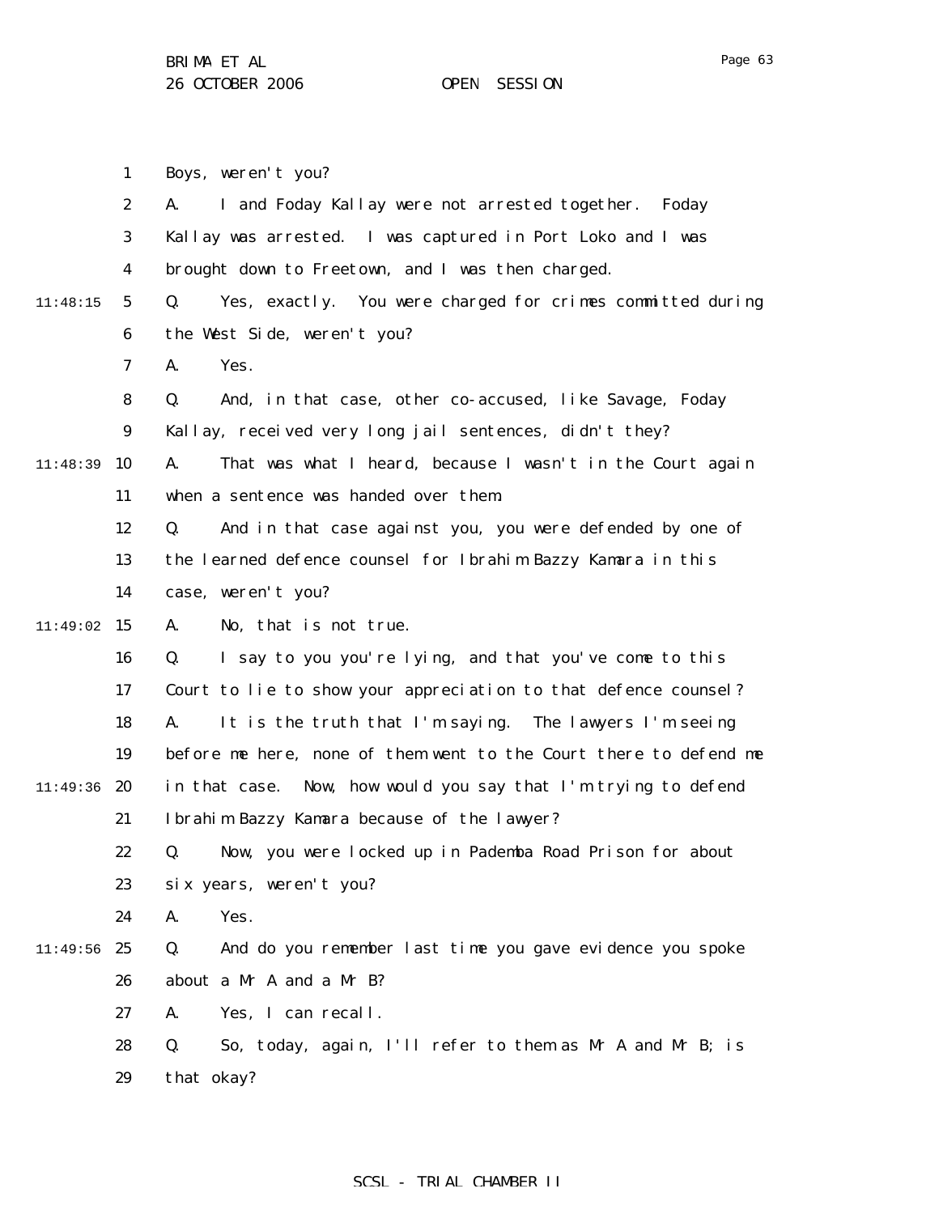Boys, weren't you?

A. I and Foday Kallay were not arrested together. Foday Kallay was arrested. I was captured in Port Loko and I was brought down to Freetown, and I was then charged.

Q. Yes, exactly. You were charged for crimes committed during the West Side, weren't you?

A. Yes.

Q. And, in that case, other co-accused, like Savage, Foday Kallay, received very long jail sentences, didn't they?

A. That was what I heard, because I wasn't in the Court again when a sentence was handed over them.

Q. And in that case against you, you were defended by one of the learned defence counsel for Ibrahim Bazzy Kamara in this case, weren't you?

A. No, that is not true.

Q. I say to you you're lying, and that you've come to this Court to lie to show your appreciation to that defence counsel?

A. It is the truth that I'm saying. The lawyers I'm seeing before me here, none of them went to the Court there to defend me in that case. Now, how would you say that I'm trying to defend Ibrahim Bazzy Kamara because of the lawyer?

Q. Now, you were locked up in Pademba Road Prison for about six years, weren't you?

A. Yes.

Q. And do you remember last time you gave evidence you spoke about a Mr A and a Mr B?

A. Yes, I can recall.

Q. So, today, again, I'll refer to them as Mr A and Mr B; is that okay?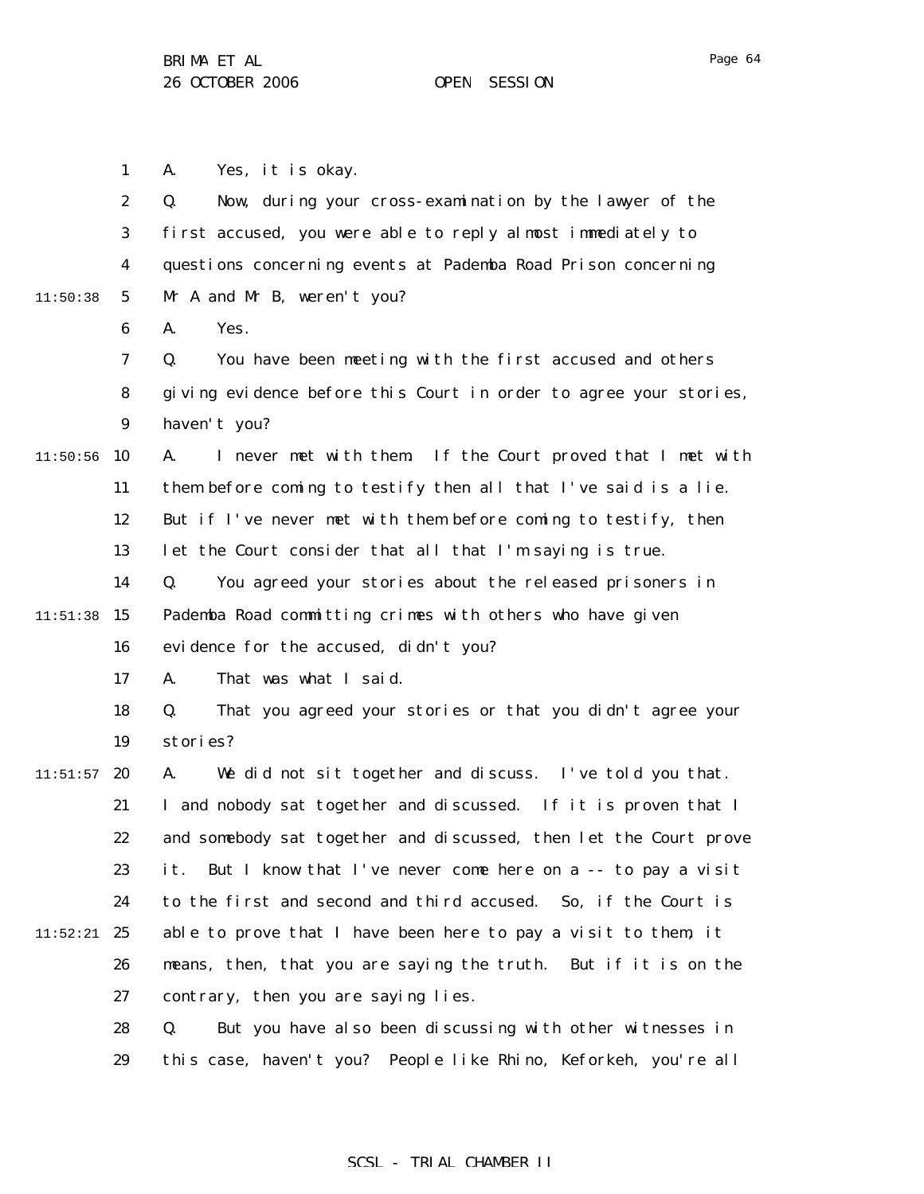A. Yes, it is okay.

Q. Now, during your cross-examination by the lawyer of the first accused, you were able to reply almost immediately to questions concerning events at Pademba Road Prison concerning Mr A and Mr B, weren't you?

A. Yes.

Q. You have been meeting with the first accused and others giving evidence before this Court in order to agree your stories, haven't you?

A. I never met with them. If the Court proved that I met with them before coming to testify then all that I've said is a lie. But if I've never met with them before coming to testify, then let the Court consider that all that I'm saying is true.

Q. You agreed your stories about the released prisoners in Pademba Road committing crimes with others who have given evidence for the accused, didn't you?

A. That was what I said.

Q. That you agreed your stories or that you didn't agree your stories?

A. We did not sit together and discuss. I've told you that. I and nobody sat together and discussed. If it is proven that I and somebody sat together and discussed, then let the Court prove it. But I know that I've never come here on a -- to pay a visit to the first and second and third accused. So, if the Court is able to prove that I have been here to pay a visit to them, it means, then, that you are saying the truth. But if it is on the contrary, then you are saying lies.

Q. But you have also been discussing with other witnesses in this case, haven't you? People like Rhino, Keforkeh, you're all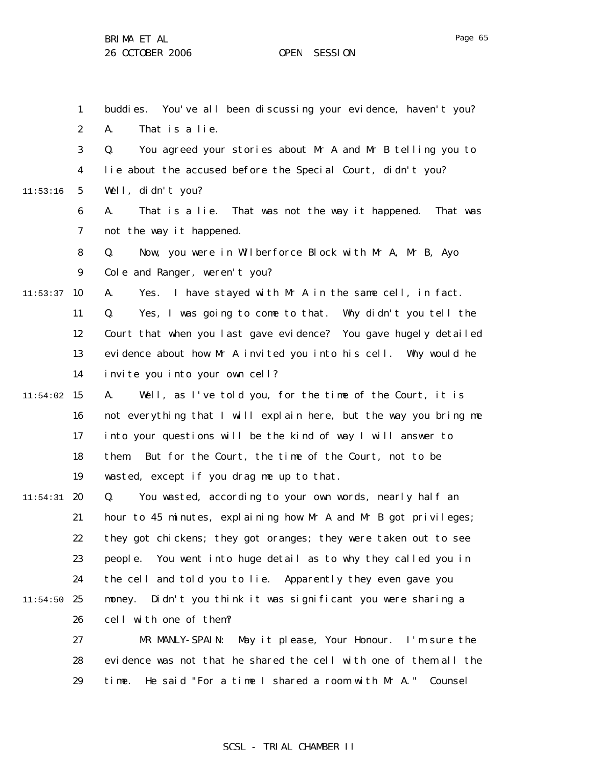buddies. You've all been discussing your evidence, haven't you?

A. That is a lie.

Q. You agreed your stories about Mr A and Mr B telling you to lie about the accused before the Special Court, didn't you? Well, didn't you?

A. That is a lie. That was not the way it happened. That was not the way it happened.

Q. Now, you were in Wilberforce Block with Mr A, Mr B, Ayo Cole and Ranger, weren't you?

A. Yes. I have stayed with Mr A in the same cell, in fact.

Q. Yes, I was going to come to that. Why didn't you tell the Court that when you last gave evidence? You gave hugely detailed evidence about how Mr A invited you into his cell. Why would he invite you into your own cell?

A. Well, as I've told you, for the time of the Court, it is not everything that I will explain here, but the way you bring me into your questions will be the kind of way I will answer to them. But for the Court, the time of the Court, not to be wasted, except if you drag me up to that.

Q. You wasted, according to your own words, nearly half an hour to 45 minutes, explaining how Mr A and Mr B got privileges; they got chickens; they got oranges; they were taken out to see people. You went into huge detail as to why they called you in the cell and told you to lie. Apparently they even gave you money. Didn't you think it was significant you were sharing a cell with one of them?

MR MANLY-SPAIN: May it please, Your Honour. I'm sure the evidence was not that he shared the cell with one of them all the time. He said "For a time I shared a room with Mr A." Counsel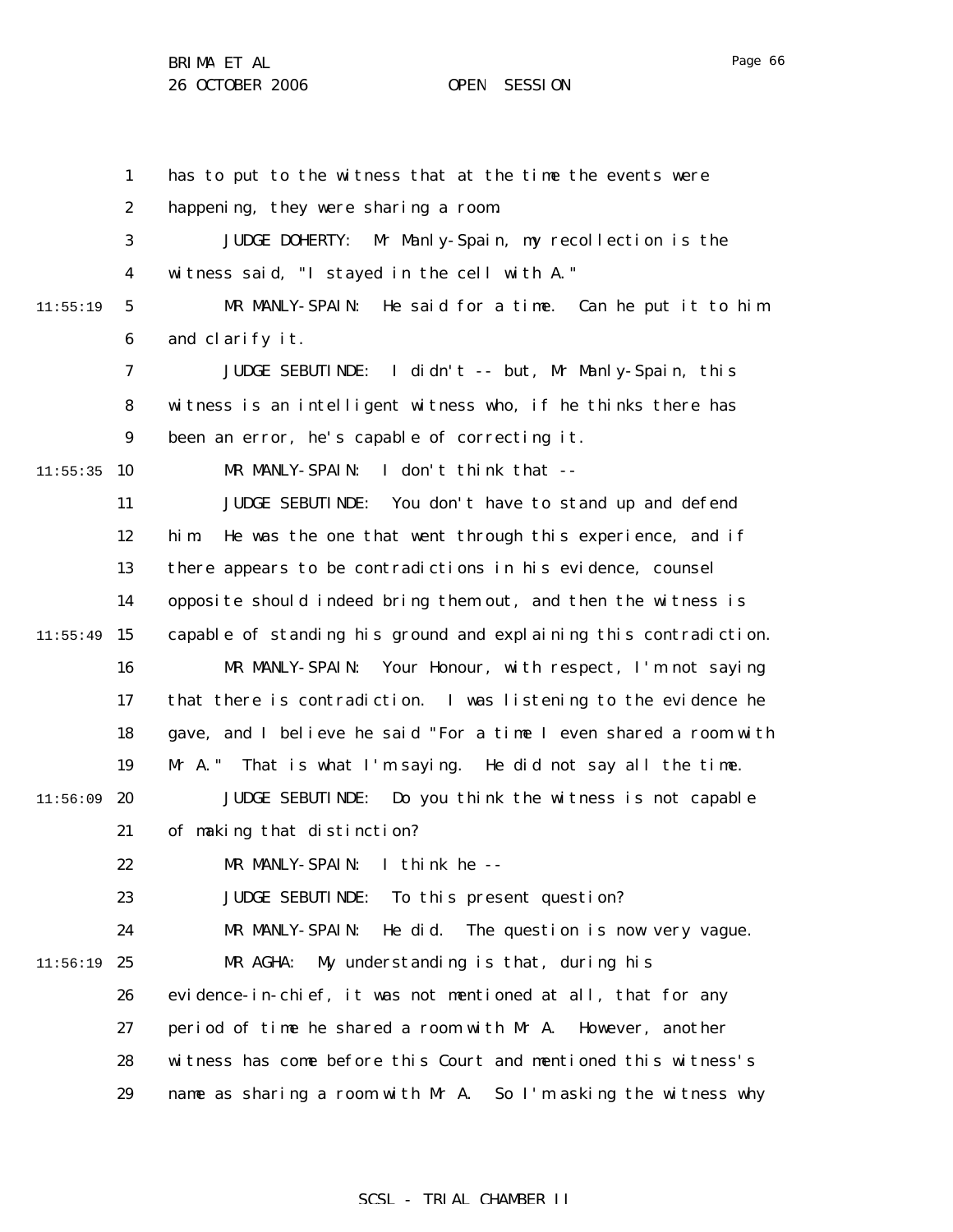has to put to the witness that at the time the events were happening, they were sharing a room.

JUDGE DOHERTY: Mr Manly-Spain, my recollection is the witness said, "I stayed in the cell with A."

MR MANLY-SPAIN: He said for a time. Can he put it to him and clarify it.

JUDGE SEBUTINDE: I didn't -- but, Mr Manly-Spain, this witness is an intelligent witness who, if he thinks there has been an error, he's capable of correcting it.

MR MANLY-SPAIN: I don't think that --

JUDGE SEBUTINDE: You don't have to stand up and defend him. He was the one that went through this experience, and if there appears to be contradictions in his evidence, counsel opposite should indeed bring them out, and then the witness is capable of standing his ground and explaining this contradiction.

MR MANLY-SPAIN: Your Honour, with respect, I'm not saying that there is contradiction. I was listening to the evidence he gave, and I believe he said "For a time I even shared a room with Mr A." That is what I'm saying. He did not say all the time.

JUDGE SEBUTINDE: Do you think the witness is not capable of making that distinction?

MR MANLY-SPAIN: I think he --

JUDGE SEBUTINDE: To this present question?

MR MANLY-SPAIN: He did. The question is now very vague.

MR AGHA: My understanding is that, during his evidence-in-chief, it was not mentioned at all, that for any period of time he shared a room with Mr A. However, another witness has come before this Court and mentioned this witness's name as sharing a room with Mr A. So I'm asking the witness why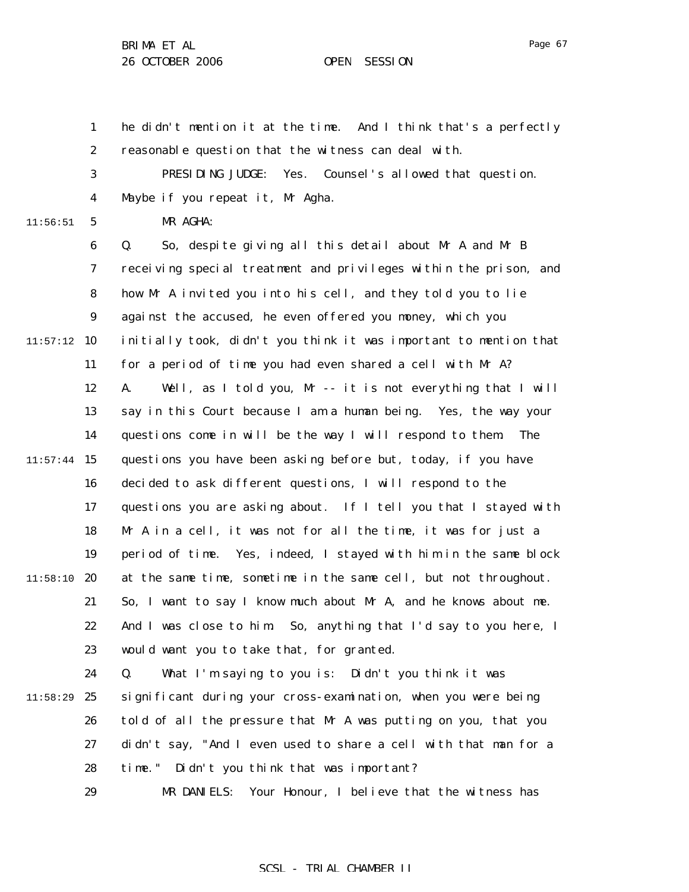he didn't mention it at the time. And I think that's a perfectly reasonable question that the witness can deal with.

PRESIDING JUDGE: Yes. Counsel's allowed that question. Maybe if you repeat it, Mr Agha.

MR AGHA:

Q. So, despite giving all this detail about Mr A and Mr B receiving special treatment and privileges within the prison, and how Mr A invited you into his cell, and they told you to lie against the accused, he even offered you money, which you initially took, didn't you think it was important to mention that for a period of time you had even shared a cell with Mr A?

A. Well, as I told you, Mr -- it is not everything that I will say in this Court because I am a human being. Yes, the way your questions come in will be the way I will respond to them. The questions you have been asking before but, today, if you have decided to ask different questions, I will respond to the questions you are asking about. If I tell you that I stayed with Mr A in a cell, it was not for all the time, it was for just a period of time. Yes, indeed, I stayed with him in the same block at the same time, sometime in the same cell, but not throughout. So, I want to say I know much about Mr A, and he knows about me. And I was close to him. So, anything that I'd say to you here, I would want you to take that, for granted.

Q. What I'm saying to you is: Didn't you think it was significant during your cross-examination, when you were being told of all the pressure that Mr A was putting on you, that you didn't say, "And I even used to share a cell with that man for a time." Didn't you think that was important?

MR DANIELS: Your Honour, I believe that the witness has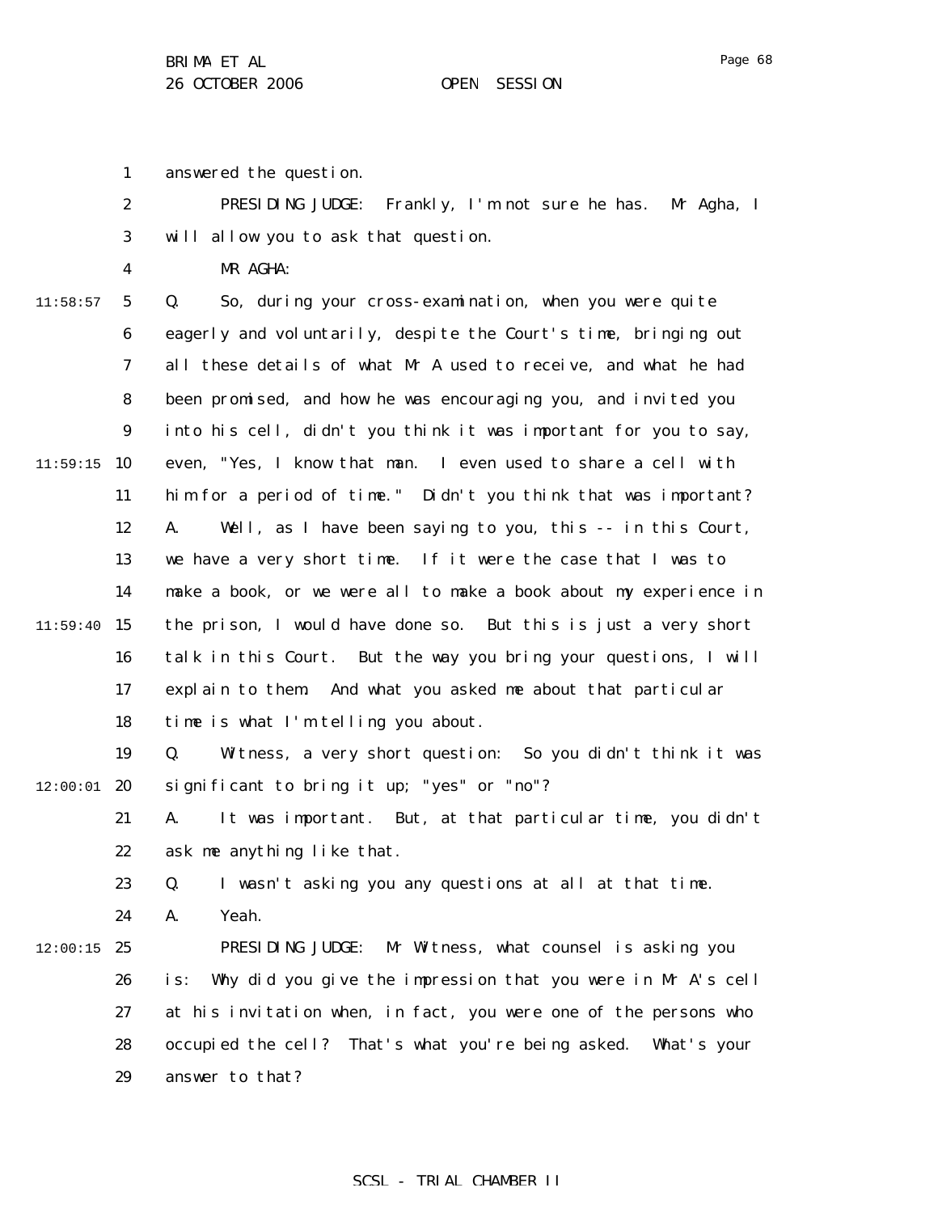answered the question.

PRESIDING JUDGE: Frankly, I'm not sure he has. Mr Agha, I will allow you to ask that question.

MR AGHA:

Q. So, during your cross-examination, when you were quite eagerly and voluntarily, despite the Court's time, bringing out all these details of what Mr A used to receive, and what he had been promised, and how he was encouraging you, and invited you into his cell, didn't you think it was important for you to say, even, "Yes, I know that man. I even used to share a cell with him for a period of time." Didn't you think that was important?

A. Well, as I have been saying to you, this -- in this Court, we have a very short time. If it were the case that I was to make a book, or we were all to make a book about my experience in the prison, I would have done so. But this is just a very short talk in this Court. But the way you bring your questions, I will explain to them. And what you asked me about that particular time is what I'm telling you about.

Q. Witness, a very short question: So you didn't think it was significant to bring it up; "yes" or "no"?

A. It was important. But, at that particular time, you didn't ask me anything like that.

Q. I wasn't asking you any questions at all at that time.

A. Yeah.

PRESIDING JUDGE: Mr Witness, what counsel is asking you is: Why did you give the impression that you were in Mr A's cell at his invitation when, in fact, you were one of the persons who occupied the cell? That's what you're being asked. What's your answer to that?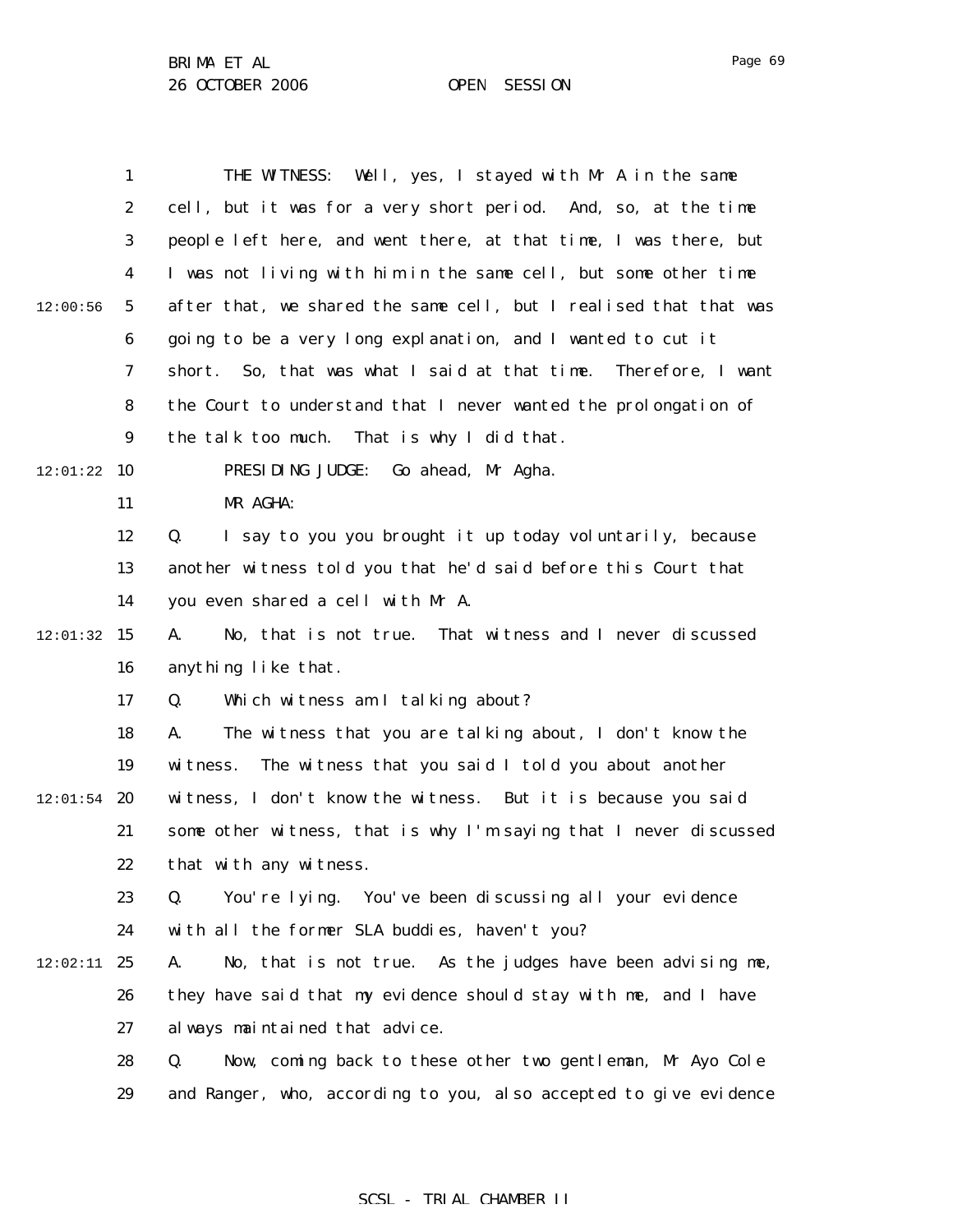THE WITNESS: Well, yes, I stayed with Mr A in the same cell, but it was for a very short period. And, so, at the time people left here, and went there, at that time, I was there, but I was not living with him in the same cell, but some other time after that, we shared the same cell, but I realised that that was going to be a very long explanation, and I wanted to cut it short. So, that was what I said at that time. Therefore, I want the Court to understand that I never wanted the prolongation of the talk too much. That is why I did that.

PRESIDING JUDGE: Go ahead, Mr Agha.

MR AGHA:

Q. I say to you you brought it up today voluntarily, because another witness told you that he'd said before this Court that you even shared a cell with Mr A.

A. No, that is not true. That witness and I never discussed anything like that.

Q. Which witness am I talking about?

A. The witness that you are talking about, I don't know the witness. The witness that you said I told you about another witness, I don't know the witness. But it is because you said some other witness, that is why I'm saying that I never discussed that with any witness.

Q. You're lying. You've been discussing all your evidence with all the former SLA buddies, haven't you?

A. No, that is not true. As the judges have been advising me, they have said that my evidence should stay with me, and I have always maintained that advice.

Q. Now, coming back to these other two gentleman, Mr Ayo Cole and Ranger, who, according to you, also accepted to give evidence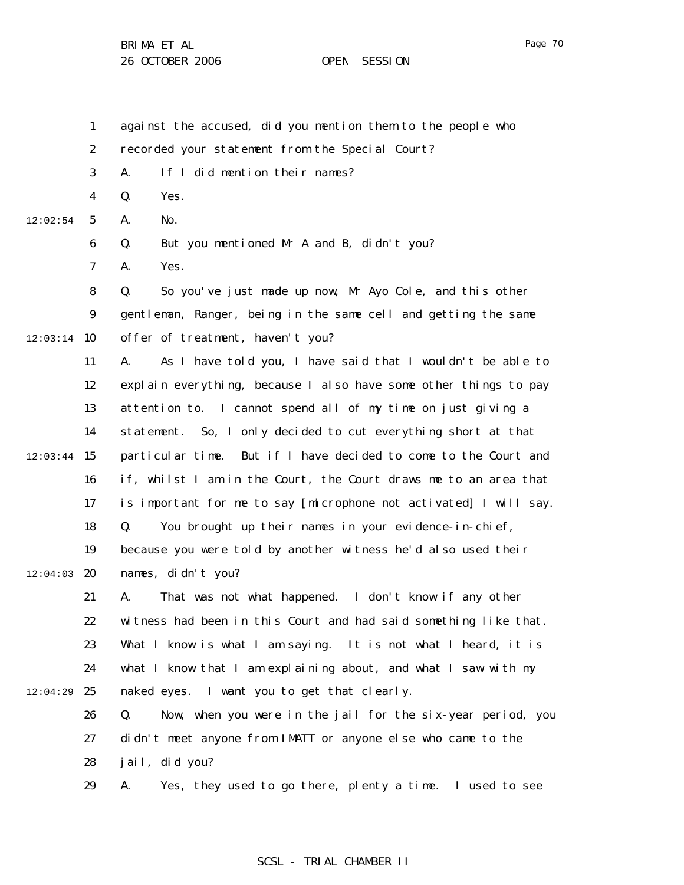against the accused, did you mention them to the people who recorded your statement from the Special Court?

A. If I did mention their names?

Q. Yes.

A. No.

Q. But you mentioned Mr A and B, didn't you?

A. Yes.

Q. So you've just made up now, Mr Ayo Cole, and this other gentleman, Ranger, being in the same cell and getting the same offer of treatment, haven't you?

A. As I have told you, I have said that I wouldn't be able to explain everything, because I also have some other things to pay attention to. I cannot spend all of my time on just giving a statement. So, I only decided to cut everything short at that particular time. But if I have decided to come to the Court and if, whilst I am in the Court, the Court draws me to an area that is important for me to say [microphone not activated] I will say.

Q. You brought up their names in your evidence-in-chief, because you were told by another witness he'd also used their names, didn't you?

A. That was not what happened. I don't know if any other witness had been in this Court and had said something like that. What I know is what I am saying. It is not what I heard, it is what I know that I am explaining about, and what I saw with my naked eyes. I want you to get that clearly.

Q. Now, when you were in the jail for the six-year period, you didn't meet anyone from IMATT or anyone else who came to the jail, did you?

A. Yes, they used to go there, plenty a time. I used to see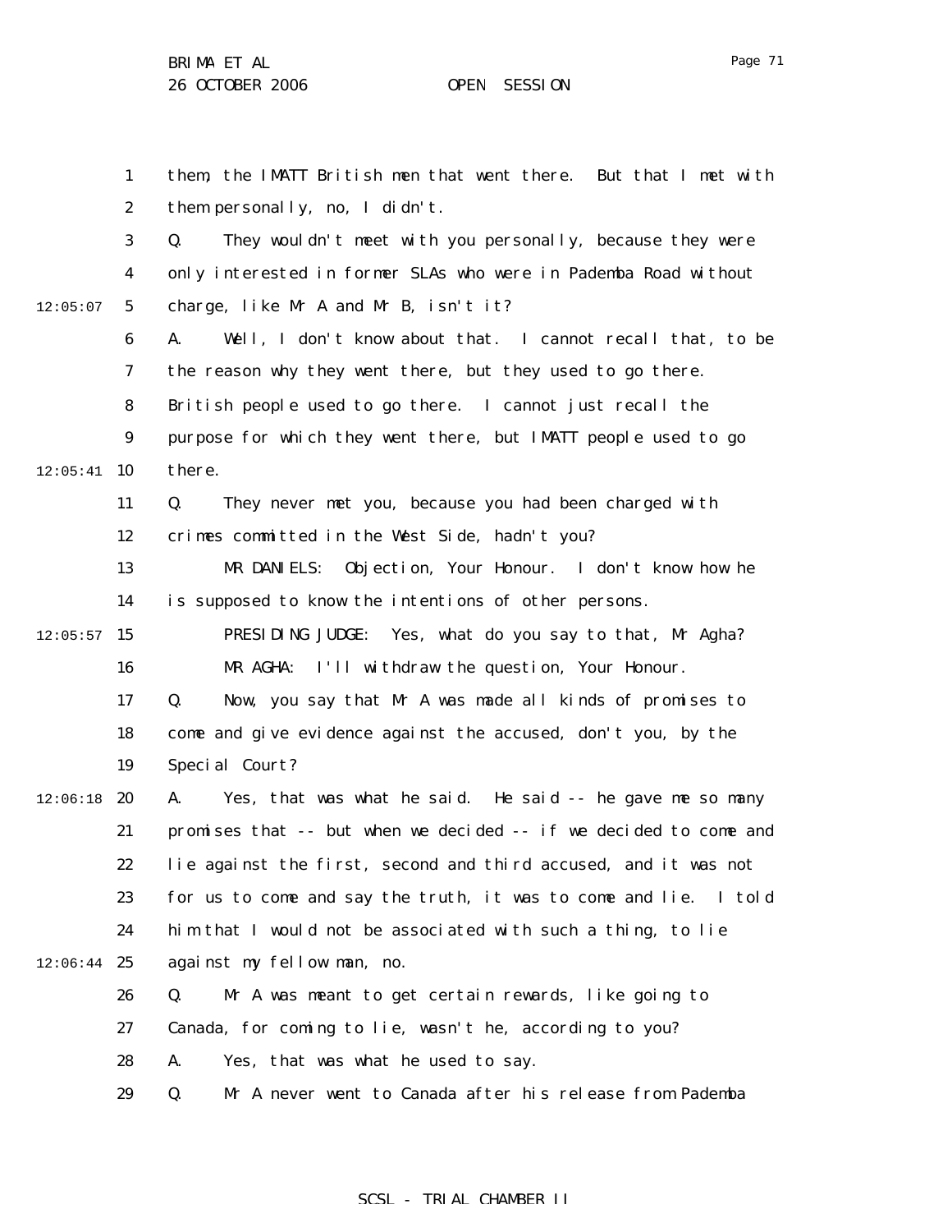them, the IMATT British men that went there. But that I met with them personally, no, I didn't.

Q. They wouldn't meet with you personally, because they were only interested in former SLAs who were in Pademba Road without charge, like Mr A and Mr B, isn't it?

A. Well, I don't know about that. I cannot recall that, to be the reason why they went there, but they used to go there. British people used to go there. I cannot just recall the purpose for which they went there, but IMATT people used to go there.

Q. They never met you, because you had been charged with crimes committed in the West Side, hadn't you?

MR DANIELS: Objection, Your Honour. I don't know how he is supposed to know the intentions of other persons.

PRESIDING JUDGE: Yes, what do you say to that, Mr Agha?

MR AGHA: I'll withdraw the question, Your Honour.

Q. Now, you say that Mr A was made all kinds of promises to come and give evidence against the accused, don't you, by the Special Court?

A. Yes, that was what he said. He said -- he gave me so many promises that -- but when we decided -- if we decided to come and lie against the first, second and third accused, and it was not for us to come and say the truth, it was to come and lie. I told him that I would not be associated with such a thing, to lie against my fellow man, no.

Q. Mr A was meant to get certain rewards, like going to Canada, for coming to lie, wasn't he, according to you?

A. Yes, that was what he used to say.

Q. Mr A never went to Canada after his release from Pademba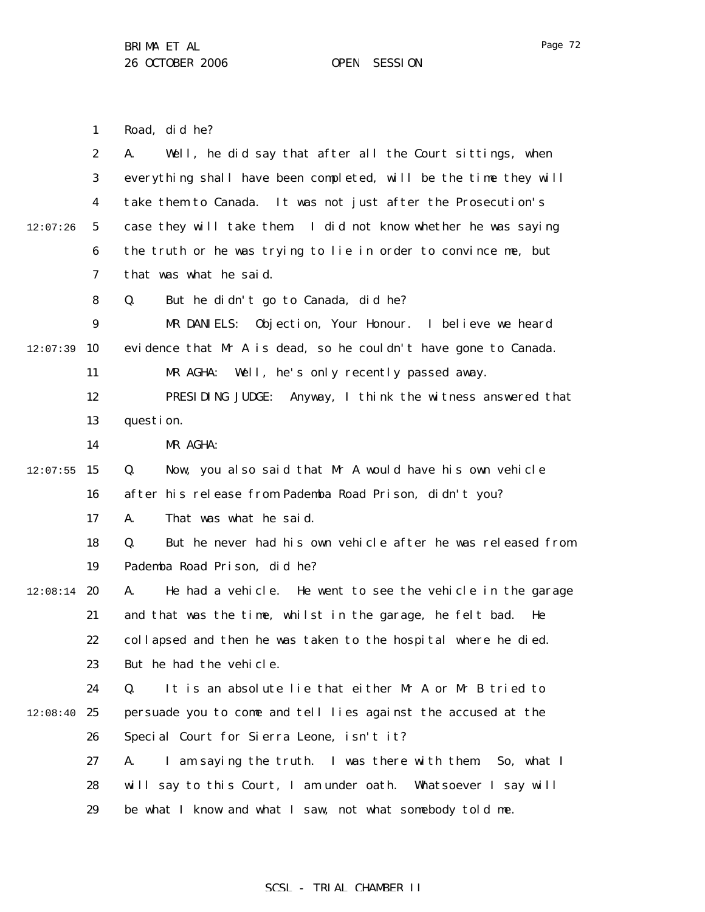Road, did he?

A. Well, he did say that after all the Court sittings, when everything shall have been completed, will be the time they will take them to Canada. It was not just after the Prosecution's case they will take them. I did not know whether he was saying the truth or he was trying to lie in order to convince me, but that was what he said.

Q. But he didn't go to Canada, did he?

MR DANIELS: Objection, Your Honour. I believe we heard evidence that Mr A is dead, so he couldn't have gone to Canada.

MR AGHA: Well, he's only recently passed away.

PRESIDING JUDGE: Anyway, I think the witness answered that question.

MR AGHA:

Q. Now, you also said that Mr A would have his own vehicle after his release from Pademba Road Prison, didn't you?

A. That was what he said.

Q. But he never had his own vehicle after he was released from Pademba Road Prison, did he?

A. He had a vehicle. He went to see the vehicle in the garage and that was the time, whilst in the garage, he felt bad. He collapsed and then he was taken to the hospital where he died. But he had the vehicle.

Q. It is an absolute lie that either Mr A or Mr B tried to persuade you to come and tell lies against the accused at the Special Court for Sierra Leone, isn't it?

A. I am saying the truth. I was there with them. So, what I will say to this Court, I am under oath. Whatsoever I say will be what I know and what I saw, not what somebody told me.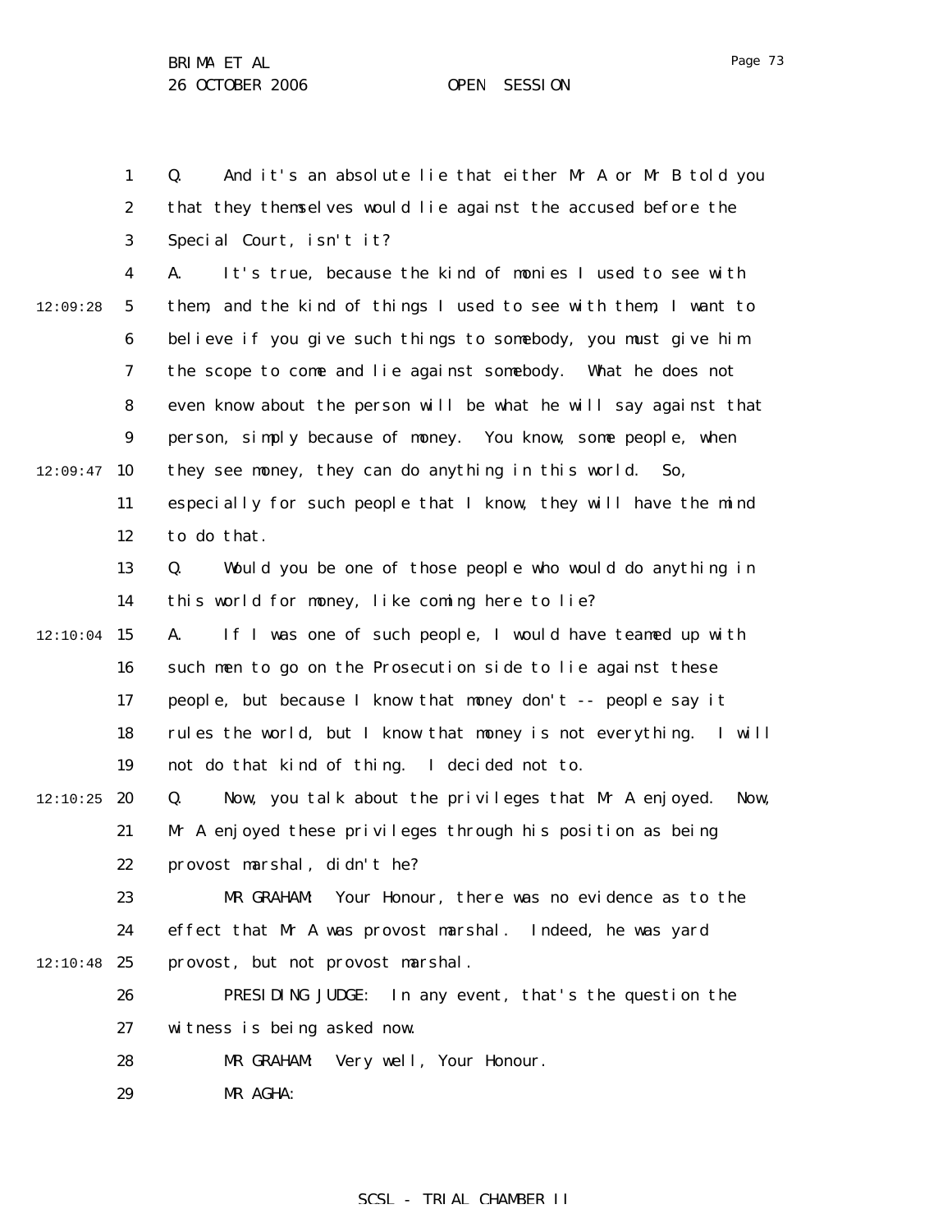Q. And it's an absolute lie that either Mr A or Mr B told you that they themselves would lie against the accused before the Special Court, isn't it?

A. It's true, because the kind of monies I used to see with them, and the kind of things I used to see with them, I want to believe if you give such things to somebody, you must give him the scope to come and lie against somebody. What he does not even know about the person will be what he will say against that person, simply because of money. You know, some people, when they see money, they can do anything in this world. So, especially for such people that I know, they will have the mind to do that.

Q. Would you be one of those people who would do anything in this world for money, like coming here to lie?

A. If I was one of such people, I would have teamed up with such men to go on the Prosecution side to lie against these people, but because I know that money don't -- people say it rules the world, but I know that money is not everything. I will not do that kind of thing. I decided not to.

Q. Now, you talk about the privileges that Mr A enjoyed. Now, Mr A enjoyed these privileges through his position as being provost marshal, didn't he?

MR GRAHAM: Your Honour, there was no evidence as to the effect that Mr A was provost marshal. Indeed, he was yard provost, but not provost marshal.

PRESIDING JUDGE: In any event, that's the question the witness is being asked now.

MR GRAHAM: Very well, Your Honour.

MR AGHA: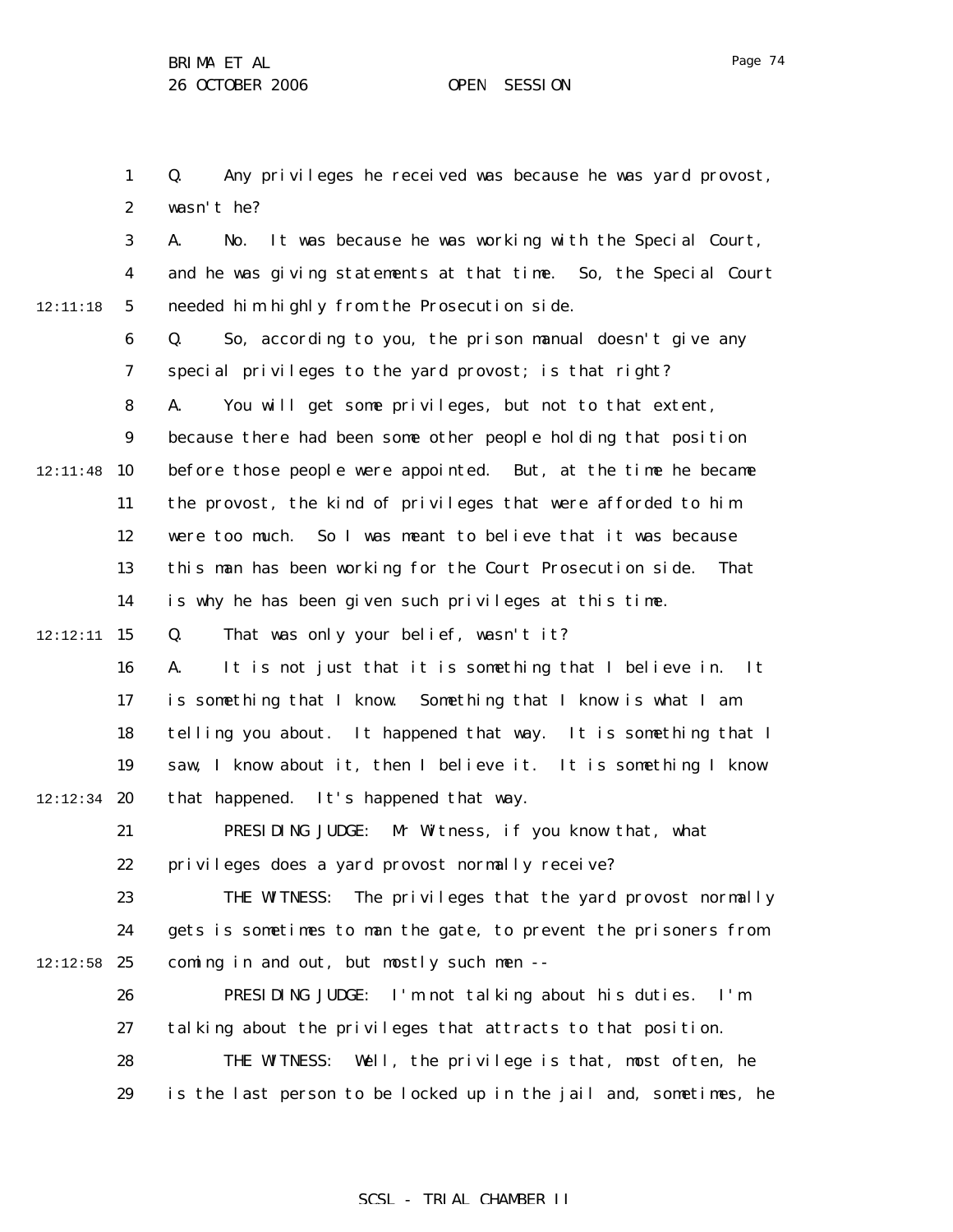Q. Any privileges he received was because he was yard provost, wasn't he?

A. No. It was because he was working with the Special Court, and he was giving statements at that time. So, the Special Court needed him highly from the Prosecution side.

Q. So, according to you, the prison manual doesn't give any special privileges to the yard provost; is that right?

A. You will get some privileges, but not to that extent, because there had been some other people holding that position before those people were appointed. But, at the time he became the provost, the kind of privileges that were afforded to him were too much. So I was meant to believe that it was because this man has been working for the Court Prosecution side. That is why he has been given such privileges at this time.

Q. That was only your belief, wasn't it?

A. It is not just that it is something that I believe in. It is something that I know. Something that I know is what I am telling you about. It happened that way. It is something that I saw, I know about it, then I believe it. It is something I know that happened. It's happened that way.

PRESIDING JUDGE: Mr Witness, if you know that, what privileges does a yard provost normally receive?

THE WITNESS: The privileges that the yard provost normally gets is sometimes to man the gate, to prevent the prisoners from coming in and out, but mostly such men --

PRESIDING JUDGE: I'm not talking about his duties. I'm talking about the privileges that attracts to that position.

THE WITNESS: Well, the privilege is that, most often, he is the last person to be locked up in the jail and, sometimes, he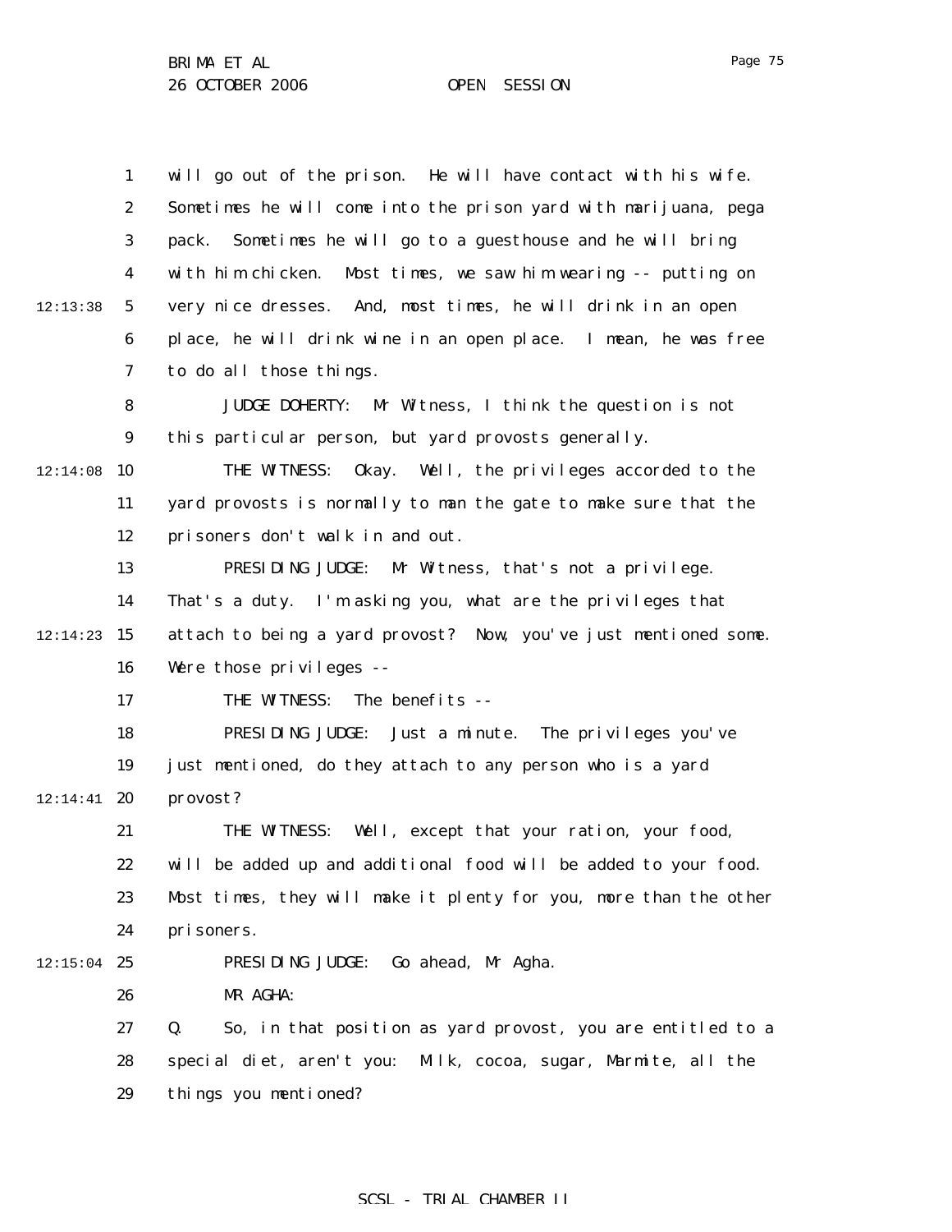will go out of the prison. He will have contact with his wife. Sometimes he will come into the prison yard with marijuana, pega pack. Sometimes he will go to a guesthouse and he will bring with him chicken. Most times, we saw him wearing -- putting on very nice dresses. And, most times, he will drink in an open place, he will drink wine in an open place. I mean, he was free to do all those things.

JUDGE DOHERTY: Mr Witness, I think the question is not this particular person, but yard provosts generally.

THE WITNESS: Okay. Well, the privileges accorded to the yard provosts is normally to man the gate to make sure that the prisoners don't walk in and out.

PRESIDING JUDGE: Mr Witness, that's not a privilege. That's a duty. I'm asking you, what are the privileges that attach to being a yard provost? Now, you've just mentioned some. Were those privileges --

THE WITNESS: The benefits --

PRESIDING JUDGE: Just a minute. The privileges you've just mentioned, do they attach to any person who is a yard provost?

THE WITNESS: Well, except that your ration, your food, will be added up and additional food will be added to your food. Most times, they will make it plenty for you, more than the other prisoners.

PRESIDING JUDGE: Go ahead, Mr Agha.

MR AGHA:

Q. So, in that position as yard provost, you are entitled to a special diet, aren't you: Milk, cocoa, sugar, Marmite, all the things you mentioned?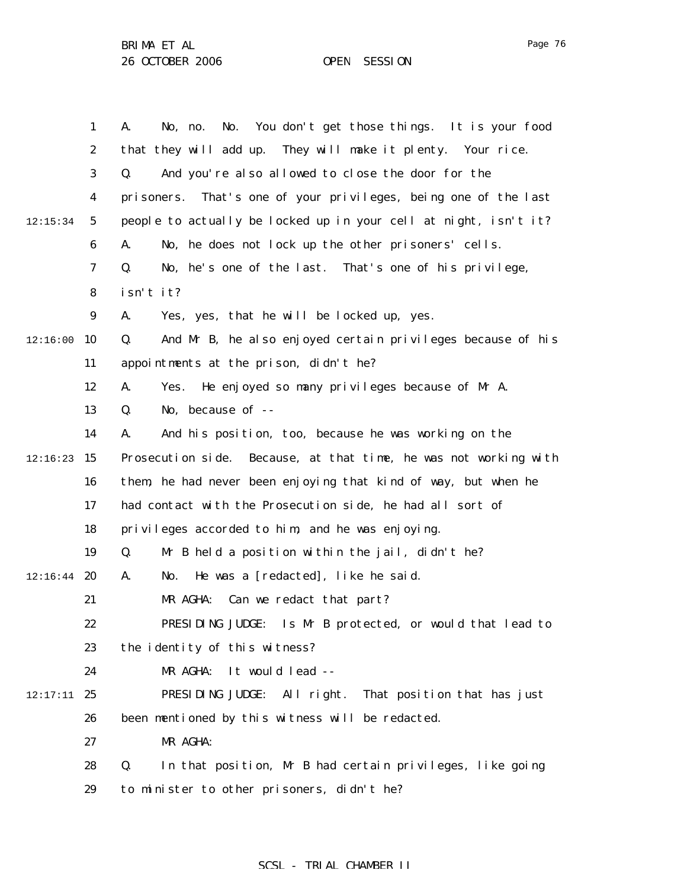1 A. No, no. No. You don't get those things. It is your food
2 that they will add up. They will make it plenty. Your rice.
3 Q. And you're also allowed to close the door for the
4 prisoners. That's one of your privileges, being one of the last
12:15:34 5 people to actually be locked up in your cell at night, isn't it?
6 A. No, he does not lock up the other prisoners' cells.
7 Q. No, he's one of the last. That's one of his privilege,
8 isn't it?
9 A. Yes, yes, that he will be locked up, yes.
12:16:00 10 Q. And Mr B, he also enjoyed certain privileges because of his
11 appointments at the prison, didn't he?
12 A. Yes. He enjoyed so many privileges because of Mr A.
13 Q. No, because of --
14 A. And his position, too, because he was working on the
12:16:23 15 Prosecution side. Because, at that time, he was not working with
16 them, he had never been enjoying that kind of way, but when he
17 had contact with the Prosecution side, he had all sort of
18 privileges accorded to him, and he was enjoying.
19 Q. Mr B held a position within the jail, didn't he?
12:16:44 20 A. No. He was a [redacted], like he said.
21 MR AGHA: Can we redact that part?
22 PRESIDING JUDGE: Is Mr B protected, or would that lead to
23 the identity of this witness?
24 MR AGHA: It would lead --
12:17:11 25 PRESIDING JUDGE: All right. That position that has just
26 been mentioned by this witness will be redacted.
27 MR AGHA:
28 Q. In that position, Mr B had certain privileges, like going
29 to minister to other prisoners, didn't he?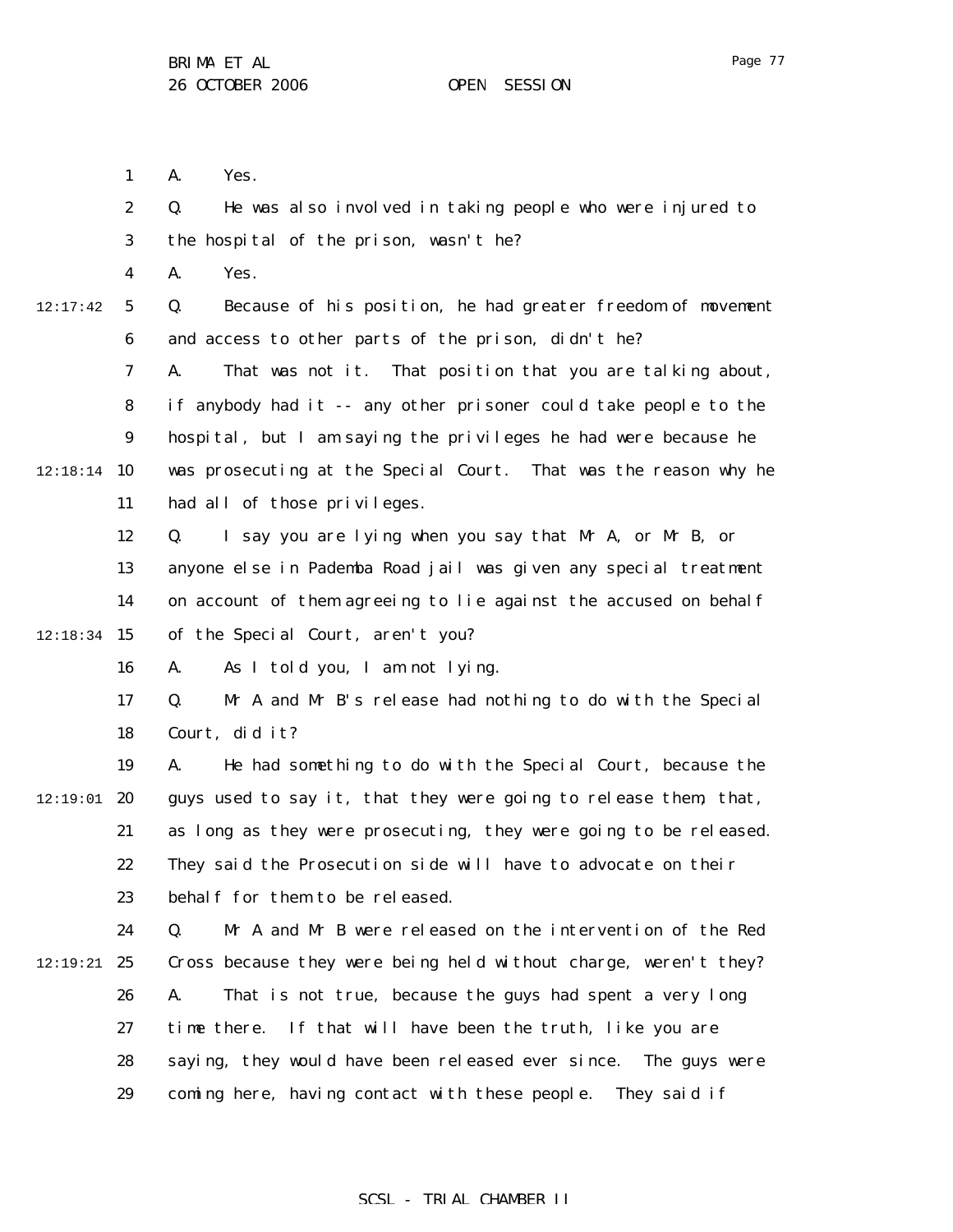A. Yes.

Q. He was also involved in taking people who were injured to the hospital of the prison, wasn't he?

A. Yes.

Q. Because of his position, he had greater freedom of movement and access to other parts of the prison, didn't he?

A. That was not it. That position that you are talking about, if anybody had it -- any other prisoner could take people to the hospital, but I am saying the privileges he had were because he was prosecuting at the Special Court. That was the reason why he had all of those privileges.

Q. I say you are lying when you say that Mr A, or Mr B, or anyone else in Pademba Road jail was given any special treatment on account of them agreeing to lie against the accused on behalf of the Special Court, aren't you?

A. As I told you, I am not lying.

Q. Mr A and Mr B's release had nothing to do with the Special Court, did it?

A. He had something to do with the Special Court, because the guys used to say it, that they were going to release them, that, as long as they were prosecuting, they were going to be released. They said the Prosecution side will have to advocate on their behalf for them to be released.

Q. Mr A and Mr B were released on the intervention of the Red Cross because they were being held without charge, weren't they?

A. That is not true, because the guys had spent a very long time there. If that will have been the truth, like you are saying, they would have been released ever since. The guys were coming here, having contact with these people. They said if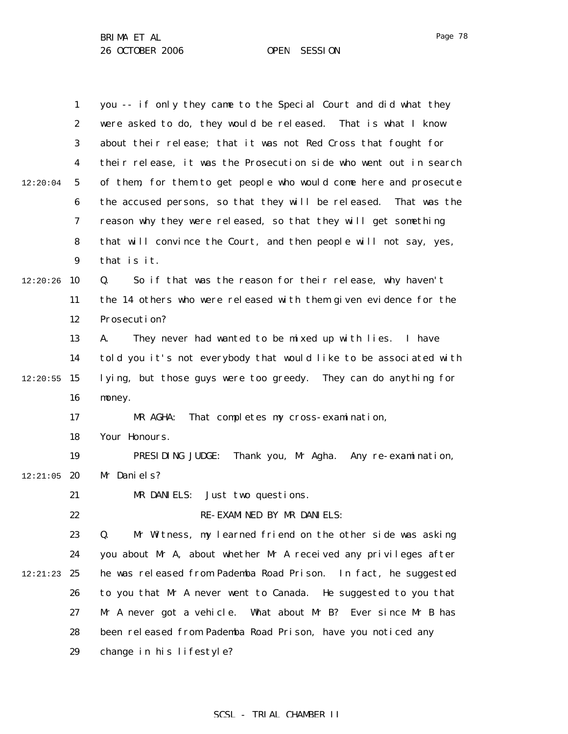you -- if only they came to the Special Court and did what they were asked to do, they would be released. That is what I know about their release; that it was not Red Cross that fought for their release, it was the Prosecution side who went out in search of them, for them to get people who would come here and prosecute the accused persons, so that they will be released. That was the reason why they were released, so that they will get something that will convince the Court, and then people will not say, yes, that is it.

Q. So if that was the reason for their release, why haven't the 14 others who were released with them given evidence for the Prosecution?

A. They never had wanted to be mixed up with lies. I have told you it's not everybody that would like to be associated with lying, but those guys were too greedy. They can do anything for money.

MR AGHA: That completes my cross-examination, Your Honours.

PRESIDING JUDGE: Thank you, Mr Agha. Any re-examination, Mr Daniels?

MR DANIELS: Just two questions.

RE-EXAMINED BY MR DANIELS:

Q. Mr Witness, my learned friend on the other side was asking you about Mr A, about whether Mr A received any privileges after he was released from Pademba Road Prison. In fact, he suggested to you that Mr A never went to Canada. He suggested to you that Mr A never got a vehicle. What about Mr B? Ever since Mr B has been released from Pademba Road Prison, have you noticed any change in his lifestyle?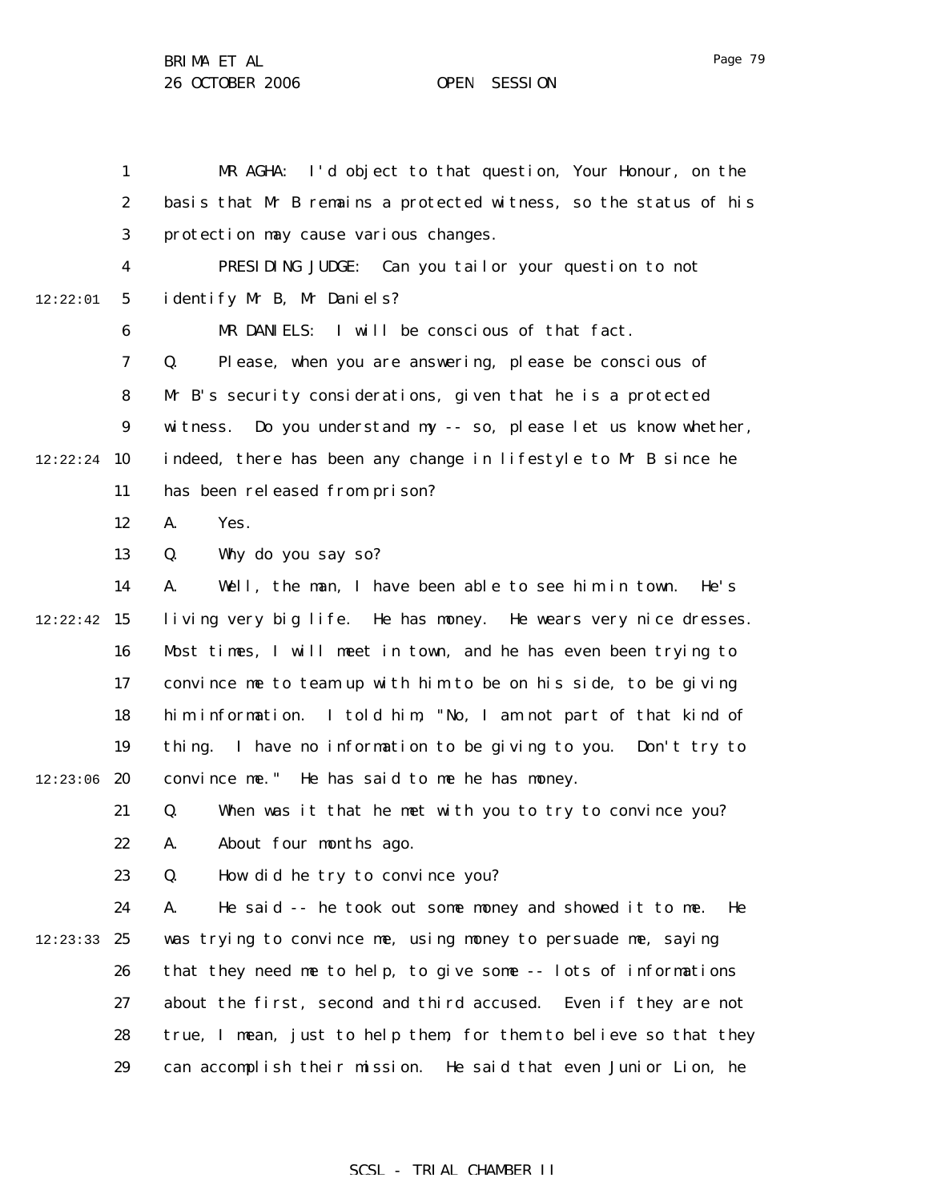MR AGHA: I'd object to that question, Your Honour, on the basis that Mr B remains a protected witness, so the status of his protection may cause various changes.

PRESIDING JUDGE: Can you tailor your question to not identify Mr B, Mr Daniels?

MR DANIELS: I will be conscious of that fact.

Q. Please, when you are answering, please be conscious of Mr B's security considerations, given that he is a protected witness. Do you understand my -- so, please let us know whether, indeed, there has been any change in lifestyle to Mr B since he has been released from prison?

A. Yes.

Q. Why do you say so?

A. Well, the man, I have been able to see him in town. He's living very big life. He has money. He wears very nice dresses. Most times, I will meet in town, and he has even been trying to convince me to team up with him to be on his side, to be giving him information. I told him, "No, I am not part of that kind of thing. I have no information to be giving to you. Don't try to convince me." He has said to me he has money.

Q. When was it that he met with you to try to convince you?

A. About four months ago.

Q. How did he try to convince you?

A. He said -- he took out some money and showed it to me. He was trying to convince me, using money to persuade me, saying that they need me to help, to give some -- lots of informations about the first, second and third accused. Even if they are not true, I mean, just to help them, for them to believe so that they can accomplish their mission. He said that even Junior Lion, he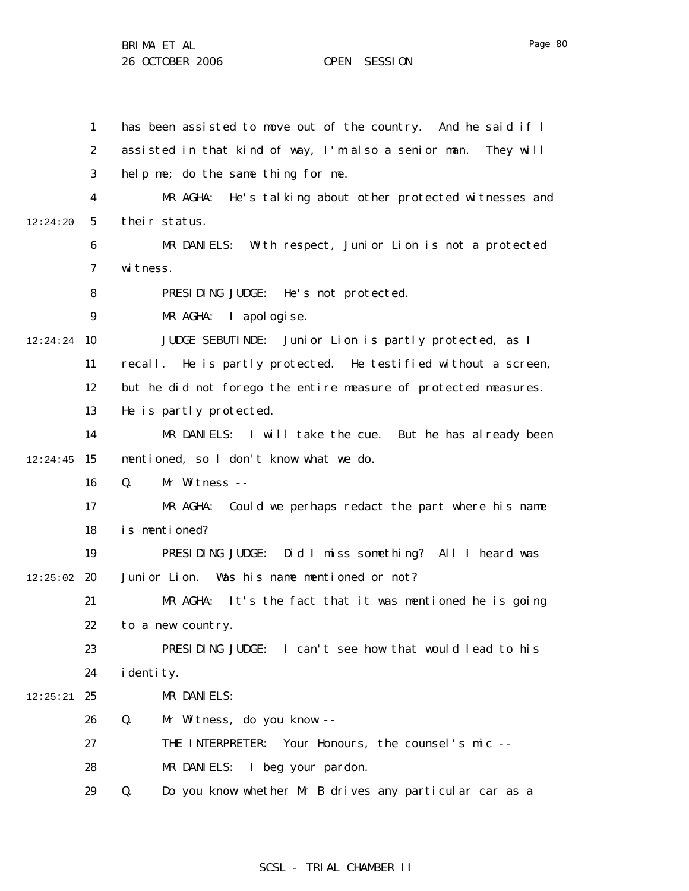has been assisted to move out of the country. And he said if I assisted in that kind of way, I'm also a senior man. They will help me; do the same thing for me.

MR AGHA: He's talking about other protected witnesses and their status.

MR DANIELS: With respect, Junior Lion is not a protected witness.

PRESIDING JUDGE: He's not protected.

MR AGHA: I apologise.

JUDGE SEBUTINDE: Junior Lion is partly protected, as I recall. He is partly protected. He testified without a screen, but he did not forego the entire measure of protected measures. He is partly protected.

MR DANIELS: I will take the cue. But he has already been mentioned, so I don't know what we do.

Q. Mr Witness --

MR AGHA: Could we perhaps redact the part where his name is mentioned?

PRESIDING JUDGE: Did I miss something? All I heard was Junior Lion. Was his name mentioned or not?

MR AGHA: It's the fact that it was mentioned he is going to a new country.

PRESIDING JUDGE: I can't see how that would lead to his identity.

MR DANIELS:

Q. Mr Witness, do you know --

THE INTERPRETER: Your Honours, the counsel's mic --

MR DANIELS: I beg your pardon.

Q. Do you know whether Mr B drives any particular car as a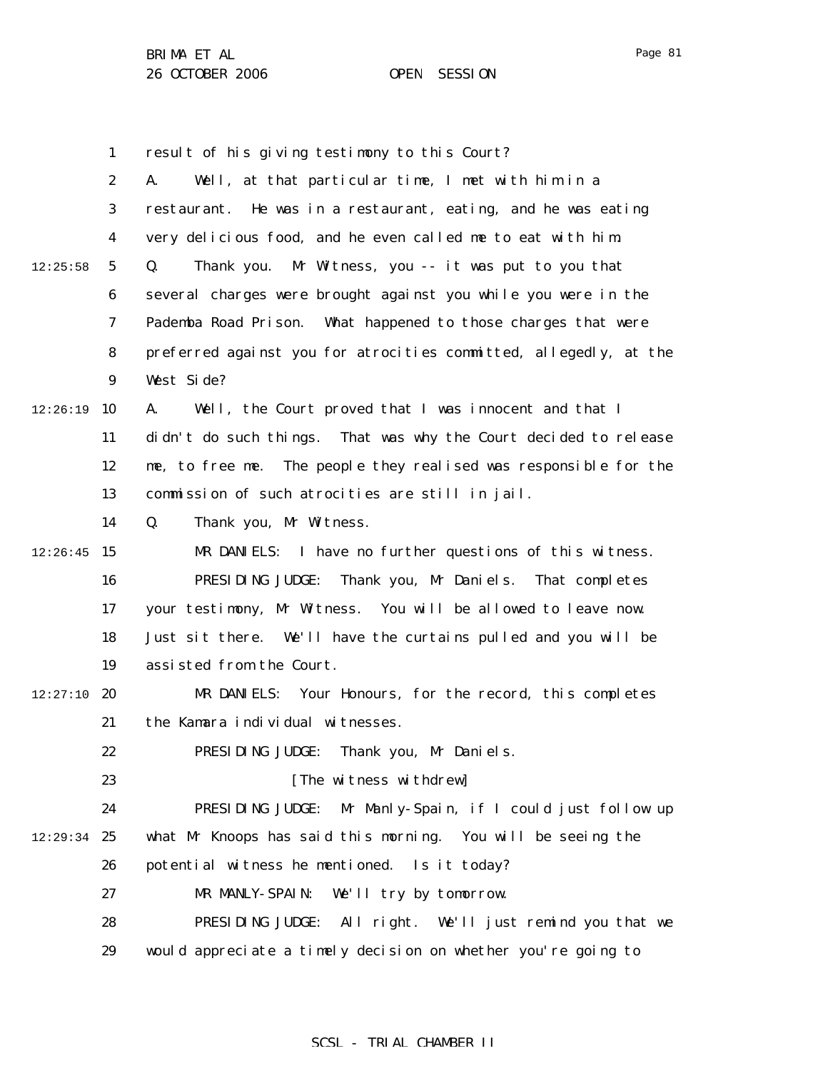result of his giving testimony to this Court?

A. Well, at that particular time, I met with him in a restaurant. He was in a restaurant, eating, and he was eating very delicious food, and he even called me to eat with him.

Q. Thank you. Mr Witness, you -- it was put to you that several charges were brought against you while you were in the Pademba Road Prison. What happened to those charges that were preferred against you for atrocities committed, allegedly, at the West Side?

A. Well, the Court proved that I was innocent and that I didn't do such things. That was why the Court decided to release me, to free me. The people they realised was responsible for the commission of such atrocities are still in jail.

Q. Thank you, Mr Witness.

MR DANIELS: I have no further questions of this witness.

PRESIDING JUDGE: Thank you, Mr Daniels. That completes your testimony, Mr Witness. You will be allowed to leave now. Just sit there. We'll have the curtains pulled and you will be assisted from the Court.

MR DANIELS: Your Honours, for the record, this completes the Kamara individual witnesses.

PRESIDING JUDGE: Thank you, Mr Daniels.

[The witness withdrew]

PRESIDING JUDGE: Mr Manly-Spain, if I could just follow up what Mr Knoops has said this morning. You will be seeing the potential witness he mentioned. Is it today?

MR MANLY-SPAIN: We'll try by tomorrow.

PRESIDING JUDGE: All right. We'll just remind you that we would appreciate a timely decision on whether you're going to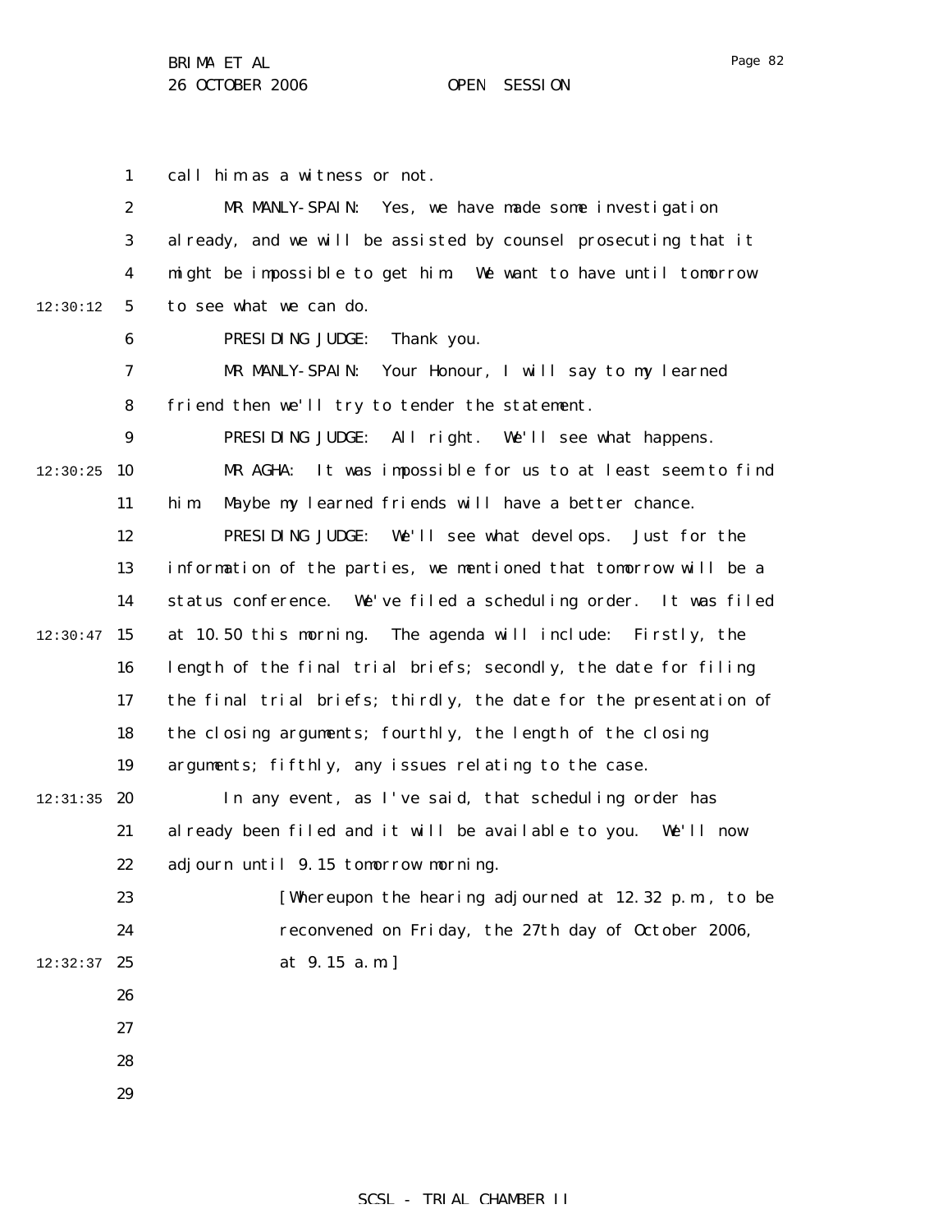call him as a witness or not.

MR MANLY-SPAIN: Yes, we have made some investigation already, and we will be assisted by counsel prosecuting that it might be impossible to get him. We want to have until tomorrow to see what we can do.

PRESIDING JUDGE: Thank you.

MR MANLY-SPAIN: Your Honour, I will say to my learned friend then we'll try to tender the statement.

PRESIDING JUDGE: All right. We'll see what happens.

MR AGHA: It was impossible for us to at least seem to find him. Maybe my learned friends will have a better chance.

PRESIDING JUDGE: We'll see what develops. Just for the information of the parties, we mentioned that tomorrow will be a status conference. We've filed a scheduling order. It was filed at 10.50 this morning. The agenda will include: Firstly, the length of the final trial briefs; secondly, the date for filing the final trial briefs; thirdly, the date for the presentation of the closing arguments; fourthly, the length of the closing arguments; fifthly, any issues relating to the case.

In any event, as I've said, that scheduling order has already been filed and it will be available to you. We'll now adjourn until 9.15 tomorrow morning.

[Whereupon the hearing adjourned at 12.32 p.m., to be reconvened on Friday, the 27th day of October 2006, at 9.15 a.m.]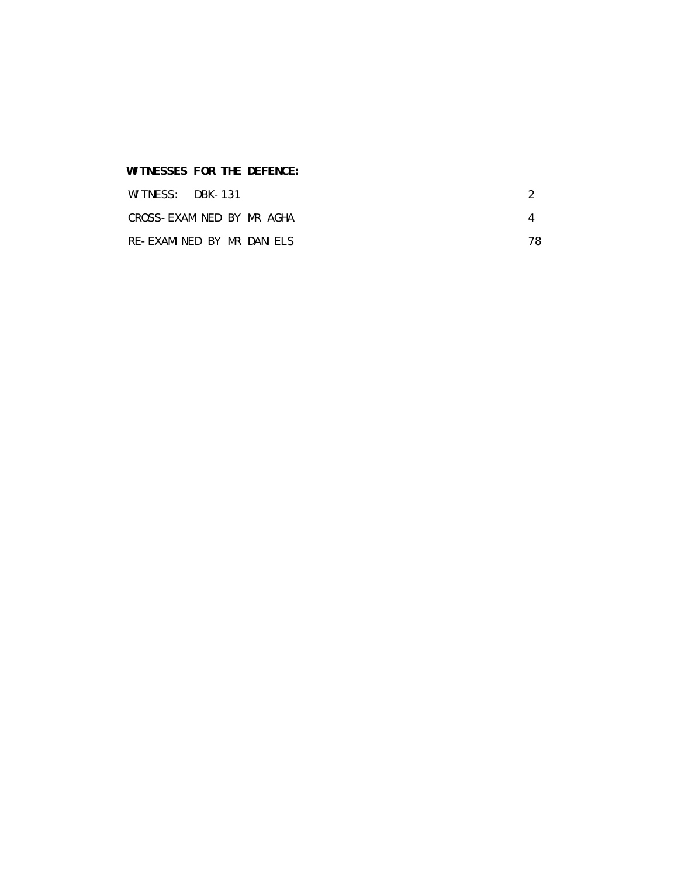**WITNESSES FOR THE DEFENCE:**

| | |
|---|---|
| WITNESS: DBK-131 | 2 |
| CROSS-EXAMINED BY MR AGHA | 4 |
| RE-EXAMINED BY MR DANIELS | 78 |